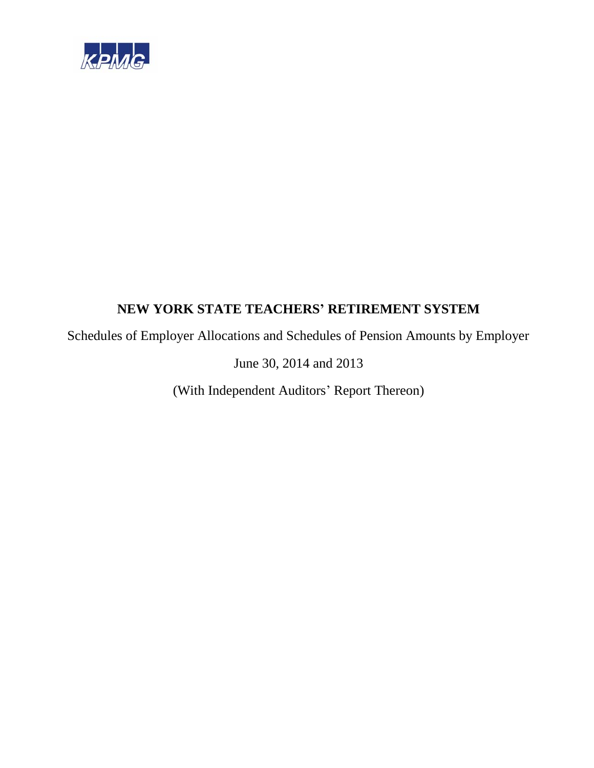KPMG

# NEW YORK STATE TEACHERS' RETIREMENT SYSTEM

Schedules of Employer Allocations and Schedules of Pension Amounts by Employer

June 30, 2014 and 2013

(With Independent Auditors' Report Thereon)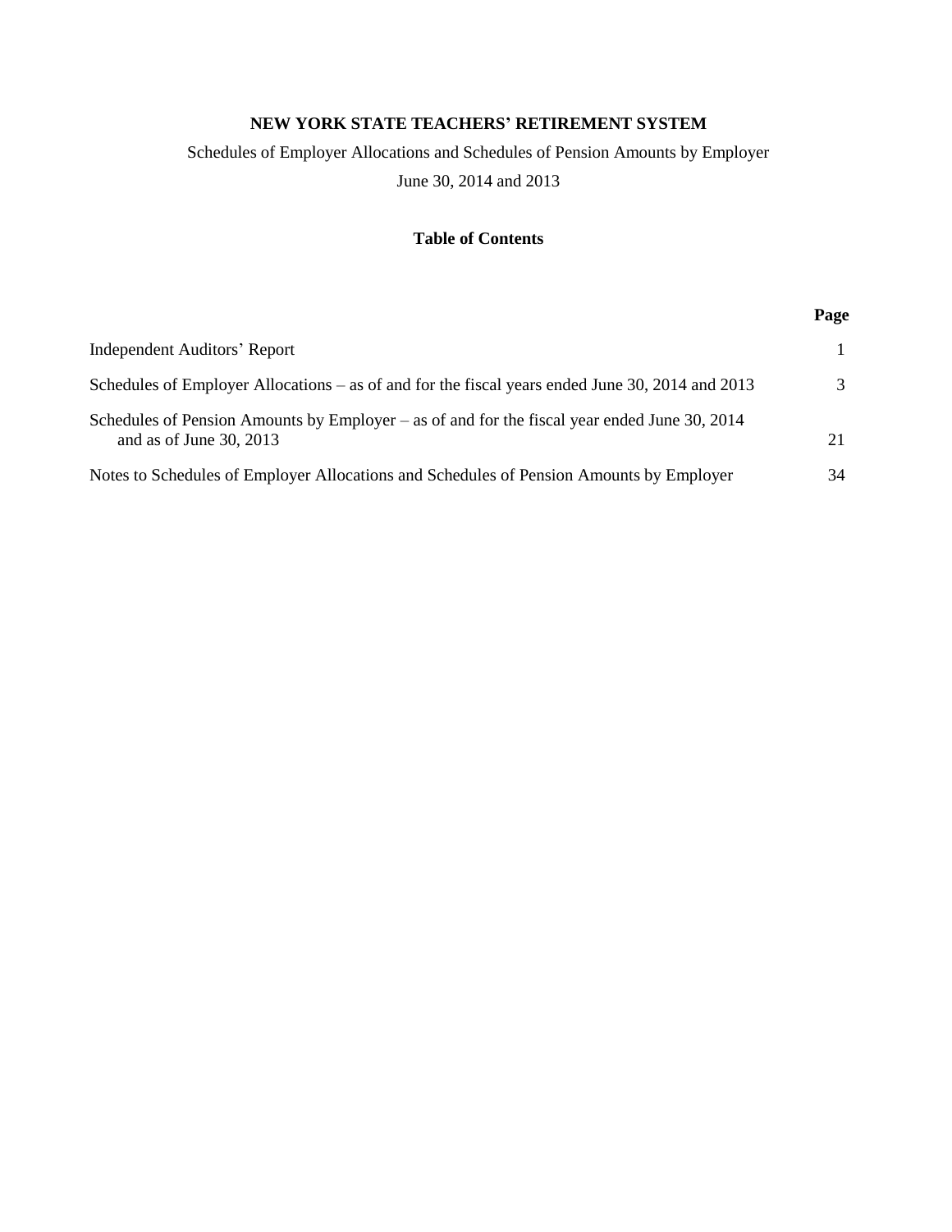**NEW YORK STATE TEACHERS' RETIREMENT SYSTEM**

Schedules of Employer Allocations and Schedules of Pension Amounts by Employer

June 30, 2014 and 2013

**Table of Contents**

| | **Page** |
|---|---|
| Independent Auditors' Report | 1 |
| Schedules of Employer Allocations – as of and for the fiscal years ended June 30, 2014 and 2013 | 3 |
| Schedules of Pension Amounts by Employer – as of and for the fiscal year ended June 30, 2014 and as of June 30, 2013 | 21 |
| Notes to Schedules of Employer Allocations and Schedules of Pension Amounts by Employer | 34 |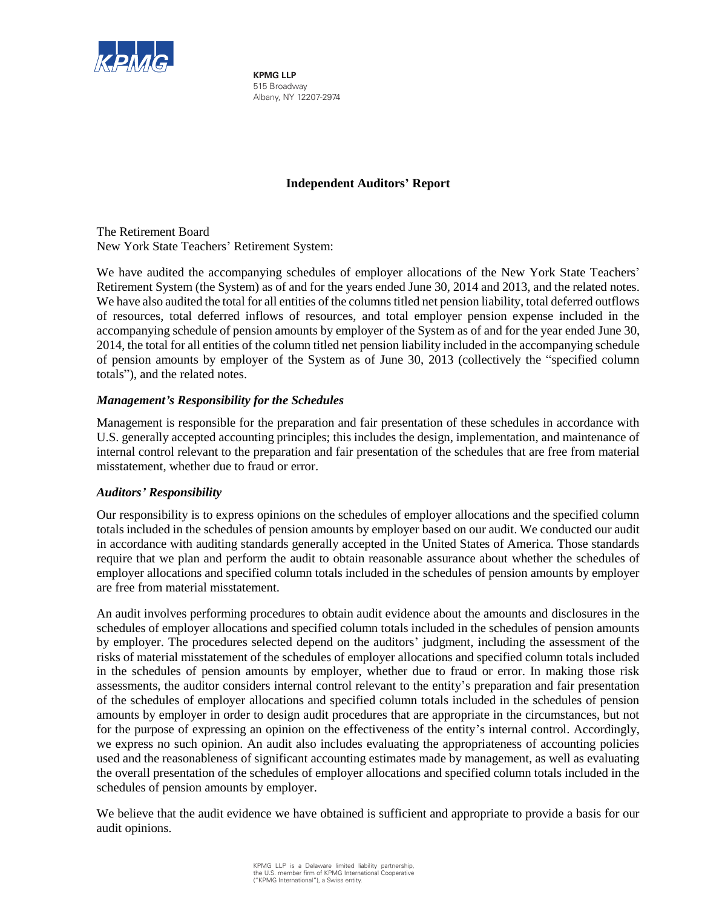KPMG LLP
515 Broadway
Albany, NY 12207-2974

## Independent Auditors' Report

The Retirement Board
New York State Teachers' Retirement System:

We have audited the accompanying schedules of employer allocations of the New York State Teachers' Retirement System (the System) as of and for the years ended June 30, 2014 and 2013, and the related notes. We have also audited the total for all entities of the columns titled net pension liability, total deferred outflows of resources, total deferred inflows of resources, and total employer pension expense included in the accompanying schedule of pension amounts by employer of the System as of and for the year ended June 30, 2014, the total for all entities of the column titled net pension liability included in the accompanying schedule of pension amounts by employer of the System as of June 30, 2013 (collectively the "specified column totals"), and the related notes.

### *Management's Responsibility for the Schedules*

Management is responsible for the preparation and fair presentation of these schedules in accordance with U.S. generally accepted accounting principles; this includes the design, implementation, and maintenance of internal control relevant to the preparation and fair presentation of the schedules that are free from material misstatement, whether due to fraud or error.

### *Auditors' Responsibility*

Our responsibility is to express opinions on the schedules of employer allocations and the specified column totals included in the schedules of pension amounts by employer based on our audit. We conducted our audit in accordance with auditing standards generally accepted in the United States of America. Those standards require that we plan and perform the audit to obtain reasonable assurance about whether the schedules of employer allocations and specified column totals included in the schedules of pension amounts by employer are free from material misstatement.

An audit involves performing procedures to obtain audit evidence about the amounts and disclosures in the schedules of employer allocations and specified column totals included in the schedules of pension amounts by employer. The procedures selected depend on the auditors' judgment, including the assessment of the risks of material misstatement of the schedules of employer allocations and specified column totals included in the schedules of pension amounts by employer, whether due to fraud or error. In making those risk assessments, the auditor considers internal control relevant to the entity's preparation and fair presentation of the schedules of employer allocations and specified column totals included in the schedules of pension amounts by employer in order to design audit procedures that are appropriate in the circumstances, but not for the purpose of expressing an opinion on the effectiveness of the entity's internal control. Accordingly, we express no such opinion. An audit also includes evaluating the appropriateness of accounting policies used and the reasonableness of significant accounting estimates made by management, as well as evaluating the overall presentation of the schedules of employer allocations and specified column totals included in the schedules of pension amounts by employer.

We believe that the audit evidence we have obtained is sufficient and appropriate to provide a basis for our audit opinions.

KPMG LLP is a Delaware limited liability partnership, the U.S. member firm of KPMG International Cooperative ("KPMG International"), a Swiss entity.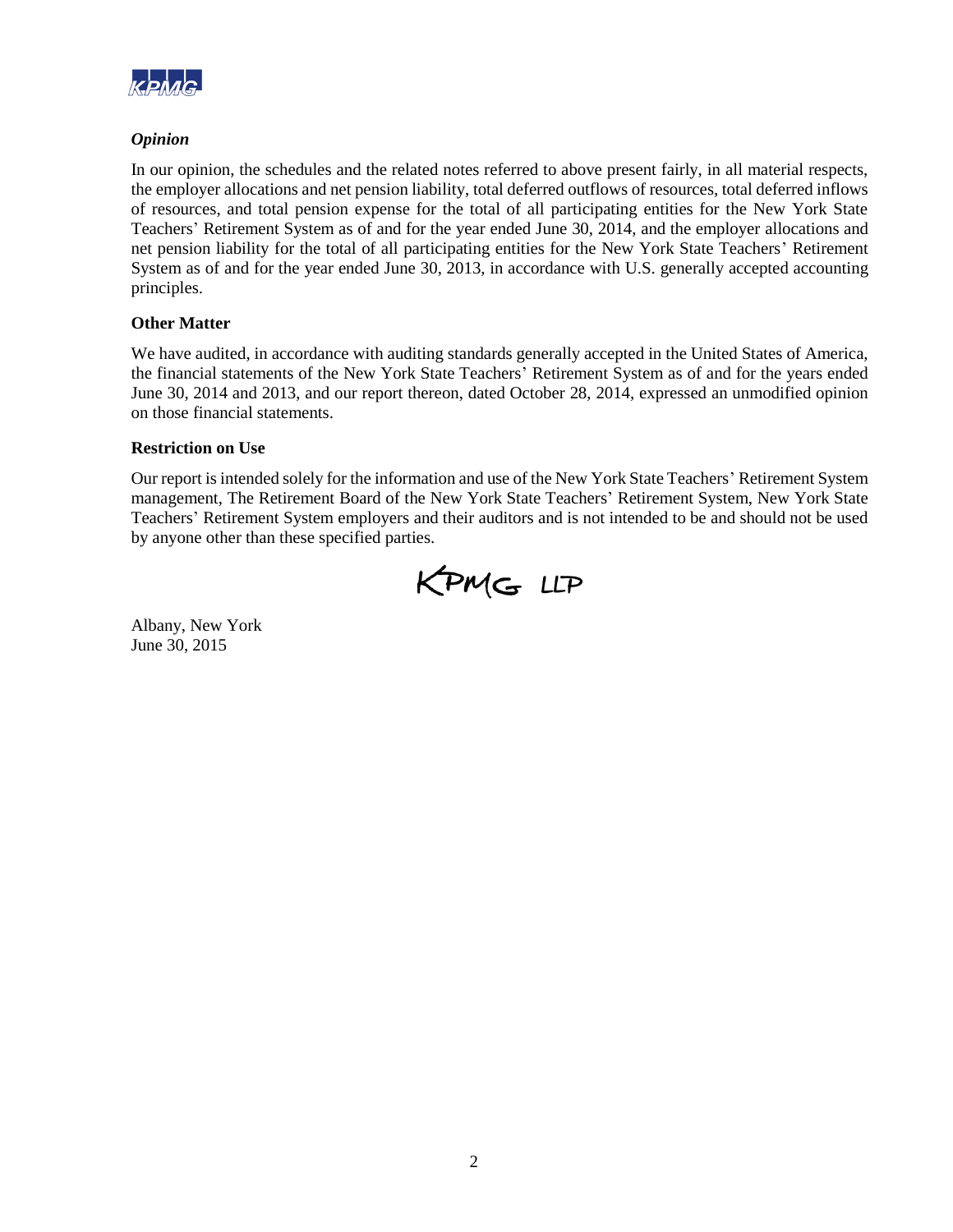### *Opinion*

In our opinion, the schedules and the related notes referred to above present fairly, in all material respects, the employer allocations and net pension liability, total deferred outflows of resources, total deferred inflows of resources, and total pension expense for the total of all participating entities for the New York State Teachers' Retirement System as of and for the year ended June 30, 2014, and the employer allocations and net pension liability for the total of all participating entities for the New York State Teachers' Retirement System as of and for the year ended June 30, 2013, in accordance with U.S. generally accepted accounting principles.

### Other Matter

We have audited, in accordance with auditing standards generally accepted in the United States of America, the financial statements of the New York State Teachers' Retirement System as of and for the years ended June 30, 2014 and 2013, and our report thereon, dated October 28, 2014, expressed an unmodified opinion on those financial statements.

### Restriction on Use

Our report is intended solely for the information and use of the New York State Teachers' Retirement System management, The Retirement Board of the New York State Teachers' Retirement System, New York State Teachers' Retirement System employers and their auditors and is not intended to be and should not be used by anyone other than these specified parties.

KPMG LLP

Albany, New York
June 30, 2015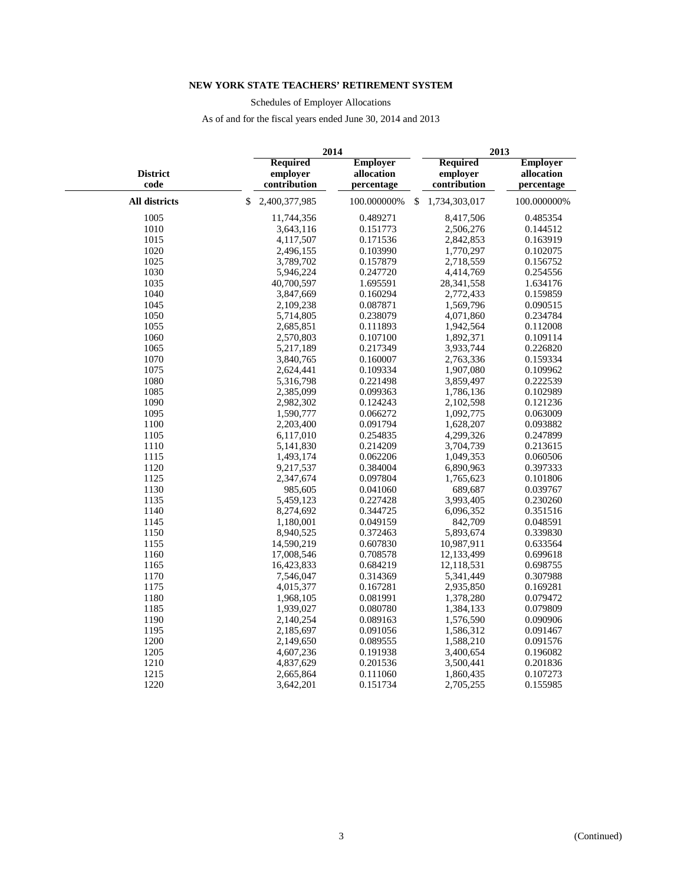**NEW YORK STATE TEACHERS' RETIREMENT SYSTEM**

Schedules of Employer Allocations

As of and for the fiscal years ended June 30, 2014 and 2013

| District code | 2014 Required employer contribution | 2014 Employer allocation percentage | 2013 Required employer contribution | 2013 Employer allocation percentage |
|---|---|---|---|---|
| **All districts** | $ 2,400,377,985 | 100.000000% | $ 1,734,303,017 | 100.000000% |
| 1005 | 11,744,356 | 0.489271 | 8,417,506 | 0.485354 |
| 1010 | 3,643,116 | 0.151773 | 2,506,276 | 0.144512 |
| 1015 | 4,117,507 | 0.171536 | 2,842,853 | 0.163919 |
| 1020 | 2,496,155 | 0.103990 | 1,770,297 | 0.102075 |
| 1025 | 3,789,702 | 0.157879 | 2,718,559 | 0.156752 |
| 1030 | 5,946,224 | 0.247720 | 4,414,769 | 0.254556 |
| 1035 | 40,700,597 | 1.695591 | 28,341,558 | 1.634176 |
| 1040 | 3,847,669 | 0.160294 | 2,772,433 | 0.159859 |
| 1045 | 2,109,238 | 0.087871 | 1,569,796 | 0.090515 |
| 1050 | 5,714,805 | 0.238079 | 4,071,860 | 0.234784 |
| 1055 | 2,685,851 | 0.111893 | 1,942,564 | 0.112008 |
| 1060 | 2,570,803 | 0.107100 | 1,892,371 | 0.109114 |
| 1065 | 5,217,189 | 0.217349 | 3,933,744 | 0.226820 |
| 1070 | 3,840,765 | 0.160007 | 2,763,336 | 0.159334 |
| 1075 | 2,624,441 | 0.109334 | 1,907,080 | 0.109962 |
| 1080 | 5,316,798 | 0.221498 | 3,859,497 | 0.222539 |
| 1085 | 2,385,099 | 0.099363 | 1,786,136 | 0.102989 |
| 1090 | 2,982,302 | 0.124243 | 2,102,598 | 0.121236 |
| 1095 | 1,590,777 | 0.066272 | 1,092,775 | 0.063009 |
| 1100 | 2,203,400 | 0.091794 | 1,628,207 | 0.093882 |
| 1105 | 6,117,010 | 0.254835 | 4,299,326 | 0.247899 |
| 1110 | 5,141,830 | 0.214209 | 3,704,739 | 0.213615 |
| 1115 | 1,493,174 | 0.062206 | 1,049,353 | 0.060506 |
| 1120 | 9,217,537 | 0.384004 | 6,890,963 | 0.397333 |
| 1125 | 2,347,674 | 0.097804 | 1,765,623 | 0.101806 |
| 1130 | 985,605 | 0.041060 | 689,687 | 0.039767 |
| 1135 | 5,459,123 | 0.227428 | 3,993,405 | 0.230260 |
| 1140 | 8,274,692 | 0.344725 | 6,096,352 | 0.351516 |
| 1145 | 1,180,001 | 0.049159 | 842,709 | 0.048591 |
| 1150 | 8,940,525 | 0.372463 | 5,893,674 | 0.339830 |
| 1155 | 14,590,219 | 0.607830 | 10,987,911 | 0.633564 |
| 1160 | 17,008,546 | 0.708578 | 12,133,499 | 0.699618 |
| 1165 | 16,423,833 | 0.684219 | 12,118,531 | 0.698755 |
| 1170 | 7,546,047 | 0.314369 | 5,341,449 | 0.307988 |
| 1175 | 4,015,377 | 0.167281 | 2,935,850 | 0.169281 |
| 1180 | 1,968,105 | 0.081991 | 1,378,280 | 0.079472 |
| 1185 | 1,939,027 | 0.080780 | 1,384,133 | 0.079809 |
| 1190 | 2,140,254 | 0.089163 | 1,576,590 | 0.090906 |
| 1195 | 2,185,697 | 0.091056 | 1,586,312 | 0.091467 |
| 1200 | 2,149,650 | 0.089555 | 1,588,210 | 0.091576 |
| 1205 | 4,607,236 | 0.191938 | 3,400,654 | 0.196082 |
| 1210 | 4,837,629 | 0.201536 | 3,500,441 | 0.201836 |
| 1215 | 2,665,864 | 0.111060 | 1,860,435 | 0.107273 |
| 1220 | 3,642,201 | 0.151734 | 2,705,255 | 0.155985 |

(Continued)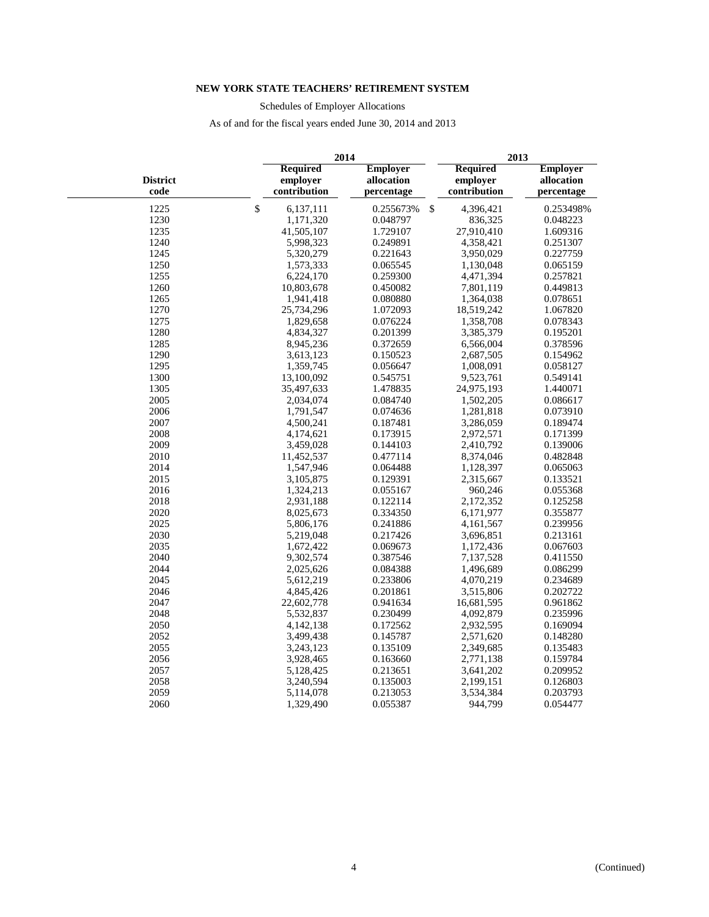**NEW YORK STATE TEACHERS' RETIREMENT SYSTEM**

Schedules of Employer Allocations

As of and for the fiscal years ended June 30, 2014 and 2013

| | 2014 | | 2013 | |
|---|---|---|---|---|
| District code | Required employer contribution | Employer allocation percentage | Required employer contribution | Employer allocation percentage |
| 1225 | $ 6,137,111 | 0.255673% | $ 4,396,421 | 0.253498% |
| 1230 | 1,171,320 | 0.048797 | 836,325 | 0.048223 |
| 1235 | 41,505,107 | 1.729107 | 27,910,410 | 1.609316 |
| 1240 | 5,998,323 | 0.249891 | 4,358,421 | 0.251307 |
| 1245 | 5,320,279 | 0.221643 | 3,950,029 | 0.227759 |
| 1250 | 1,573,333 | 0.065545 | 1,130,048 | 0.065159 |
| 1255 | 6,224,170 | 0.259300 | 4,471,394 | 0.257821 |
| 1260 | 10,803,678 | 0.450082 | 7,801,119 | 0.449813 |
| 1265 | 1,941,418 | 0.080880 | 1,364,038 | 0.078651 |
| 1270 | 25,734,296 | 1.072093 | 18,519,242 | 1.067820 |
| 1275 | 1,829,658 | 0.076224 | 1,358,708 | 0.078343 |
| 1280 | 4,834,327 | 0.201399 | 3,385,379 | 0.195201 |
| 1285 | 8,945,236 | 0.372659 | 6,566,004 | 0.378596 |
| 1290 | 3,613,123 | 0.150523 | 2,687,505 | 0.154962 |
| 1295 | 1,359,745 | 0.056647 | 1,008,091 | 0.058127 |
| 1300 | 13,100,092 | 0.545751 | 9,523,761 | 0.549141 |
| 1305 | 35,497,633 | 1.478835 | 24,975,193 | 1.440071 |
| 2005 | 2,034,074 | 0.084740 | 1,502,205 | 0.086617 |
| 2006 | 1,791,547 | 0.074636 | 1,281,818 | 0.073910 |
| 2007 | 4,500,241 | 0.187481 | 3,286,059 | 0.189474 |
| 2008 | 4,174,621 | 0.173915 | 2,972,571 | 0.171399 |
| 2009 | 3,459,028 | 0.144103 | 2,410,792 | 0.139006 |
| 2010 | 11,452,537 | 0.477114 | 8,374,046 | 0.482848 |
| 2014 | 1,547,946 | 0.064488 | 1,128,397 | 0.065063 |
| 2015 | 3,105,875 | 0.129391 | 2,315,667 | 0.133521 |
| 2016 | 1,324,213 | 0.055167 | 960,246 | 0.055368 |
| 2018 | 2,931,188 | 0.122114 | 2,172,352 | 0.125258 |
| 2020 | 8,025,673 | 0.334350 | 6,171,977 | 0.355877 |
| 2025 | 5,806,176 | 0.241886 | 4,161,567 | 0.239956 |
| 2030 | 5,219,048 | 0.217426 | 3,696,851 | 0.213161 |
| 2035 | 1,672,422 | 0.069673 | 1,172,436 | 0.067603 |
| 2040 | 9,302,574 | 0.387546 | 7,137,528 | 0.411550 |
| 2044 | 2,025,626 | 0.084388 | 1,496,689 | 0.086299 |
| 2045 | 5,612,219 | 0.233806 | 4,070,219 | 0.234689 |
| 2046 | 4,845,426 | 0.201861 | 3,515,806 | 0.202722 |
| 2047 | 22,602,778 | 0.941634 | 16,681,595 | 0.961862 |
| 2048 | 5,532,837 | 0.230499 | 4,092,879 | 0.235996 |
| 2050 | 4,142,138 | 0.172562 | 2,932,595 | 0.169094 |
| 2052 | 3,499,438 | 0.145787 | 2,571,620 | 0.148280 |
| 2055 | 3,243,123 | 0.135109 | 2,349,685 | 0.135483 |
| 2056 | 3,928,465 | 0.163660 | 2,771,138 | 0.159784 |
| 2057 | 5,128,425 | 0.213651 | 3,641,202 | 0.209952 |
| 2058 | 3,240,594 | 0.135003 | 2,199,151 | 0.126803 |
| 2059 | 5,114,078 | 0.213053 | 3,534,384 | 0.203793 |
| 2060 | 1,329,490 | 0.055387 | 944,799 | 0.054477 |

(Continued)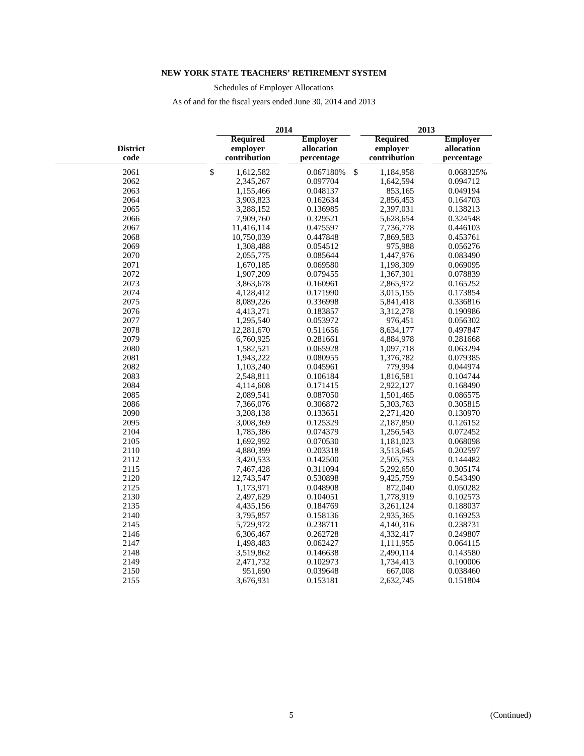**NEW YORK STATE TEACHERS' RETIREMENT SYSTEM**

Schedules of Employer Allocations

As of and for the fiscal years ended June 30, 2014 and 2013

| | 2014 | | 2013 | |
|---|---|---|---|---|
| District code | Required employer contribution | Employer allocation percentage | Required employer contribution | Employer allocation percentage |
| 2061 | $ 1,612,582 | 0.067180% | $ 1,184,958 | 0.068325% |
| 2062 | 2,345,267 | 0.097704 | 1,642,594 | 0.094712 |
| 2063 | 1,155,466 | 0.048137 | 853,165 | 0.049194 |
| 2064 | 3,903,823 | 0.162634 | 2,856,453 | 0.164703 |
| 2065 | 3,288,152 | 0.136985 | 2,397,031 | 0.138213 |
| 2066 | 7,909,760 | 0.329521 | 5,628,654 | 0.324548 |
| 2067 | 11,416,114 | 0.475597 | 7,736,778 | 0.446103 |
| 2068 | 10,750,039 | 0.447848 | 7,869,583 | 0.453761 |
| 2069 | 1,308,488 | 0.054512 | 975,988 | 0.056276 |
| 2070 | 2,055,775 | 0.085644 | 1,447,976 | 0.083490 |
| 2071 | 1,670,185 | 0.069580 | 1,198,309 | 0.069095 |
| 2072 | 1,907,209 | 0.079455 | 1,367,301 | 0.078839 |
| 2073 | 3,863,678 | 0.160961 | 2,865,972 | 0.165252 |
| 2074 | 4,128,412 | 0.171990 | 3,015,155 | 0.173854 |
| 2075 | 8,089,226 | 0.336998 | 5,841,418 | 0.336816 |
| 2076 | 4,413,271 | 0.183857 | 3,312,278 | 0.190986 |
| 2077 | 1,295,540 | 0.053972 | 976,451 | 0.056302 |
| 2078 | 12,281,670 | 0.511656 | 8,634,177 | 0.497847 |
| 2079 | 6,760,925 | 0.281661 | 4,884,978 | 0.281668 |
| 2080 | 1,582,521 | 0.065928 | 1,097,718 | 0.063294 |
| 2081 | 1,943,222 | 0.080955 | 1,376,782 | 0.079385 |
| 2082 | 1,103,240 | 0.045961 | 779,994 | 0.044974 |
| 2083 | 2,548,811 | 0.106184 | 1,816,581 | 0.104744 |
| 2084 | 4,114,608 | 0.171415 | 2,922,127 | 0.168490 |
| 2085 | 2,089,541 | 0.087050 | 1,501,465 | 0.086575 |
| 2086 | 7,366,076 | 0.306872 | 5,303,763 | 0.305815 |
| 2090 | 3,208,138 | 0.133651 | 2,271,420 | 0.130970 |
| 2095 | 3,008,369 | 0.125329 | 2,187,850 | 0.126152 |
| 2104 | 1,785,386 | 0.074379 | 1,256,543 | 0.072452 |
| 2105 | 1,692,992 | 0.070530 | 1,181,023 | 0.068098 |
| 2110 | 4,880,399 | 0.203318 | 3,513,645 | 0.202597 |
| 2112 | 3,420,533 | 0.142500 | 2,505,753 | 0.144482 |
| 2115 | 7,467,428 | 0.311094 | 5,292,650 | 0.305174 |
| 2120 | 12,743,547 | 0.530898 | 9,425,759 | 0.543490 |
| 2125 | 1,173,971 | 0.048908 | 872,040 | 0.050282 |
| 2130 | 2,497,629 | 0.104051 | 1,778,919 | 0.102573 |
| 2135 | 4,435,156 | 0.184769 | 3,261,124 | 0.188037 |
| 2140 | 3,795,857 | 0.158136 | 2,935,365 | 0.169253 |
| 2145 | 5,729,972 | 0.238711 | 4,140,316 | 0.238731 |
| 2146 | 6,306,467 | 0.262728 | 4,332,417 | 0.249807 |
| 2147 | 1,498,483 | 0.062427 | 1,111,955 | 0.064115 |
| 2148 | 3,519,862 | 0.146638 | 2,490,114 | 0.143580 |
| 2149 | 2,471,732 | 0.102973 | 1,734,413 | 0.100006 |
| 2150 | 951,690 | 0.039648 | 667,008 | 0.038460 |
| 2155 | 3,676,931 | 0.153181 | 2,632,745 | 0.151804 |

(Continued)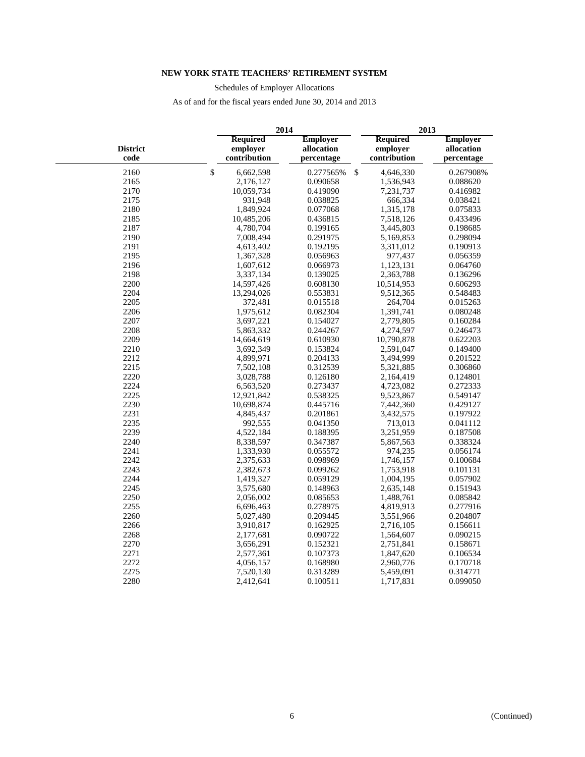**NEW YORK STATE TEACHERS' RETIREMENT SYSTEM**

Schedules of Employer Allocations

As of and for the fiscal years ended June 30, 2014 and 2013

| District code | 2014 Required employer contribution | 2014 Employer allocation percentage | 2013 Required employer contribution | 2013 Employer allocation percentage |
|---|---|---|---|---|
| 2160 | $ 6,662,598 | 0.277565% | $ 4,646,330 | 0.267908% |
| 2165 | 2,176,127 | 0.090658 | 1,536,943 | 0.088620 |
| 2170 | 10,059,734 | 0.419090 | 7,231,737 | 0.416982 |
| 2175 | 931,948 | 0.038825 | 666,334 | 0.038421 |
| 2180 | 1,849,924 | 0.077068 | 1,315,178 | 0.075833 |
| 2185 | 10,485,206 | 0.436815 | 7,518,126 | 0.433496 |
| 2187 | 4,780,704 | 0.199165 | 3,445,803 | 0.198685 |
| 2190 | 7,008,494 | 0.291975 | 5,169,853 | 0.298094 |
| 2191 | 4,613,402 | 0.192195 | 3,311,012 | 0.190913 |
| 2195 | 1,367,328 | 0.056963 | 977,437 | 0.056359 |
| 2196 | 1,607,612 | 0.066973 | 1,123,131 | 0.064760 |
| 2198 | 3,337,134 | 0.139025 | 2,363,788 | 0.136296 |
| 2200 | 14,597,426 | 0.608130 | 10,514,953 | 0.606293 |
| 2204 | 13,294,026 | 0.553831 | 9,512,365 | 0.548483 |
| 2205 | 372,481 | 0.015518 | 264,704 | 0.015263 |
| 2206 | 1,975,612 | 0.082304 | 1,391,741 | 0.080248 |
| 2207 | 3,697,221 | 0.154027 | 2,779,805 | 0.160284 |
| 2208 | 5,863,332 | 0.244267 | 4,274,597 | 0.246473 |
| 2209 | 14,664,619 | 0.610930 | 10,790,878 | 0.622203 |
| 2210 | 3,692,349 | 0.153824 | 2,591,047 | 0.149400 |
| 2212 | 4,899,971 | 0.204133 | 3,494,999 | 0.201522 |
| 2215 | 7,502,108 | 0.312539 | 5,321,885 | 0.306860 |
| 2220 | 3,028,788 | 0.126180 | 2,164,419 | 0.124801 |
| 2224 | 6,563,520 | 0.273437 | 4,723,082 | 0.272333 |
| 2225 | 12,921,842 | 0.538325 | 9,523,867 | 0.549147 |
| 2230 | 10,698,874 | 0.445716 | 7,442,360 | 0.429127 |
| 2231 | 4,845,437 | 0.201861 | 3,432,575 | 0.197922 |
| 2235 | 992,555 | 0.041350 | 713,013 | 0.041112 |
| 2239 | 4,522,184 | 0.188395 | 3,251,959 | 0.187508 |
| 2240 | 8,338,597 | 0.347387 | 5,867,563 | 0.338324 |
| 2241 | 1,333,930 | 0.055572 | 974,235 | 0.056174 |
| 2242 | 2,375,633 | 0.098969 | 1,746,157 | 0.100684 |
| 2243 | 2,382,673 | 0.099262 | 1,753,918 | 0.101131 |
| 2244 | 1,419,327 | 0.059129 | 1,004,195 | 0.057902 |
| 2245 | 3,575,680 | 0.148963 | 2,635,148 | 0.151943 |
| 2250 | 2,056,002 | 0.085653 | 1,488,761 | 0.085842 |
| 2255 | 6,696,463 | 0.278975 | 4,819,913 | 0.277916 |
| 2260 | 5,027,480 | 0.209445 | 3,551,966 | 0.204807 |
| 2266 | 3,910,817 | 0.162925 | 2,716,105 | 0.156611 |
| 2268 | 2,177,681 | 0.090722 | 1,564,607 | 0.090215 |
| 2270 | 3,656,291 | 0.152321 | 2,751,841 | 0.158671 |
| 2271 | 2,577,361 | 0.107373 | 1,847,620 | 0.106534 |
| 2272 | 4,056,157 | 0.168980 | 2,960,776 | 0.170718 |
| 2275 | 7,520,130 | 0.313289 | 5,459,091 | 0.314771 |
| 2280 | 2,412,641 | 0.100511 | 1,717,831 | 0.099050 |

(Continued)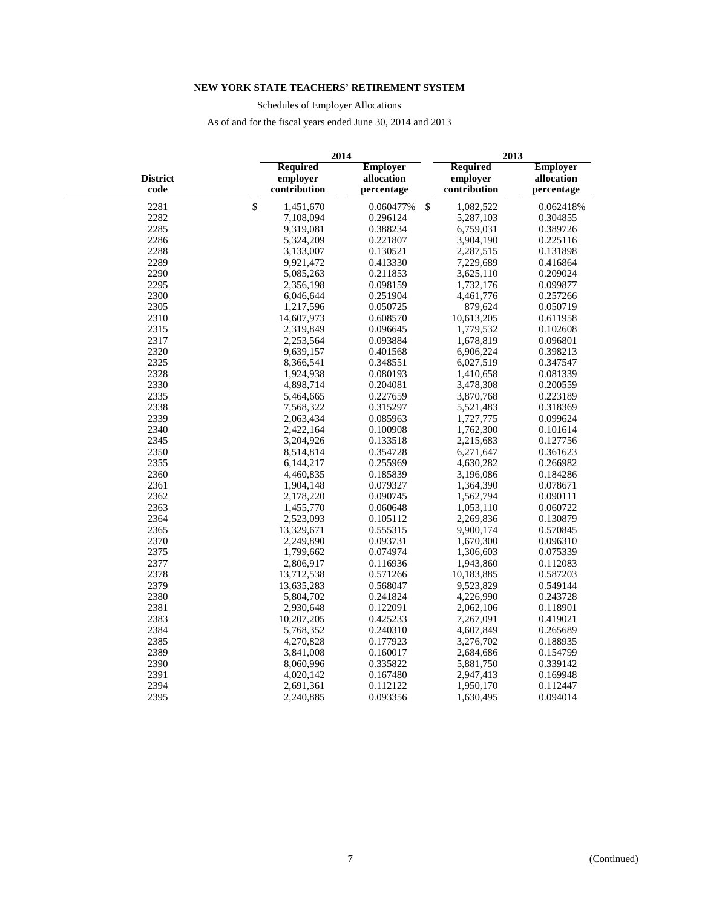**NEW YORK STATE TEACHERS' RETIREMENT SYSTEM**

Schedules of Employer Allocations

As of and for the fiscal years ended June 30, 2014 and 2013

| District code | 2014 Required employer contribution | 2014 Employer allocation percentage | 2013 Required employer contribution | 2013 Employer allocation percentage |
|---|---|---|---|---|
| 2281 | $ 1,451,670 | 0.060477% | $ 1,082,522 | 0.062418% |
| 2282 | 7,108,094 | 0.296124 | 5,287,103 | 0.304855 |
| 2285 | 9,319,081 | 0.388234 | 6,759,031 | 0.389726 |
| 2286 | 5,324,209 | 0.221807 | 3,904,190 | 0.225116 |
| 2288 | 3,133,007 | 0.130521 | 2,287,515 | 0.131898 |
| 2289 | 9,921,472 | 0.413330 | 7,229,689 | 0.416864 |
| 2290 | 5,085,263 | 0.211853 | 3,625,110 | 0.209024 |
| 2295 | 2,356,198 | 0.098159 | 1,732,176 | 0.099877 |
| 2300 | 6,046,644 | 0.251904 | 4,461,776 | 0.257266 |
| 2305 | 1,217,596 | 0.050725 | 879,624 | 0.050719 |
| 2310 | 14,607,973 | 0.608570 | 10,613,205 | 0.611958 |
| 2315 | 2,319,849 | 0.096645 | 1,779,532 | 0.102608 |
| 2317 | 2,253,564 | 0.093884 | 1,678,819 | 0.096801 |
| 2320 | 9,639,157 | 0.401568 | 6,906,224 | 0.398213 |
| 2325 | 8,366,541 | 0.348551 | 6,027,519 | 0.347547 |
| 2328 | 1,924,938 | 0.080193 | 1,410,658 | 0.081339 |
| 2330 | 4,898,714 | 0.204081 | 3,478,308 | 0.200559 |
| 2335 | 5,464,665 | 0.227659 | 3,870,768 | 0.223189 |
| 2338 | 7,568,322 | 0.315297 | 5,521,483 | 0.318369 |
| 2339 | 2,063,434 | 0.085963 | 1,727,775 | 0.099624 |
| 2340 | 2,422,164 | 0.100908 | 1,762,300 | 0.101614 |
| 2345 | 3,204,926 | 0.133518 | 2,215,683 | 0.127756 |
| 2350 | 8,514,814 | 0.354728 | 6,271,647 | 0.361623 |
| 2355 | 6,144,217 | 0.255969 | 4,630,282 | 0.266982 |
| 2360 | 4,460,835 | 0.185839 | 3,196,086 | 0.184286 |
| 2361 | 1,904,148 | 0.079327 | 1,364,390 | 0.078671 |
| 2362 | 2,178,220 | 0.090745 | 1,562,794 | 0.090111 |
| 2363 | 1,455,770 | 0.060648 | 1,053,110 | 0.060722 |
| 2364 | 2,523,093 | 0.105112 | 2,269,836 | 0.130879 |
| 2365 | 13,329,671 | 0.555315 | 9,900,174 | 0.570845 |
| 2370 | 2,249,890 | 0.093731 | 1,670,300 | 0.096310 |
| 2375 | 1,799,662 | 0.074974 | 1,306,603 | 0.075339 |
| 2377 | 2,806,917 | 0.116936 | 1,943,860 | 0.112083 |
| 2378 | 13,712,538 | 0.571266 | 10,183,885 | 0.587203 |
| 2379 | 13,635,283 | 0.568047 | 9,523,829 | 0.549144 |
| 2380 | 5,804,702 | 0.241824 | 4,226,990 | 0.243728 |
| 2381 | 2,930,648 | 0.122091 | 2,062,106 | 0.118901 |
| 2383 | 10,207,205 | 0.425233 | 7,267,091 | 0.419021 |
| 2384 | 5,768,352 | 0.240310 | 4,607,849 | 0.265689 |
| 2385 | 4,270,828 | 0.177923 | 3,276,702 | 0.188935 |
| 2389 | 3,841,008 | 0.160017 | 2,684,686 | 0.154799 |
| 2390 | 8,060,996 | 0.335822 | 5,881,750 | 0.339142 |
| 2391 | 4,020,142 | 0.167480 | 2,947,413 | 0.169948 |
| 2394 | 2,691,361 | 0.112122 | 1,950,170 | 0.112447 |
| 2395 | 2,240,885 | 0.093356 | 1,630,495 | 0.094014 |

(Continued)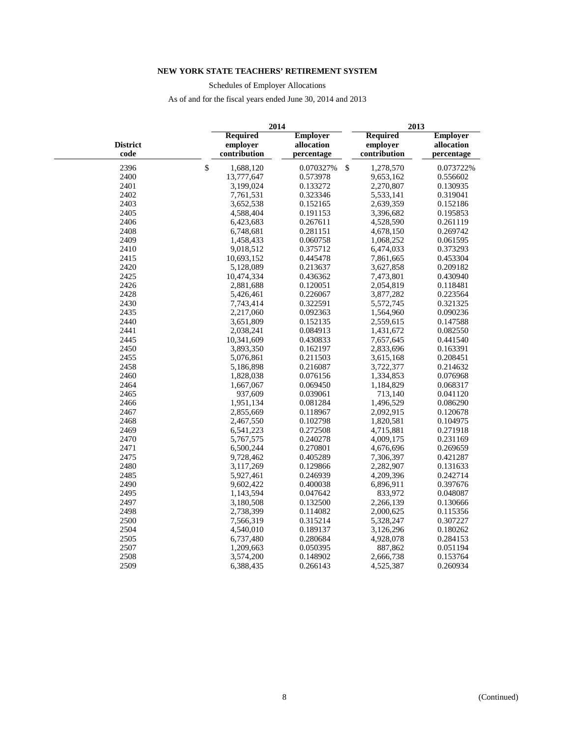**NEW YORK STATE TEACHERS' RETIREMENT SYSTEM**

Schedules of Employer Allocations

As of and for the fiscal years ended June 30, 2014 and 2013

| District code | 2014 Required employer contribution | 2014 Employer allocation percentage | 2013 Required employer contribution | 2013 Employer allocation percentage |
|---|---|---|---|---|
| 2396 | $ 1,688,120 | 0.070327% | $ 1,278,570 | 0.073722% |
| 2400 | 13,777,647 | 0.573978 | 9,653,162 | 0.556602 |
| 2401 | 3,199,024 | 0.133272 | 2,270,807 | 0.130935 |
| 2402 | 7,761,531 | 0.323346 | 5,533,141 | 0.319041 |
| 2403 | 3,652,538 | 0.152165 | 2,639,359 | 0.152186 |
| 2405 | 4,588,404 | 0.191153 | 3,396,682 | 0.195853 |
| 2406 | 6,423,683 | 0.267611 | 4,528,590 | 0.261119 |
| 2408 | 6,748,681 | 0.281151 | 4,678,150 | 0.269742 |
| 2409 | 1,458,433 | 0.060758 | 1,068,252 | 0.061595 |
| 2410 | 9,018,512 | 0.375712 | 6,474,033 | 0.373293 |
| 2415 | 10,693,152 | 0.445478 | 7,861,665 | 0.453304 |
| 2420 | 5,128,089 | 0.213637 | 3,627,858 | 0.209182 |
| 2425 | 10,474,334 | 0.436362 | 7,473,801 | 0.430940 |
| 2426 | 2,881,688 | 0.120051 | 2,054,819 | 0.118481 |
| 2428 | 5,426,461 | 0.226067 | 3,877,282 | 0.223564 |
| 2430 | 7,743,414 | 0.322591 | 5,572,745 | 0.321325 |
| 2435 | 2,217,060 | 0.092363 | 1,564,960 | 0.090236 |
| 2440 | 3,651,809 | 0.152135 | 2,559,615 | 0.147588 |
| 2441 | 2,038,241 | 0.084913 | 1,431,672 | 0.082550 |
| 2445 | 10,341,609 | 0.430833 | 7,657,645 | 0.441540 |
| 2450 | 3,893,350 | 0.162197 | 2,833,696 | 0.163391 |
| 2455 | 5,076,861 | 0.211503 | 3,615,168 | 0.208451 |
| 2458 | 5,186,898 | 0.216087 | 3,722,377 | 0.214632 |
| 2460 | 1,828,038 | 0.076156 | 1,334,853 | 0.076968 |
| 2464 | 1,667,067 | 0.069450 | 1,184,829 | 0.068317 |
| 2465 | 937,609 | 0.039061 | 713,140 | 0.041120 |
| 2466 | 1,951,134 | 0.081284 | 1,496,529 | 0.086290 |
| 2467 | 2,855,669 | 0.118967 | 2,092,915 | 0.120678 |
| 2468 | 2,467,550 | 0.102798 | 1,820,581 | 0.104975 |
| 2469 | 6,541,223 | 0.272508 | 4,715,881 | 0.271918 |
| 2470 | 5,767,575 | 0.240278 | 4,009,175 | 0.231169 |
| 2471 | 6,500,244 | 0.270801 | 4,676,696 | 0.269659 |
| 2475 | 9,728,462 | 0.405289 | 7,306,397 | 0.421287 |
| 2480 | 3,117,269 | 0.129866 | 2,282,907 | 0.131633 |
| 2485 | 5,927,461 | 0.246939 | 4,209,396 | 0.242714 |
| 2490 | 9,602,422 | 0.400038 | 6,896,911 | 0.397676 |
| 2495 | 1,143,594 | 0.047642 | 833,972 | 0.048087 |
| 2497 | 3,180,508 | 0.132500 | 2,266,139 | 0.130666 |
| 2498 | 2,738,399 | 0.114082 | 2,000,625 | 0.115356 |
| 2500 | 7,566,319 | 0.315214 | 5,328,247 | 0.307227 |
| 2504 | 4,540,010 | 0.189137 | 3,126,296 | 0.180262 |
| 2505 | 6,737,480 | 0.280684 | 4,928,078 | 0.284153 |
| 2507 | 1,209,663 | 0.050395 | 887,862 | 0.051194 |
| 2508 | 3,574,200 | 0.148902 | 2,666,738 | 0.153764 |
| 2509 | 6,388,435 | 0.266143 | 4,525,387 | 0.260934 |

(Continued)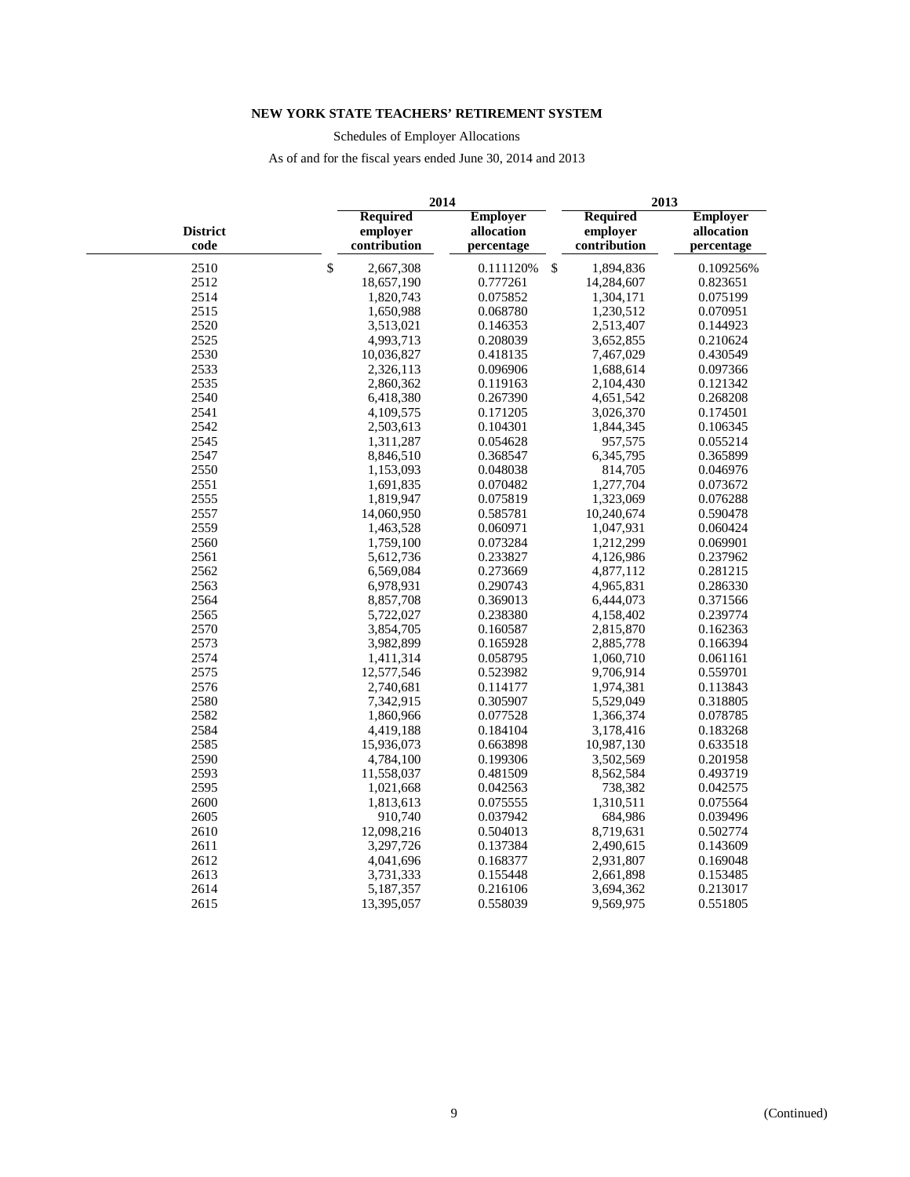**NEW YORK STATE TEACHERS' RETIREMENT SYSTEM**

Schedules of Employer Allocations

As of and for the fiscal years ended June 30, 2014 and 2013

| District code | 2014 Required employer contribution | 2014 Employer allocation percentage | 2013 Required employer contribution | 2013 Employer allocation percentage |
|---|---|---|---|---|
| 2510 | $ 2,667,308 | 0.111120% | $ 1,894,836 | 0.109256% |
| 2512 | 18,657,190 | 0.777261 | 14,284,607 | 0.823651 |
| 2514 | 1,820,743 | 0.075852 | 1,304,171 | 0.075199 |
| 2515 | 1,650,988 | 0.068780 | 1,230,512 | 0.070951 |
| 2520 | 3,513,021 | 0.146353 | 2,513,407 | 0.144923 |
| 2525 | 4,993,713 | 0.208039 | 3,652,855 | 0.210624 |
| 2530 | 10,036,827 | 0.418135 | 7,467,029 | 0.430549 |
| 2533 | 2,326,113 | 0.096906 | 1,688,614 | 0.097366 |
| 2535 | 2,860,362 | 0.119163 | 2,104,430 | 0.121342 |
| 2540 | 6,418,380 | 0.267390 | 4,651,542 | 0.268208 |
| 2541 | 4,109,575 | 0.171205 | 3,026,370 | 0.174501 |
| 2542 | 2,503,613 | 0.104301 | 1,844,345 | 0.106345 |
| 2545 | 1,311,287 | 0.054628 | 957,575 | 0.055214 |
| 2547 | 8,846,510 | 0.368547 | 6,345,795 | 0.365899 |
| 2550 | 1,153,093 | 0.048038 | 814,705 | 0.046976 |
| 2551 | 1,691,835 | 0.070482 | 1,277,704 | 0.073672 |
| 2555 | 1,819,947 | 0.075819 | 1,323,069 | 0.076288 |
| 2557 | 14,060,950 | 0.585781 | 10,240,674 | 0.590478 |
| 2559 | 1,463,528 | 0.060971 | 1,047,931 | 0.060424 |
| 2560 | 1,759,100 | 0.073284 | 1,212,299 | 0.069901 |
| 2561 | 5,612,736 | 0.233827 | 4,126,986 | 0.237962 |
| 2562 | 6,569,084 | 0.273669 | 4,877,112 | 0.281215 |
| 2563 | 6,978,931 | 0.290743 | 4,965,831 | 0.286330 |
| 2564 | 8,857,708 | 0.369013 | 6,444,073 | 0.371566 |
| 2565 | 5,722,027 | 0.238380 | 4,158,402 | 0.239774 |
| 2570 | 3,854,705 | 0.160587 | 2,815,870 | 0.162363 |
| 2573 | 3,982,899 | 0.165928 | 2,885,778 | 0.166394 |
| 2574 | 1,411,314 | 0.058795 | 1,060,710 | 0.061161 |
| 2575 | 12,577,546 | 0.523982 | 9,706,914 | 0.559701 |
| 2576 | 2,740,681 | 0.114177 | 1,974,381 | 0.113843 |
| 2580 | 7,342,915 | 0.305907 | 5,529,049 | 0.318805 |
| 2582 | 1,860,966 | 0.077528 | 1,366,374 | 0.078785 |
| 2584 | 4,419,188 | 0.184104 | 3,178,416 | 0.183268 |
| 2585 | 15,936,073 | 0.663898 | 10,987,130 | 0.633518 |
| 2590 | 4,784,100 | 0.199306 | 3,502,569 | 0.201958 |
| 2593 | 11,558,037 | 0.481509 | 8,562,584 | 0.493719 |
| 2595 | 1,021,668 | 0.042563 | 738,382 | 0.042575 |
| 2600 | 1,813,613 | 0.075555 | 1,310,511 | 0.075564 |
| 2605 | 910,740 | 0.037942 | 684,986 | 0.039496 |
| 2610 | 12,098,216 | 0.504013 | 8,719,631 | 0.502774 |
| 2611 | 3,297,726 | 0.137384 | 2,490,615 | 0.143609 |
| 2612 | 4,041,696 | 0.168377 | 2,931,807 | 0.169048 |
| 2613 | 3,731,333 | 0.155448 | 2,661,898 | 0.153485 |
| 2614 | 5,187,357 | 0.216106 | 3,694,362 | 0.213017 |
| 2615 | 13,395,057 | 0.558039 | 9,569,975 | 0.551805 |

(Continued)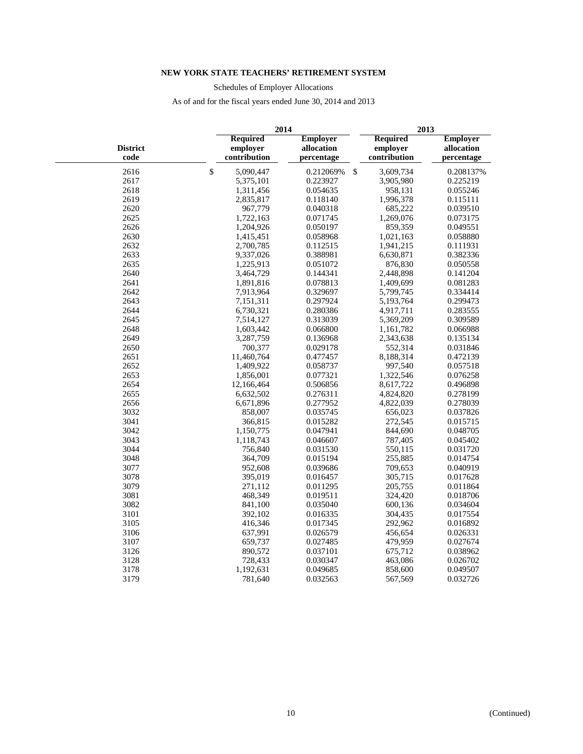**NEW YORK STATE TEACHERS' RETIREMENT SYSTEM**

Schedules of Employer Allocations

As of and for the fiscal years ended June 30, 2014 and 2013

| District code | 2014 Required employer contribution | 2014 Employer allocation percentage | 2013 Required employer contribution | 2013 Employer allocation percentage |
|---|---|---|---|---|
| 2616 | $ 5,090,447 | 0.212069% | $ 3,609,734 | 0.208137% |
| 2617 | 5,375,101 | 0.223927 | 3,905,980 | 0.225219 |
| 2618 | 1,311,456 | 0.054635 | 958,131 | 0.055246 |
| 2619 | 2,835,817 | 0.118140 | 1,996,378 | 0.115111 |
| 2620 | 967,779 | 0.040318 | 685,222 | 0.039510 |
| 2625 | 1,722,163 | 0.071745 | 1,269,076 | 0.073175 |
| 2626 | 1,204,926 | 0.050197 | 859,359 | 0.049551 |
| 2630 | 1,415,451 | 0.058968 | 1,021,163 | 0.058880 |
| 2632 | 2,700,785 | 0.112515 | 1,941,215 | 0.111931 |
| 2633 | 9,337,026 | 0.388981 | 6,630,871 | 0.382336 |
| 2635 | 1,225,913 | 0.051072 | 876,830 | 0.050558 |
| 2640 | 3,464,729 | 0.144341 | 2,448,898 | 0.141204 |
| 2641 | 1,891,816 | 0.078813 | 1,409,699 | 0.081283 |
| 2642 | 7,913,964 | 0.329697 | 5,799,745 | 0.334414 |
| 2643 | 7,151,311 | 0.297924 | 5,193,764 | 0.299473 |
| 2644 | 6,730,321 | 0.280386 | 4,917,711 | 0.283555 |
| 2645 | 7,514,127 | 0.313039 | 5,369,209 | 0.309589 |
| 2648 | 1,603,442 | 0.066800 | 1,161,782 | 0.066988 |
| 2649 | 3,287,759 | 0.136968 | 2,343,638 | 0.135134 |
| 2650 | 700,377 | 0.029178 | 552,314 | 0.031846 |
| 2651 | 11,460,764 | 0.477457 | 8,188,314 | 0.472139 |
| 2652 | 1,409,922 | 0.058737 | 997,540 | 0.057518 |
| 2653 | 1,856,001 | 0.077321 | 1,322,546 | 0.076258 |
| 2654 | 12,166,464 | 0.506856 | 8,617,722 | 0.496898 |
| 2655 | 6,632,502 | 0.276311 | 4,824,820 | 0.278199 |
| 2656 | 6,671,896 | 0.277952 | 4,822,039 | 0.278039 |
| 3032 | 858,007 | 0.035745 | 656,023 | 0.037826 |
| 3041 | 366,815 | 0.015282 | 272,545 | 0.015715 |
| 3042 | 1,150,775 | 0.047941 | 844,690 | 0.048705 |
| 3043 | 1,118,743 | 0.046607 | 787,405 | 0.045402 |
| 3044 | 756,840 | 0.031530 | 550,115 | 0.031720 |
| 3048 | 364,709 | 0.015194 | 255,885 | 0.014754 |
| 3077 | 952,608 | 0.039686 | 709,653 | 0.040919 |
| 3078 | 395,019 | 0.016457 | 305,715 | 0.017628 |
| 3079 | 271,112 | 0.011295 | 205,755 | 0.011864 |
| 3081 | 468,349 | 0.019511 | 324,420 | 0.018706 |
| 3082 | 841,100 | 0.035040 | 600,136 | 0.034604 |
| 3101 | 392,102 | 0.016335 | 304,435 | 0.017554 |
| 3105 | 416,346 | 0.017345 | 292,962 | 0.016892 |
| 3106 | 637,991 | 0.026579 | 456,654 | 0.026331 |
| 3107 | 659,737 | 0.027485 | 479,959 | 0.027674 |
| 3126 | 890,572 | 0.037101 | 675,712 | 0.038962 |
| 3128 | 728,433 | 0.030347 | 463,086 | 0.026702 |
| 3178 | 1,192,631 | 0.049685 | 858,600 | 0.049507 |
| 3179 | 781,640 | 0.032563 | 567,569 | 0.032726 |

(Continued)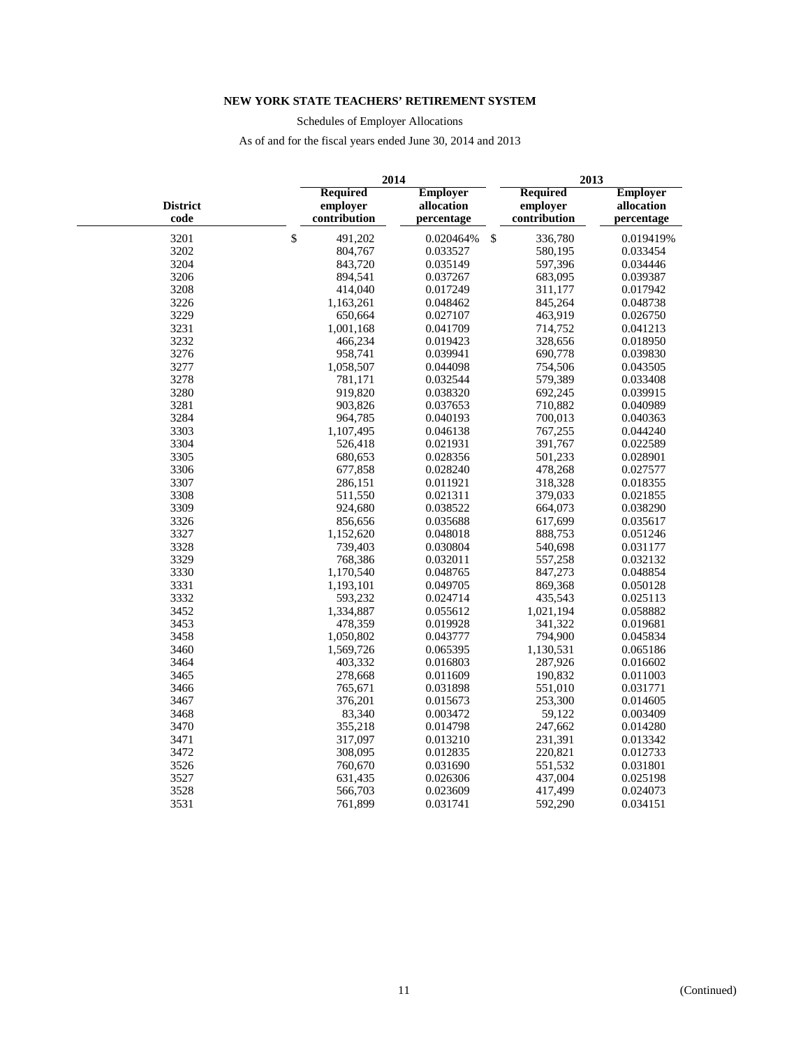**NEW YORK STATE TEACHERS' RETIREMENT SYSTEM**

Schedules of Employer Allocations

As of and for the fiscal years ended June 30, 2014 and 2013

| District code | 2014 Required employer contribution | 2014 Employer allocation percentage | 2013 Required employer contribution | 2013 Employer allocation percentage |
|---|---|---|---|---|
| 3201 | $ 491,202 | 0.020464% | $ 336,780 | 0.019419% |
| 3202 | 804,767 | 0.033527 | 580,195 | 0.033454 |
| 3204 | 843,720 | 0.035149 | 597,396 | 0.034446 |
| 3206 | 894,541 | 0.037267 | 683,095 | 0.039387 |
| 3208 | 414,040 | 0.017249 | 311,177 | 0.017942 |
| 3226 | 1,163,261 | 0.048462 | 845,264 | 0.048738 |
| 3229 | 650,664 | 0.027107 | 463,919 | 0.026750 |
| 3231 | 1,001,168 | 0.041709 | 714,752 | 0.041213 |
| 3232 | 466,234 | 0.019423 | 328,656 | 0.018950 |
| 3276 | 958,741 | 0.039941 | 690,778 | 0.039830 |
| 3277 | 1,058,507 | 0.044098 | 754,506 | 0.043505 |
| 3278 | 781,171 | 0.032544 | 579,389 | 0.033408 |
| 3280 | 919,820 | 0.038320 | 692,245 | 0.039915 |
| 3281 | 903,826 | 0.037653 | 710,882 | 0.040989 |
| 3284 | 964,785 | 0.040193 | 700,013 | 0.040363 |
| 3303 | 1,107,495 | 0.046138 | 767,255 | 0.044240 |
| 3304 | 526,418 | 0.021931 | 391,767 | 0.022589 |
| 3305 | 680,653 | 0.028356 | 501,233 | 0.028901 |
| 3306 | 677,858 | 0.028240 | 478,268 | 0.027577 |
| 3307 | 286,151 | 0.011921 | 318,328 | 0.018355 |
| 3308 | 511,550 | 0.021311 | 379,033 | 0.021855 |
| 3309 | 924,680 | 0.038522 | 664,073 | 0.038290 |
| 3326 | 856,656 | 0.035688 | 617,699 | 0.035617 |
| 3327 | 1,152,620 | 0.048018 | 888,753 | 0.051246 |
| 3328 | 739,403 | 0.030804 | 540,698 | 0.031177 |
| 3329 | 768,386 | 0.032011 | 557,258 | 0.032132 |
| 3330 | 1,170,540 | 0.048765 | 847,273 | 0.048854 |
| 3331 | 1,193,101 | 0.049705 | 869,368 | 0.050128 |
| 3332 | 593,232 | 0.024714 | 435,543 | 0.025113 |
| 3452 | 1,334,887 | 0.055612 | 1,021,194 | 0.058882 |
| 3453 | 478,359 | 0.019928 | 341,322 | 0.019681 |
| 3458 | 1,050,802 | 0.043777 | 794,900 | 0.045834 |
| 3460 | 1,569,726 | 0.065395 | 1,130,531 | 0.065186 |
| 3464 | 403,332 | 0.016803 | 287,926 | 0.016602 |
| 3465 | 278,668 | 0.011609 | 190,832 | 0.011003 |
| 3466 | 765,671 | 0.031898 | 551,010 | 0.031771 |
| 3467 | 376,201 | 0.015673 | 253,300 | 0.014605 |
| 3468 | 83,340 | 0.003472 | 59,122 | 0.003409 |
| 3470 | 355,218 | 0.014798 | 247,662 | 0.014280 |
| 3471 | 317,097 | 0.013210 | 231,391 | 0.013342 |
| 3472 | 308,095 | 0.012835 | 220,821 | 0.012733 |
| 3526 | 760,670 | 0.031690 | 551,532 | 0.031801 |
| 3527 | 631,435 | 0.026306 | 437,004 | 0.025198 |
| 3528 | 566,703 | 0.023609 | 417,499 | 0.024073 |
| 3531 | 761,899 | 0.031741 | 592,290 | 0.034151 |

(Continued)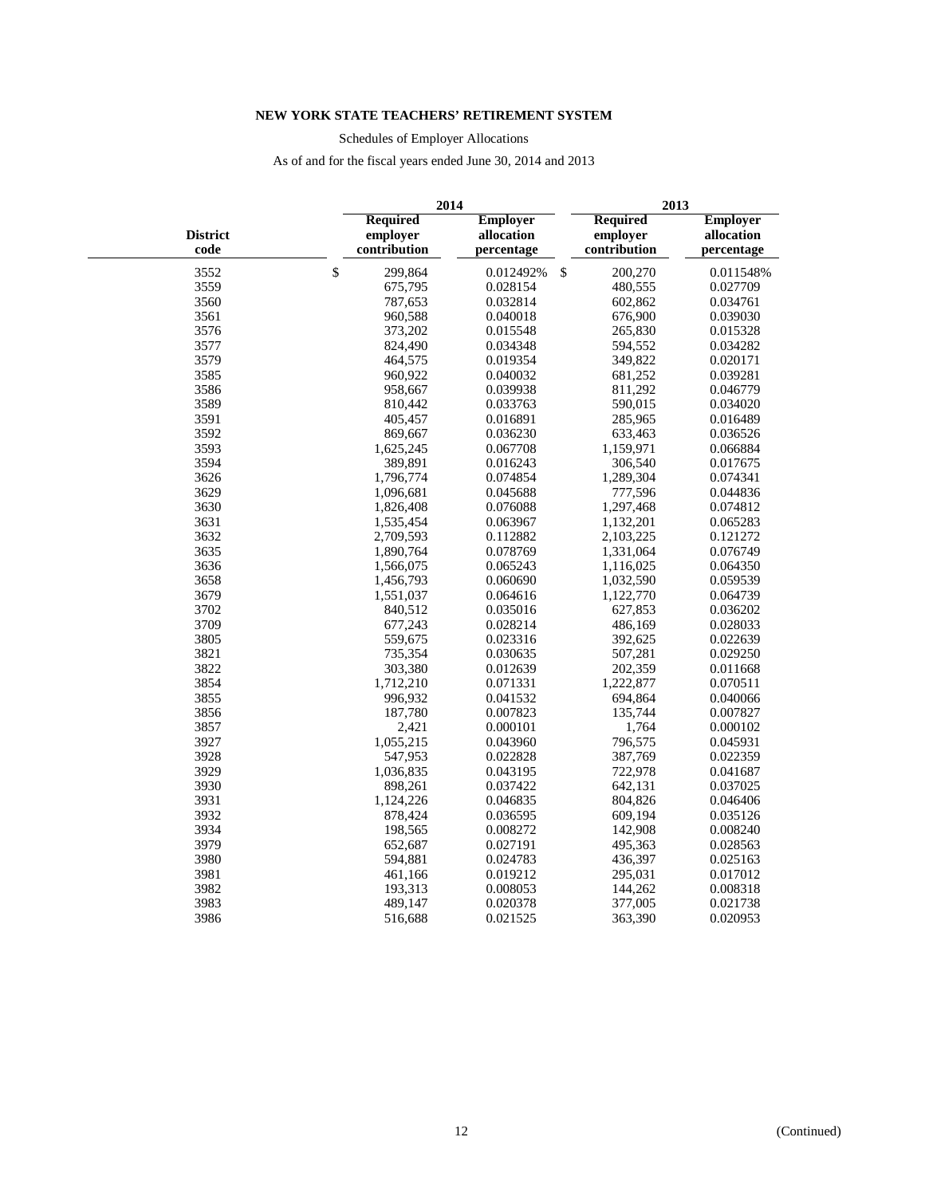**NEW YORK STATE TEACHERS' RETIREMENT SYSTEM**

Schedules of Employer Allocations

As of and for the fiscal years ended June 30, 2014 and 2013

| District code | 2014 Required employer contribution | 2014 Employer allocation percentage | 2013 Required employer contribution | 2013 Employer allocation percentage |
|---|---|---|---|---|
| 3552 | $ 299,864 | 0.012492% | $ 200,270 | 0.011548% |
| 3559 | 675,795 | 0.028154 | 480,555 | 0.027709 |
| 3560 | 787,653 | 0.032814 | 602,862 | 0.034761 |
| 3561 | 960,588 | 0.040018 | 676,900 | 0.039030 |
| 3576 | 373,202 | 0.015548 | 265,830 | 0.015328 |
| 3577 | 824,490 | 0.034348 | 594,552 | 0.034282 |
| 3579 | 464,575 | 0.019354 | 349,822 | 0.020171 |
| 3585 | 960,922 | 0.040032 | 681,252 | 0.039281 |
| 3586 | 958,667 | 0.039938 | 811,292 | 0.046779 |
| 3589 | 810,442 | 0.033763 | 590,015 | 0.034020 |
| 3591 | 405,457 | 0.016891 | 285,965 | 0.016489 |
| 3592 | 869,667 | 0.036230 | 633,463 | 0.036526 |
| 3593 | 1,625,245 | 0.067708 | 1,159,971 | 0.066884 |
| 3594 | 389,891 | 0.016243 | 306,540 | 0.017675 |
| 3626 | 1,796,774 | 0.074854 | 1,289,304 | 0.074341 |
| 3629 | 1,096,681 | 0.045688 | 777,596 | 0.044836 |
| 3630 | 1,826,408 | 0.076088 | 1,297,468 | 0.074812 |
| 3631 | 1,535,454 | 0.063967 | 1,132,201 | 0.065283 |
| 3632 | 2,709,593 | 0.112882 | 2,103,225 | 0.121272 |
| 3635 | 1,890,764 | 0.078769 | 1,331,064 | 0.076749 |
| 3636 | 1,566,075 | 0.065243 | 1,116,025 | 0.064350 |
| 3658 | 1,456,793 | 0.060690 | 1,032,590 | 0.059539 |
| 3679 | 1,551,037 | 0.064616 | 1,122,770 | 0.064739 |
| 3702 | 840,512 | 0.035016 | 627,853 | 0.036202 |
| 3709 | 677,243 | 0.028214 | 486,169 | 0.028033 |
| 3805 | 559,675 | 0.023316 | 392,625 | 0.022639 |
| 3821 | 735,354 | 0.030635 | 507,281 | 0.029250 |
| 3822 | 303,380 | 0.012639 | 202,359 | 0.011668 |
| 3854 | 1,712,210 | 0.071331 | 1,222,877 | 0.070511 |
| 3855 | 996,932 | 0.041532 | 694,864 | 0.040066 |
| 3856 | 187,780 | 0.007823 | 135,744 | 0.007827 |
| 3857 | 2,421 | 0.000101 | 1,764 | 0.000102 |
| 3927 | 1,055,215 | 0.043960 | 796,575 | 0.045931 |
| 3928 | 547,953 | 0.022828 | 387,769 | 0.022359 |
| 3929 | 1,036,835 | 0.043195 | 722,978 | 0.041687 |
| 3930 | 898,261 | 0.037422 | 642,131 | 0.037025 |
| 3931 | 1,124,226 | 0.046835 | 804,826 | 0.046406 |
| 3932 | 878,424 | 0.036595 | 609,194 | 0.035126 |
| 3934 | 198,565 | 0.008272 | 142,908 | 0.008240 |
| 3979 | 652,687 | 0.027191 | 495,363 | 0.028563 |
| 3980 | 594,881 | 0.024783 | 436,397 | 0.025163 |
| 3981 | 461,166 | 0.019212 | 295,031 | 0.017012 |
| 3982 | 193,313 | 0.008053 | 144,262 | 0.008318 |
| 3983 | 489,147 | 0.020378 | 377,005 | 0.021738 |
| 3986 | 516,688 | 0.021525 | 363,390 | 0.020953 |

(Continued)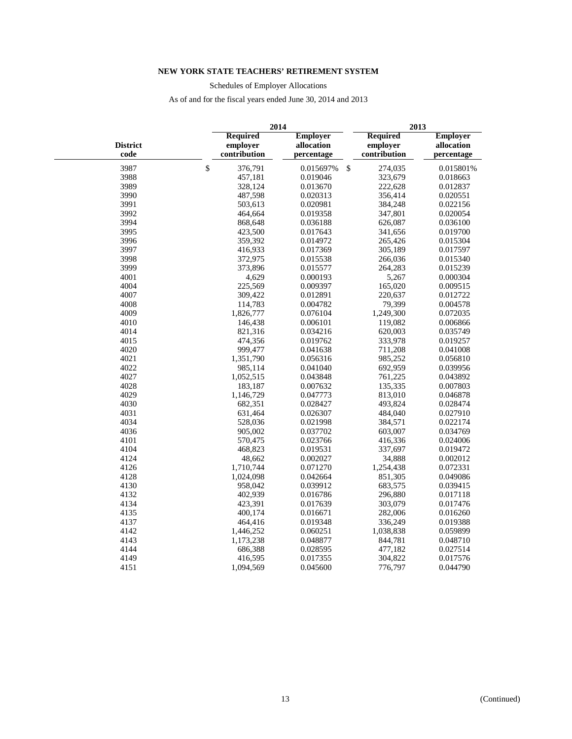**NEW YORK STATE TEACHERS' RETIREMENT SYSTEM**

Schedules of Employer Allocations

As of and for the fiscal years ended June 30, 2014 and 2013

| | 2014 | | 2013 | |
|---|---|---|---|---|
| District code | Required employer contribution | Employer allocation percentage | Required employer contribution | Employer allocation percentage |
| 3987 | $ 376,791 | 0.015697% | $ 274,035 | 0.015801% |
| 3988 | 457,181 | 0.019046 | 323,679 | 0.018663 |
| 3989 | 328,124 | 0.013670 | 222,628 | 0.012837 |
| 3990 | 487,598 | 0.020313 | 356,414 | 0.020551 |
| 3991 | 503,613 | 0.020981 | 384,248 | 0.022156 |
| 3992 | 464,664 | 0.019358 | 347,801 | 0.020054 |
| 3994 | 868,648 | 0.036188 | 626,087 | 0.036100 |
| 3995 | 423,500 | 0.017643 | 341,656 | 0.019700 |
| 3996 | 359,392 | 0.014972 | 265,426 | 0.015304 |
| 3997 | 416,933 | 0.017369 | 305,189 | 0.017597 |
| 3998 | 372,975 | 0.015538 | 266,036 | 0.015340 |
| 3999 | 373,896 | 0.015577 | 264,283 | 0.015239 |
| 4001 | 4,629 | 0.000193 | 5,267 | 0.000304 |
| 4004 | 225,569 | 0.009397 | 165,020 | 0.009515 |
| 4007 | 309,422 | 0.012891 | 220,637 | 0.012722 |
| 4008 | 114,783 | 0.004782 | 79,399 | 0.004578 |
| 4009 | 1,826,777 | 0.076104 | 1,249,300 | 0.072035 |
| 4010 | 146,438 | 0.006101 | 119,082 | 0.006866 |
| 4014 | 821,316 | 0.034216 | 620,003 | 0.035749 |
| 4015 | 474,356 | 0.019762 | 333,978 | 0.019257 |
| 4020 | 999,477 | 0.041638 | 711,208 | 0.041008 |
| 4021 | 1,351,790 | 0.056316 | 985,252 | 0.056810 |
| 4022 | 985,114 | 0.041040 | 692,959 | 0.039956 |
| 4027 | 1,052,515 | 0.043848 | 761,225 | 0.043892 |
| 4028 | 183,187 | 0.007632 | 135,335 | 0.007803 |
| 4029 | 1,146,729 | 0.047773 | 813,010 | 0.046878 |
| 4030 | 682,351 | 0.028427 | 493,824 | 0.028474 |
| 4031 | 631,464 | 0.026307 | 484,040 | 0.027910 |
| 4034 | 528,036 | 0.021998 | 384,571 | 0.022174 |
| 4036 | 905,002 | 0.037702 | 603,007 | 0.034769 |
| 4101 | 570,475 | 0.023766 | 416,336 | 0.024006 |
| 4104 | 468,823 | 0.019531 | 337,697 | 0.019472 |
| 4124 | 48,662 | 0.002027 | 34,888 | 0.002012 |
| 4126 | 1,710,744 | 0.071270 | 1,254,438 | 0.072331 |
| 4128 | 1,024,098 | 0.042664 | 851,305 | 0.049086 |
| 4130 | 958,042 | 0.039912 | 683,575 | 0.039415 |
| 4132 | 402,939 | 0.016786 | 296,880 | 0.017118 |
| 4134 | 423,391 | 0.017639 | 303,079 | 0.017476 |
| 4135 | 400,174 | 0.016671 | 282,006 | 0.016260 |
| 4137 | 464,416 | 0.019348 | 336,249 | 0.019388 |
| 4142 | 1,446,252 | 0.060251 | 1,038,838 | 0.059899 |
| 4143 | 1,173,238 | 0.048877 | 844,781 | 0.048710 |
| 4144 | 686,388 | 0.028595 | 477,182 | 0.027514 |
| 4149 | 416,595 | 0.017355 | 304,822 | 0.017576 |
| 4151 | 1,094,569 | 0.045600 | 776,797 | 0.044790 |

(Continued)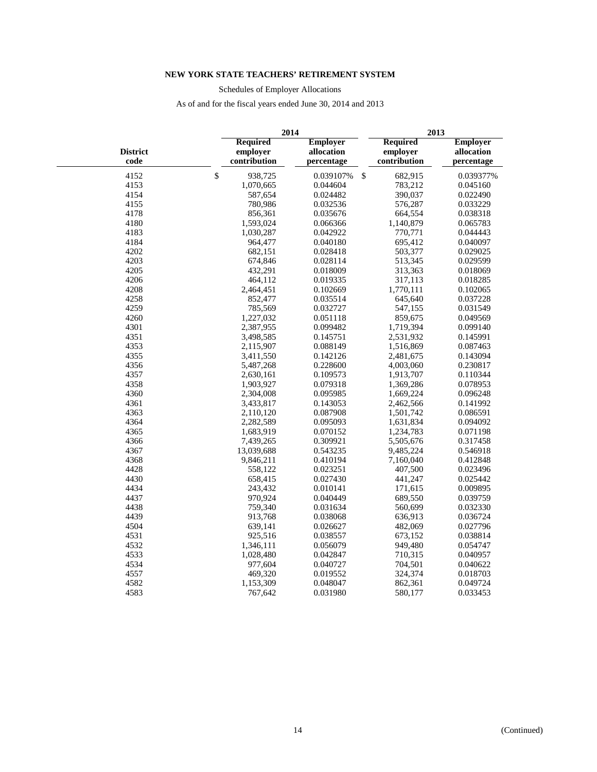**NEW YORK STATE TEACHERS' RETIREMENT SYSTEM**

Schedules of Employer Allocations

As of and for the fiscal years ended June 30, 2014 and 2013

| District code | 2014 Required employer contribution | 2014 Employer allocation percentage | 2013 Required employer contribution | 2013 Employer allocation percentage |
|---|---|---|---|---|
| 4152 | $ 938,725 | 0.039107% | $ 682,915 | 0.039377% |
| 4153 | 1,070,665 | 0.044604 | 783,212 | 0.045160 |
| 4154 | 587,654 | 0.024482 | 390,037 | 0.022490 |
| 4155 | 780,986 | 0.032536 | 576,287 | 0.033229 |
| 4178 | 856,361 | 0.035676 | 664,554 | 0.038318 |
| 4180 | 1,593,024 | 0.066366 | 1,140,879 | 0.065783 |
| 4183 | 1,030,287 | 0.042922 | 770,771 | 0.044443 |
| 4184 | 964,477 | 0.040180 | 695,412 | 0.040097 |
| 4202 | 682,151 | 0.028418 | 503,377 | 0.029025 |
| 4203 | 674,846 | 0.028114 | 513,345 | 0.029599 |
| 4205 | 432,291 | 0.018009 | 313,363 | 0.018069 |
| 4206 | 464,112 | 0.019335 | 317,113 | 0.018285 |
| 4208 | 2,464,451 | 0.102669 | 1,770,111 | 0.102065 |
| 4258 | 852,477 | 0.035514 | 645,640 | 0.037228 |
| 4259 | 785,569 | 0.032727 | 547,155 | 0.031549 |
| 4260 | 1,227,032 | 0.051118 | 859,675 | 0.049569 |
| 4301 | 2,387,955 | 0.099482 | 1,719,394 | 0.099140 |
| 4351 | 3,498,585 | 0.145751 | 2,531,932 | 0.145991 |
| 4353 | 2,115,907 | 0.088149 | 1,516,869 | 0.087463 |
| 4355 | 3,411,550 | 0.142126 | 2,481,675 | 0.143094 |
| 4356 | 5,487,268 | 0.228600 | 4,003,060 | 0.230817 |
| 4357 | 2,630,161 | 0.109573 | 1,913,707 | 0.110344 |
| 4358 | 1,903,927 | 0.079318 | 1,369,286 | 0.078953 |
| 4360 | 2,304,008 | 0.095985 | 1,669,224 | 0.096248 |
| 4361 | 3,433,817 | 0.143053 | 2,462,566 | 0.141992 |
| 4363 | 2,110,120 | 0.087908 | 1,501,742 | 0.086591 |
| 4364 | 2,282,589 | 0.095093 | 1,631,834 | 0.094092 |
| 4365 | 1,683,919 | 0.070152 | 1,234,783 | 0.071198 |
| 4366 | 7,439,265 | 0.309921 | 5,505,676 | 0.317458 |
| 4367 | 13,039,688 | 0.543235 | 9,485,224 | 0.546918 |
| 4368 | 9,846,211 | 0.410194 | 7,160,040 | 0.412848 |
| 4428 | 558,122 | 0.023251 | 407,500 | 0.023496 |
| 4430 | 658,415 | 0.027430 | 441,247 | 0.025442 |
| 4434 | 243,432 | 0.010141 | 171,615 | 0.009895 |
| 4437 | 970,924 | 0.040449 | 689,550 | 0.039759 |
| 4438 | 759,340 | 0.031634 | 560,699 | 0.032330 |
| 4439 | 913,768 | 0.038068 | 636,913 | 0.036724 |
| 4504 | 639,141 | 0.026627 | 482,069 | 0.027796 |
| 4531 | 925,516 | 0.038557 | 673,152 | 0.038814 |
| 4532 | 1,346,111 | 0.056079 | 949,480 | 0.054747 |
| 4533 | 1,028,480 | 0.042847 | 710,315 | 0.040957 |
| 4534 | 977,604 | 0.040727 | 704,501 | 0.040622 |
| 4557 | 469,320 | 0.019552 | 324,374 | 0.018703 |
| 4582 | 1,153,309 | 0.048047 | 862,361 | 0.049724 |
| 4583 | 767,642 | 0.031980 | 580,177 | 0.033453 |

(Continued)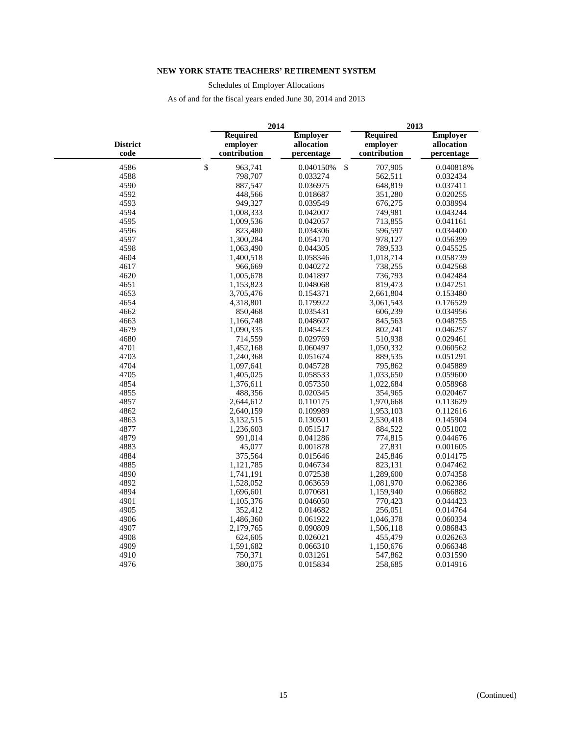**NEW YORK STATE TEACHERS' RETIREMENT SYSTEM**

Schedules of Employer Allocations

As of and for the fiscal years ended June 30, 2014 and 2013

| District code | 2014 Required employer contribution | 2014 Employer allocation percentage | 2013 Required employer contribution | 2013 Employer allocation percentage |
|---|---|---|---|---|
| 4586 | $ 963,741 | 0.040150% | $ 707,905 | 0.040818% |
| 4588 | 798,707 | 0.033274 | 562,511 | 0.032434 |
| 4590 | 887,547 | 0.036975 | 648,819 | 0.037411 |
| 4592 | 448,566 | 0.018687 | 351,280 | 0.020255 |
| 4593 | 949,327 | 0.039549 | 676,275 | 0.038994 |
| 4594 | 1,008,333 | 0.042007 | 749,981 | 0.043244 |
| 4595 | 1,009,536 | 0.042057 | 713,855 | 0.041161 |
| 4596 | 823,480 | 0.034306 | 596,597 | 0.034400 |
| 4597 | 1,300,284 | 0.054170 | 978,127 | 0.056399 |
| 4598 | 1,063,490 | 0.044305 | 789,533 | 0.045525 |
| 4604 | 1,400,518 | 0.058346 | 1,018,714 | 0.058739 |
| 4617 | 966,669 | 0.040272 | 738,255 | 0.042568 |
| 4620 | 1,005,678 | 0.041897 | 736,793 | 0.042484 |
| 4651 | 1,153,823 | 0.048068 | 819,473 | 0.047251 |
| 4653 | 3,705,476 | 0.154371 | 2,661,804 | 0.153480 |
| 4654 | 4,318,801 | 0.179922 | 3,061,543 | 0.176529 |
| 4662 | 850,468 | 0.035431 | 606,239 | 0.034956 |
| 4663 | 1,166,748 | 0.048607 | 845,563 | 0.048755 |
| 4679 | 1,090,335 | 0.045423 | 802,241 | 0.046257 |
| 4680 | 714,559 | 0.029769 | 510,938 | 0.029461 |
| 4701 | 1,452,168 | 0.060497 | 1,050,332 | 0.060562 |
| 4703 | 1,240,368 | 0.051674 | 889,535 | 0.051291 |
| 4704 | 1,097,641 | 0.045728 | 795,862 | 0.045889 |
| 4705 | 1,405,025 | 0.058533 | 1,033,650 | 0.059600 |
| 4854 | 1,376,611 | 0.057350 | 1,022,684 | 0.058968 |
| 4855 | 488,356 | 0.020345 | 354,965 | 0.020467 |
| 4857 | 2,644,612 | 0.110175 | 1,970,668 | 0.113629 |
| 4862 | 2,640,159 | 0.109989 | 1,953,103 | 0.112616 |
| 4863 | 3,132,515 | 0.130501 | 2,530,418 | 0.145904 |
| 4877 | 1,236,603 | 0.051517 | 884,522 | 0.051002 |
| 4879 | 991,014 | 0.041286 | 774,815 | 0.044676 |
| 4883 | 45,077 | 0.001878 | 27,831 | 0.001605 |
| 4884 | 375,564 | 0.015646 | 245,846 | 0.014175 |
| 4885 | 1,121,785 | 0.046734 | 823,131 | 0.047462 |
| 4890 | 1,741,191 | 0.072538 | 1,289,600 | 0.074358 |
| 4892 | 1,528,052 | 0.063659 | 1,081,970 | 0.062386 |
| 4894 | 1,696,601 | 0.070681 | 1,159,940 | 0.066882 |
| 4901 | 1,105,376 | 0.046050 | 770,423 | 0.044423 |
| 4905 | 352,412 | 0.014682 | 256,051 | 0.014764 |
| 4906 | 1,486,360 | 0.061922 | 1,046,378 | 0.060334 |
| 4907 | 2,179,765 | 0.090809 | 1,506,118 | 0.086843 |
| 4908 | 624,605 | 0.026021 | 455,479 | 0.026263 |
| 4909 | 1,591,682 | 0.066310 | 1,150,676 | 0.066348 |
| 4910 | 750,371 | 0.031261 | 547,862 | 0.031590 |
| 4976 | 380,075 | 0.015834 | 258,685 | 0.014916 |

(Continued)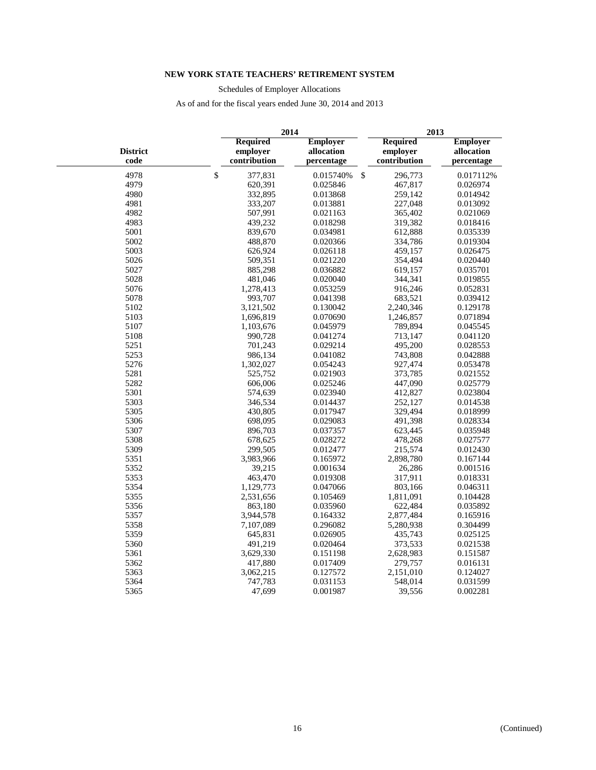**NEW YORK STATE TEACHERS' RETIREMENT SYSTEM**

Schedules of Employer Allocations

As of and for the fiscal years ended June 30, 2014 and 2013

| District code | 2014 Required employer contribution | 2014 Employer allocation percentage | 2013 Required employer contribution | 2013 Employer allocation percentage |
|---|---|---|---|---|
| 4978 | $ 377,831 | 0.015740% | $ 296,773 | 0.017112% |
| 4979 | 620,391 | 0.025846 | 467,817 | 0.026974 |
| 4980 | 332,895 | 0.013868 | 259,142 | 0.014942 |
| 4981 | 333,207 | 0.013881 | 227,048 | 0.013092 |
| 4982 | 507,991 | 0.021163 | 365,402 | 0.021069 |
| 4983 | 439,232 | 0.018298 | 319,382 | 0.018416 |
| 5001 | 839,670 | 0.034981 | 612,888 | 0.035339 |
| 5002 | 488,870 | 0.020366 | 334,786 | 0.019304 |
| 5003 | 626,924 | 0.026118 | 459,157 | 0.026475 |
| 5026 | 509,351 | 0.021220 | 354,494 | 0.020440 |
| 5027 | 885,298 | 0.036882 | 619,157 | 0.035701 |
| 5028 | 481,046 | 0.020040 | 344,341 | 0.019855 |
| 5076 | 1,278,413 | 0.053259 | 916,246 | 0.052831 |
| 5078 | 993,707 | 0.041398 | 683,521 | 0.039412 |
| 5102 | 3,121,502 | 0.130042 | 2,240,346 | 0.129178 |
| 5103 | 1,696,819 | 0.070690 | 1,246,857 | 0.071894 |
| 5107 | 1,103,676 | 0.045979 | 789,894 | 0.045545 |
| 5108 | 990,728 | 0.041274 | 713,147 | 0.041120 |
| 5251 | 701,243 | 0.029214 | 495,200 | 0.028553 |
| 5253 | 986,134 | 0.041082 | 743,808 | 0.042888 |
| 5276 | 1,302,027 | 0.054243 | 927,474 | 0.053478 |
| 5281 | 525,752 | 0.021903 | 373,785 | 0.021552 |
| 5282 | 606,006 | 0.025246 | 447,090 | 0.025779 |
| 5301 | 574,639 | 0.023940 | 412,827 | 0.023804 |
| 5303 | 346,534 | 0.014437 | 252,127 | 0.014538 |
| 5305 | 430,805 | 0.017947 | 329,494 | 0.018999 |
| 5306 | 698,095 | 0.029083 | 491,398 | 0.028334 |
| 5307 | 896,703 | 0.037357 | 623,445 | 0.035948 |
| 5308 | 678,625 | 0.028272 | 478,268 | 0.027577 |
| 5309 | 299,505 | 0.012477 | 215,574 | 0.012430 |
| 5351 | 3,983,966 | 0.165972 | 2,898,780 | 0.167144 |
| 5352 | 39,215 | 0.001634 | 26,286 | 0.001516 |
| 5353 | 463,470 | 0.019308 | 317,911 | 0.018331 |
| 5354 | 1,129,773 | 0.047066 | 803,166 | 0.046311 |
| 5355 | 2,531,656 | 0.105469 | 1,811,091 | 0.104428 |
| 5356 | 863,180 | 0.035960 | 622,484 | 0.035892 |
| 5357 | 3,944,578 | 0.164332 | 2,877,484 | 0.165916 |
| 5358 | 7,107,089 | 0.296082 | 5,280,938 | 0.304499 |
| 5359 | 645,831 | 0.026905 | 435,743 | 0.025125 |
| 5360 | 491,219 | 0.020464 | 373,533 | 0.021538 |
| 5361 | 3,629,330 | 0.151198 | 2,628,983 | 0.151587 |
| 5362 | 417,880 | 0.017409 | 279,757 | 0.016131 |
| 5363 | 3,062,215 | 0.127572 | 2,151,010 | 0.124027 |
| 5364 | 747,783 | 0.031153 | 548,014 | 0.031599 |
| 5365 | 47,699 | 0.001987 | 39,556 | 0.002281 |

(Continued)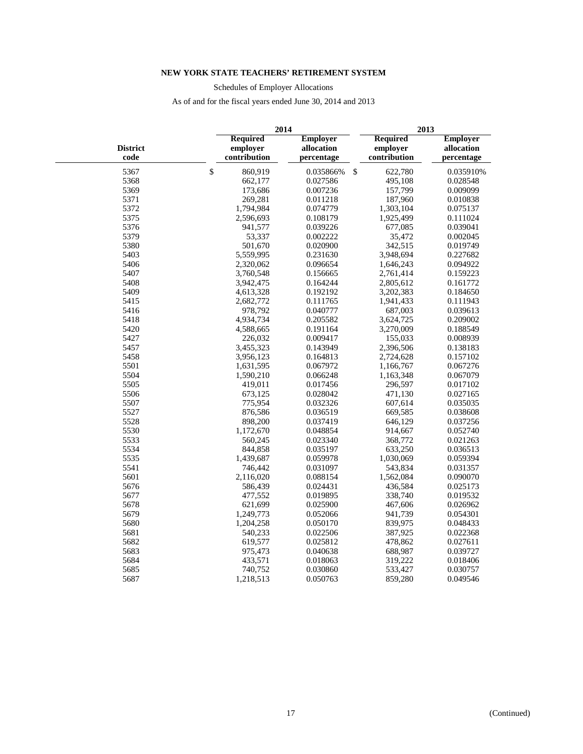**NEW YORK STATE TEACHERS' RETIREMENT SYSTEM**

Schedules of Employer Allocations

As of and for the fiscal years ended June 30, 2014 and 2013

| District code | 2014 Required employer contribution | 2014 Employer allocation percentage | 2013 Required employer contribution | 2013 Employer allocation percentage |
|---|---|---|---|---|
| 5367 | $ 860,919 | 0.035866% | $ 622,780 | 0.035910% |
| 5368 | 662,177 | 0.027586 | 495,108 | 0.028548 |
| 5369 | 173,686 | 0.007236 | 157,799 | 0.009099 |
| 5371 | 269,281 | 0.011218 | 187,960 | 0.010838 |
| 5372 | 1,794,984 | 0.074779 | 1,303,104 | 0.075137 |
| 5375 | 2,596,693 | 0.108179 | 1,925,499 | 0.111024 |
| 5376 | 941,577 | 0.039226 | 677,085 | 0.039041 |
| 5379 | 53,337 | 0.002222 | 35,472 | 0.002045 |
| 5380 | 501,670 | 0.020900 | 342,515 | 0.019749 |
| 5403 | 5,559,995 | 0.231630 | 3,948,694 | 0.227682 |
| 5406 | 2,320,062 | 0.096654 | 1,646,243 | 0.094922 |
| 5407 | 3,760,548 | 0.156665 | 2,761,414 | 0.159223 |
| 5408 | 3,942,475 | 0.164244 | 2,805,612 | 0.161772 |
| 5409 | 4,613,328 | 0.192192 | 3,202,383 | 0.184650 |
| 5415 | 2,682,772 | 0.111765 | 1,941,433 | 0.111943 |
| 5416 | 978,792 | 0.040777 | 687,003 | 0.039613 |
| 5418 | 4,934,734 | 0.205582 | 3,624,725 | 0.209002 |
| 5420 | 4,588,665 | 0.191164 | 3,270,009 | 0.188549 |
| 5427 | 226,032 | 0.009417 | 155,033 | 0.008939 |
| 5457 | 3,455,323 | 0.143949 | 2,396,506 | 0.138183 |
| 5458 | 3,956,123 | 0.164813 | 2,724,628 | 0.157102 |
| 5501 | 1,631,595 | 0.067972 | 1,166,767 | 0.067276 |
| 5504 | 1,590,210 | 0.066248 | 1,163,348 | 0.067079 |
| 5505 | 419,011 | 0.017456 | 296,597 | 0.017102 |
| 5506 | 673,125 | 0.028042 | 471,130 | 0.027165 |
| 5507 | 775,954 | 0.032326 | 607,614 | 0.035035 |
| 5527 | 876,586 | 0.036519 | 669,585 | 0.038608 |
| 5528 | 898,200 | 0.037419 | 646,129 | 0.037256 |
| 5530 | 1,172,670 | 0.048854 | 914,667 | 0.052740 |
| 5533 | 560,245 | 0.023340 | 368,772 | 0.021263 |
| 5534 | 844,858 | 0.035197 | 633,250 | 0.036513 |
| 5535 | 1,439,687 | 0.059978 | 1,030,069 | 0.059394 |
| 5541 | 746,442 | 0.031097 | 543,834 | 0.031357 |
| 5601 | 2,116,020 | 0.088154 | 1,562,084 | 0.090070 |
| 5676 | 586,439 | 0.024431 | 436,584 | 0.025173 |
| 5677 | 477,552 | 0.019895 | 338,740 | 0.019532 |
| 5678 | 621,699 | 0.025900 | 467,606 | 0.026962 |
| 5679 | 1,249,773 | 0.052066 | 941,739 | 0.054301 |
| 5680 | 1,204,258 | 0.050170 | 839,975 | 0.048433 |
| 5681 | 540,233 | 0.022506 | 387,925 | 0.022368 |
| 5682 | 619,577 | 0.025812 | 478,862 | 0.027611 |
| 5683 | 975,473 | 0.040638 | 688,987 | 0.039727 |
| 5684 | 433,571 | 0.018063 | 319,222 | 0.018406 |
| 5685 | 740,752 | 0.030860 | 533,427 | 0.030757 |
| 5687 | 1,218,513 | 0.050763 | 859,280 | 0.049546 |

(Continued)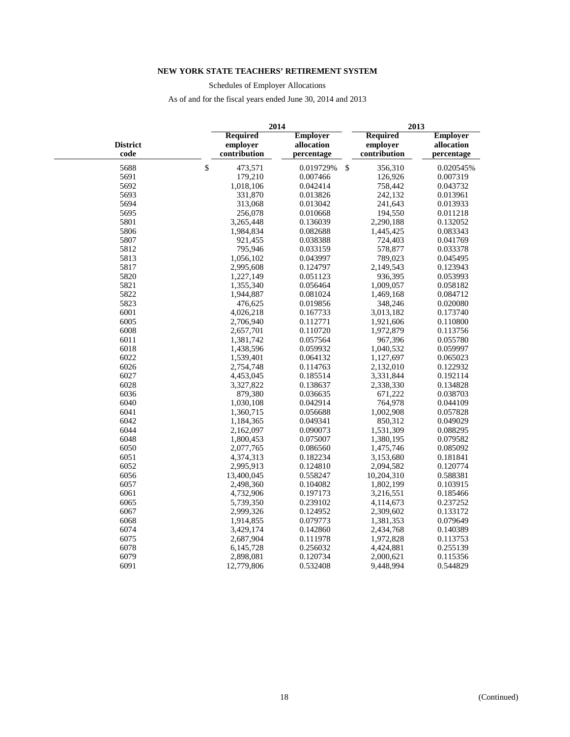**NEW YORK STATE TEACHERS' RETIREMENT SYSTEM**

Schedules of Employer Allocations

As of and for the fiscal years ended June 30, 2014 and 2013

| District code | 2014 Required employer contribution | 2014 Employer allocation percentage | 2013 Required employer contribution | 2013 Employer allocation percentage |
|---|---|---|---|---|
| 5688 | $ 473,571 | 0.019729% | $ 356,310 | 0.020545% |
| 5691 | 179,210 | 0.007466 | 126,926 | 0.007319 |
| 5692 | 1,018,106 | 0.042414 | 758,442 | 0.043732 |
| 5693 | 331,870 | 0.013826 | 242,132 | 0.013961 |
| 5694 | 313,068 | 0.013042 | 241,643 | 0.013933 |
| 5695 | 256,078 | 0.010668 | 194,550 | 0.011218 |
| 5801 | 3,265,448 | 0.136039 | 2,290,188 | 0.132052 |
| 5806 | 1,984,834 | 0.082688 | 1,445,425 | 0.083343 |
| 5807 | 921,455 | 0.038388 | 724,403 | 0.041769 |
| 5812 | 795,946 | 0.033159 | 578,877 | 0.033378 |
| 5813 | 1,056,102 | 0.043997 | 789,023 | 0.045495 |
| 5817 | 2,995,608 | 0.124797 | 2,149,543 | 0.123943 |
| 5820 | 1,227,149 | 0.051123 | 936,395 | 0.053993 |
| 5821 | 1,355,340 | 0.056464 | 1,009,057 | 0.058182 |
| 5822 | 1,944,887 | 0.081024 | 1,469,168 | 0.084712 |
| 5823 | 476,625 | 0.019856 | 348,246 | 0.020080 |
| 6001 | 4,026,218 | 0.167733 | 3,013,182 | 0.173740 |
| 6005 | 2,706,940 | 0.112771 | 1,921,606 | 0.110800 |
| 6008 | 2,657,701 | 0.110720 | 1,972,879 | 0.113756 |
| 6011 | 1,381,742 | 0.057564 | 967,396 | 0.055780 |
| 6018 | 1,438,596 | 0.059932 | 1,040,532 | 0.059997 |
| 6022 | 1,539,401 | 0.064132 | 1,127,697 | 0.065023 |
| 6026 | 2,754,748 | 0.114763 | 2,132,010 | 0.122932 |
| 6027 | 4,453,045 | 0.185514 | 3,331,844 | 0.192114 |
| 6028 | 3,327,822 | 0.138637 | 2,338,330 | 0.134828 |
| 6036 | 879,380 | 0.036635 | 671,222 | 0.038703 |
| 6040 | 1,030,108 | 0.042914 | 764,978 | 0.044109 |
| 6041 | 1,360,715 | 0.056688 | 1,002,908 | 0.057828 |
| 6042 | 1,184,365 | 0.049341 | 850,312 | 0.049029 |
| 6044 | 2,162,097 | 0.090073 | 1,531,309 | 0.088295 |
| 6048 | 1,800,453 | 0.075007 | 1,380,195 | 0.079582 |
| 6050 | 2,077,765 | 0.086560 | 1,475,746 | 0.085092 |
| 6051 | 4,374,313 | 0.182234 | 3,153,680 | 0.181841 |
| 6052 | 2,995,913 | 0.124810 | 2,094,582 | 0.120774 |
| 6056 | 13,400,045 | 0.558247 | 10,204,310 | 0.588381 |
| 6057 | 2,498,360 | 0.104082 | 1,802,199 | 0.103915 |
| 6061 | 4,732,906 | 0.197173 | 3,216,551 | 0.185466 |
| 6065 | 5,739,350 | 0.239102 | 4,114,673 | 0.237252 |
| 6067 | 2,999,326 | 0.124952 | 2,309,602 | 0.133172 |
| 6068 | 1,914,855 | 0.079773 | 1,381,353 | 0.079649 |
| 6074 | 3,429,174 | 0.142860 | 2,434,768 | 0.140389 |
| 6075 | 2,687,904 | 0.111978 | 1,972,828 | 0.113753 |
| 6078 | 6,145,728 | 0.256032 | 4,424,881 | 0.255139 |
| 6079 | 2,898,081 | 0.120734 | 2,000,621 | 0.115356 |
| 6091 | 12,779,806 | 0.532408 | 9,448,994 | 0.544829 |

(Continued)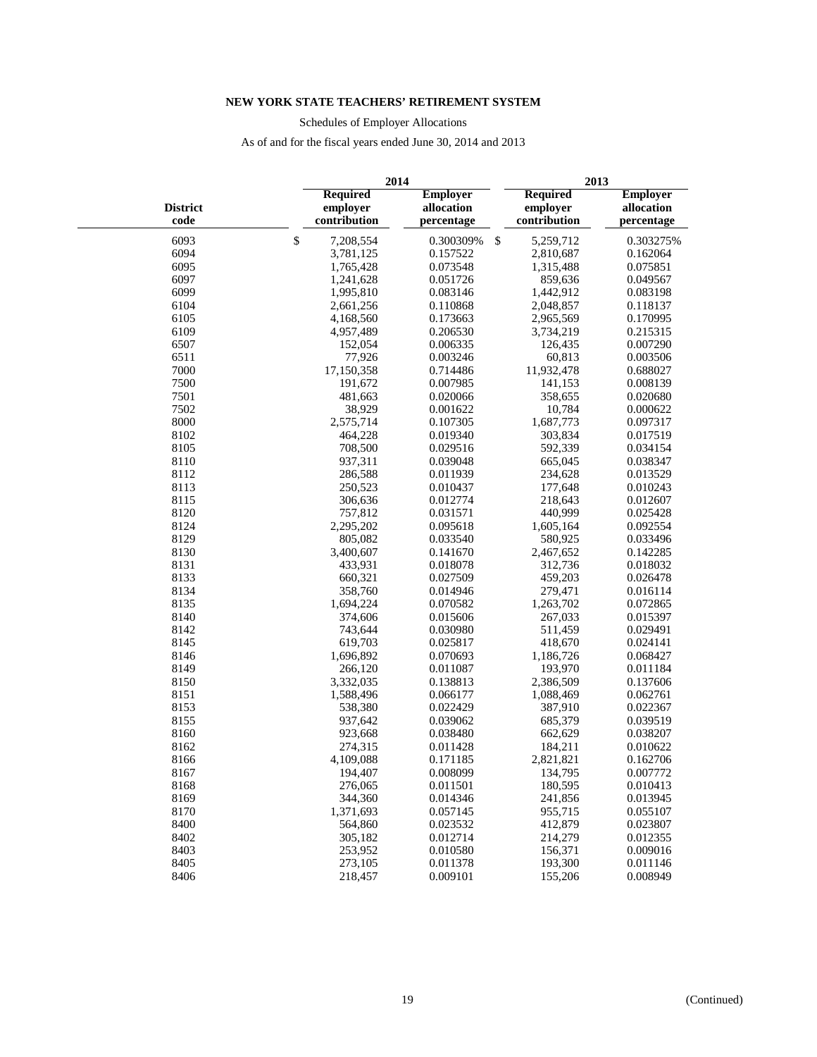**NEW YORK STATE TEACHERS' RETIREMENT SYSTEM**

Schedules of Employer Allocations

As of and for the fiscal years ended June 30, 2014 and 2013

| District code | 2014 Required employer contribution | 2014 Employer allocation percentage | 2013 Required employer contribution | 2013 Employer allocation percentage |
|---|---|---|---|---|
| 6093 | $ 7,208,554 | 0.300309% | $ 5,259,712 | 0.303275% |
| 6094 | 3,781,125 | 0.157522 | 2,810,687 | 0.162064 |
| 6095 | 1,765,428 | 0.073548 | 1,315,488 | 0.075851 |
| 6097 | 1,241,628 | 0.051726 | 859,636 | 0.049567 |
| 6099 | 1,995,810 | 0.083146 | 1,442,912 | 0.083198 |
| 6104 | 2,661,256 | 0.110868 | 2,048,857 | 0.118137 |
| 6105 | 4,168,560 | 0.173663 | 2,965,569 | 0.170995 |
| 6109 | 4,957,489 | 0.206530 | 3,734,219 | 0.215315 |
| 6507 | 152,054 | 0.006335 | 126,435 | 0.007290 |
| 6511 | 77,926 | 0.003246 | 60,813 | 0.003506 |
| 7000 | 17,150,358 | 0.714486 | 11,932,478 | 0.688027 |
| 7500 | 191,672 | 0.007985 | 141,153 | 0.008139 |
| 7501 | 481,663 | 0.020066 | 358,655 | 0.020680 |
| 7502 | 38,929 | 0.001622 | 10,784 | 0.000622 |
| 8000 | 2,575,714 | 0.107305 | 1,687,773 | 0.097317 |
| 8102 | 464,228 | 0.019340 | 303,834 | 0.017519 |
| 8105 | 708,500 | 0.029516 | 592,339 | 0.034154 |
| 8110 | 937,311 | 0.039048 | 665,045 | 0.038347 |
| 8112 | 286,588 | 0.011939 | 234,628 | 0.013529 |
| 8113 | 250,523 | 0.010437 | 177,648 | 0.010243 |
| 8115 | 306,636 | 0.012774 | 218,643 | 0.012607 |
| 8120 | 757,812 | 0.031571 | 440,999 | 0.025428 |
| 8124 | 2,295,202 | 0.095618 | 1,605,164 | 0.092554 |
| 8129 | 805,082 | 0.033540 | 580,925 | 0.033496 |
| 8130 | 3,400,607 | 0.141670 | 2,467,652 | 0.142285 |
| 8131 | 433,931 | 0.018078 | 312,736 | 0.018032 |
| 8133 | 660,321 | 0.027509 | 459,203 | 0.026478 |
| 8134 | 358,760 | 0.014946 | 279,471 | 0.016114 |
| 8135 | 1,694,224 | 0.070582 | 1,263,702 | 0.072865 |
| 8140 | 374,606 | 0.015606 | 267,033 | 0.015397 |
| 8142 | 743,644 | 0.030980 | 511,459 | 0.029491 |
| 8145 | 619,703 | 0.025817 | 418,670 | 0.024141 |
| 8146 | 1,696,892 | 0.070693 | 1,186,726 | 0.068427 |
| 8149 | 266,120 | 0.011087 | 193,970 | 0.011184 |
| 8150 | 3,332,035 | 0.138813 | 2,386,509 | 0.137606 |
| 8151 | 1,588,496 | 0.066177 | 1,088,469 | 0.062761 |
| 8153 | 538,380 | 0.022429 | 387,910 | 0.022367 |
| 8155 | 937,642 | 0.039062 | 685,379 | 0.039519 |
| 8160 | 923,668 | 0.038480 | 662,629 | 0.038207 |
| 8162 | 274,315 | 0.011428 | 184,211 | 0.010622 |
| 8166 | 4,109,088 | 0.171185 | 2,821,821 | 0.162706 |
| 8167 | 194,407 | 0.008099 | 134,795 | 0.007772 |
| 8168 | 276,065 | 0.011501 | 180,595 | 0.010413 |
| 8169 | 344,360 | 0.014346 | 241,856 | 0.013945 |
| 8170 | 1,371,693 | 0.057145 | 955,715 | 0.055107 |
| 8400 | 564,860 | 0.023532 | 412,879 | 0.023807 |
| 8402 | 305,182 | 0.012714 | 214,279 | 0.012355 |
| 8403 | 253,952 | 0.010580 | 156,371 | 0.009016 |
| 8405 | 273,105 | 0.011378 | 193,300 | 0.011146 |
| 8406 | 218,457 | 0.009101 | 155,206 | 0.008949 |

(Continued)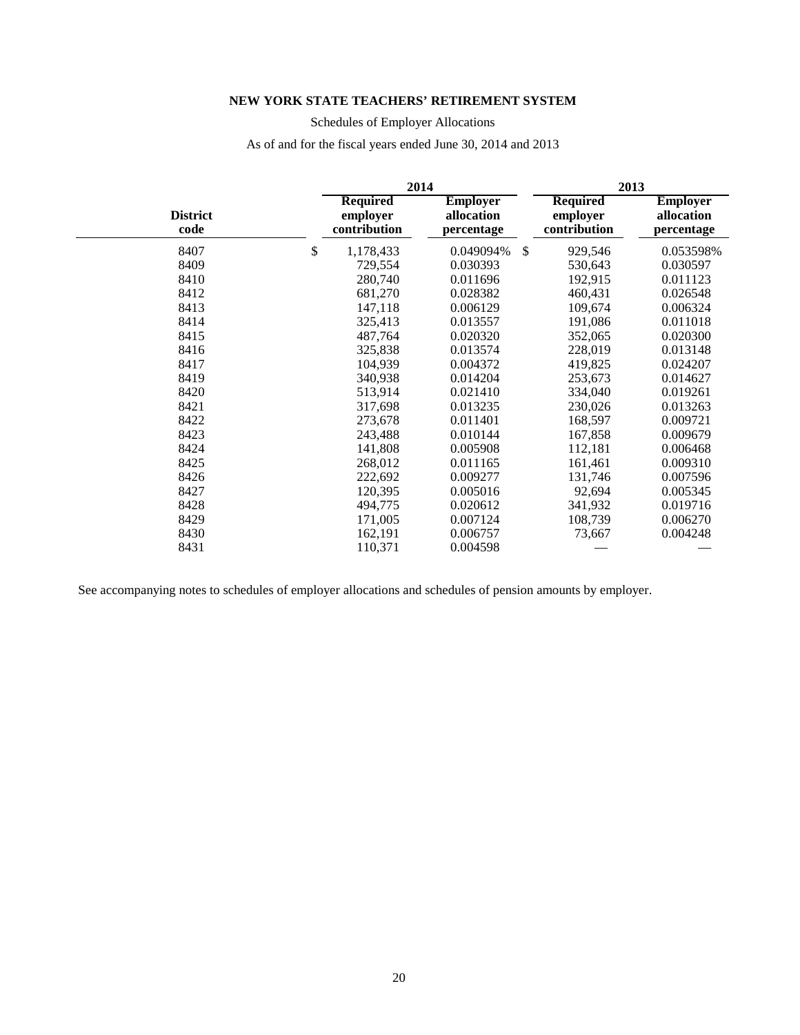**NEW YORK STATE TEACHERS' RETIREMENT SYSTEM**

Schedules of Employer Allocations

As of and for the fiscal years ended June 30, 2014 and 2013

| District code | 2014 | | 2013 | |
|---|---|---|---|---|
| | Required employer contribution | Employer allocation percentage | Required employer contribution | Employer allocation percentage |
| 8407 | $ 1,178,433 | 0.049094% | $ 929,546 | 0.053598% |
| 8409 | 729,554 | 0.030393 | 530,643 | 0.030597 |
| 8410 | 280,740 | 0.011696 | 192,915 | 0.011123 |
| 8412 | 681,270 | 0.028382 | 460,431 | 0.026548 |
| 8413 | 147,118 | 0.006129 | 109,674 | 0.006324 |
| 8414 | 325,413 | 0.013557 | 191,086 | 0.011018 |
| 8415 | 487,764 | 0.020320 | 352,065 | 0.020300 |
| 8416 | 325,838 | 0.013574 | 228,019 | 0.013148 |
| 8417 | 104,939 | 0.004372 | 419,825 | 0.024207 |
| 8419 | 340,938 | 0.014204 | 253,673 | 0.014627 |
| 8420 | 513,914 | 0.021410 | 334,040 | 0.019261 |
| 8421 | 317,698 | 0.013235 | 230,026 | 0.013263 |
| 8422 | 273,678 | 0.011401 | 168,597 | 0.009721 |
| 8423 | 243,488 | 0.010144 | 167,858 | 0.009679 |
| 8424 | 141,808 | 0.005908 | 112,181 | 0.006468 |
| 8425 | 268,012 | 0.011165 | 161,461 | 0.009310 |
| 8426 | 222,692 | 0.009277 | 131,746 | 0.007596 |
| 8427 | 120,395 | 0.005016 | 92,694 | 0.005345 |
| 8428 | 494,775 | 0.020612 | 341,932 | 0.019716 |
| 8429 | 171,005 | 0.007124 | 108,739 | 0.006270 |
| 8430 | 162,191 | 0.006757 | 73,667 | 0.004248 |
| 8431 | 110,371 | 0.004598 | — | — |

See accompanying notes to schedules of employer allocations and schedules of pension amounts by employer.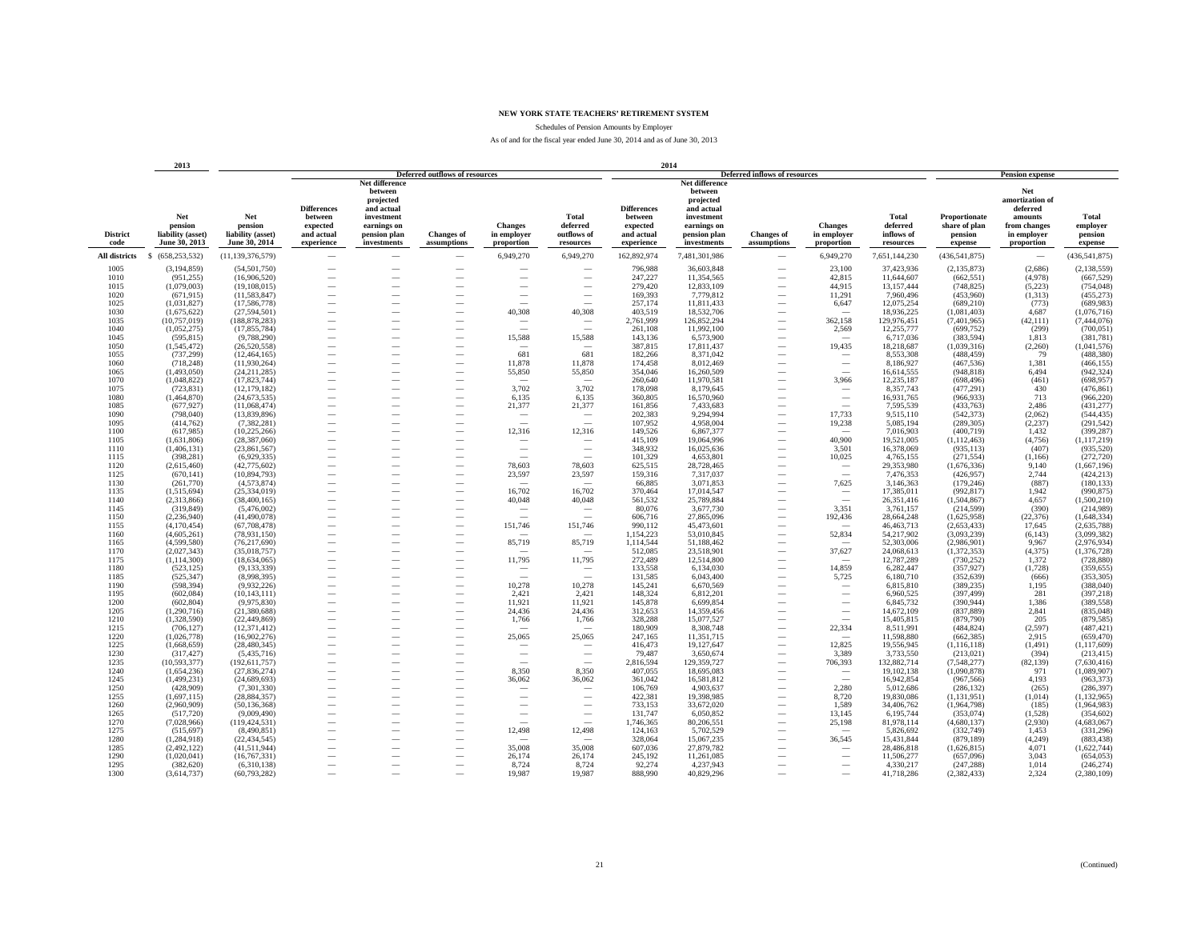# NEW YORK STATE TEACHERS' RETIREMENT SYSTEM

Schedules of Pension Amounts by Employer

As of and for the fiscal year ended June 30, 2014 and as of June 30, 2013

| | 2013 | 2014 | | | | | | | | | | | | | |
|---|---|---|---|---|---|---|---|---|---|---|---|---|---|---|---|
| | | | Deferred outflows of resources | | | | | Deferred inflows of resources | | | | | Pension expense | | |
| District code | Net pension liability (asset) June 30, 2013 | Net pension liability (asset) June 30, 2014 | Differences between expected and actual experience | Net difference between projected and actual investment earnings on pension plan investments | Changes of assumptions | Changes in employer proportion | Total deferred outflows of resources | Differences between expected and actual experience | Net difference between projected and actual investment earnings on pension plan investments | Changes of assumptions | Changes in employer proportion | Total deferred inflows of resources | Proportionate share of plan pension expense | Net amortization of deferred amounts from changes in employer proportion | Total employer pension expense |
| All districts | $ (658,253,532) | (11,139,376,579) | — | — | — | 6,949,270 | 6,949,270 | 162,892,974 | 7,481,301,986 | — | 6,949,270 | 7,651,144,230 | (436,541,875) | — | (436,541,875) |
| 1005 | (3,194,859) | (54,501,750) | — | — | — | — | — | 796,988 | 36,603,848 | — | 23,100 | 37,423,936 | (2,135,873) | (2,686) | (2,138,559) |
| 1010 | (951,255) | (16,906,520) | — | — | — | — | — | 247,227 | 11,354,565 | — | 42,815 | 11,644,607 | (662,551) | (4,978) | (667,529) |
| 1015 | (1,079,003) | (19,108,015) | — | — | — | — | — | 279,420 | 12,833,109 | — | 44,915 | 13,157,444 | (748,825) | (5,223) | (754,048) |
| 1020 | (671,915) | (11,583,847) | — | — | — | — | — | 169,393 | 7,779,812 | — | 11,291 | 7,960,496 | (453,960) | (1,313) | (455,273) |
| 1025 | (1,031,827) | (17,586,778) | — | — | — | — | — | 257,174 | 11,811,433 | — | 6,647 | 12,075,254 | (689,210) | (773) | (689,983) |
| 1030 | (1,675,622) | (27,594,501) | — | — | — | 40,308 | 40,308 | 403,519 | 18,532,706 | — | — | 18,936,225 | (1,081,403) | 4,687 | (1,076,716) |
| 1035 | (10,757,019) | (188,878,283) | — | — | — | — | — | 2,761,999 | 126,852,294 | — | 362,158 | 129,976,451 | (7,401,965) | (42,111) | (7,444,076) |
| 1040 | (1,052,275) | (17,855,784) | — | — | — | — | — | 261,108 | 11,992,100 | — | 2,569 | 12,255,777 | (699,752) | (299) | (700,051) |
| 1045 | (595,815) | (9,788,290) | — | — | — | 15,588 | 15,588 | 143,136 | 6,573,900 | — | — | 6,717,036 | (383,594) | 1,813 | (381,781) |
| 1050 | (1,545,472) | (26,520,558) | — | — | — | — | — | 387,815 | 17,811,437 | — | 19,435 | 18,218,687 | (1,039,316) | (2,260) | (1,041,576) |
| 1055 | (737,299) | (12,464,165) | — | — | — | 681 | 681 | 182,266 | 8,371,042 | — | — | 8,553,308 | (488,459) | 79 | (488,380) |
| 1060 | (718,248) | (11,930,264) | — | — | — | 11,878 | 11,878 | 174,458 | 8,012,469 | — | — | 8,186,927 | (467,536) | 1,381 | (466,155) |
| 1065 | (1,493,050) | (24,211,285) | — | — | — | 55,850 | 55,850 | 354,046 | 16,260,509 | — | — | 16,614,555 | (948,818) | 6,494 | (942,324) |
| 1070 | (1,048,822) | (17,823,744) | — | — | — | — | — | 260,640 | 11,970,581 | — | 3,966 | 12,235,187 | (698,496) | (461) | (698,957) |
| 1075 | (723,831) | (12,179,182) | — | — | — | 3,702 | 3,702 | 178,098 | 8,179,645 | — | — | 8,357,743 | (477,291) | 430 | (476,861) |
| 1080 | (1,464,870) | (24,673,535) | — | — | — | 6,135 | 6,135 | 360,805 | 16,570,960 | — | — | 16,931,765 | (966,933) | 713 | (966,220) |
| 1085 | (677,927) | (11,068,474) | — | — | — | 21,377 | 21,377 | 161,856 | 7,433,683 | — | — | 7,595,539 | (433,763) | 2,486 | (431,277) |
| 1090 | (798,040) | (13,839,896) | — | — | — | — | — | 202,383 | 9,294,994 | — | 17,733 | 9,515,110 | (542,373) | (2,062) | (544,435) |
| 1095 | (414,762) | (7,382,281) | — | — | — | — | — | 107,952 | 4,958,004 | — | 19,238 | 5,085,194 | (289,305) | (2,237) | (291,542) |
| 1100 | (617,985) | (10,225,266) | — | — | — | 12,316 | 12,316 | 149,526 | 6,867,377 | — | — | 7,016,903 | (400,719) | 1,432 | (399,287) |
| 1105 | (1,631,806) | (28,387,060) | — | — | — | — | — | 415,109 | 19,064,996 | — | 40,900 | 19,521,005 | (1,112,463) | (4,756) | (1,117,219) |
| 1110 | (1,406,131) | (23,861,567) | — | — | — | — | — | 348,932 | 16,025,636 | — | 3,501 | 16,378,069 | (935,113) | (407) | (935,520) |
| 1115 | (398,281) | (6,929,335) | — | — | — | — | — | 101,329 | 4,653,801 | — | 10,025 | 4,765,155 | (271,554) | (1,166) | (272,720) |
| 1120 | (2,615,460) | (42,775,602) | — | — | — | 78,603 | 78,603 | 625,515 | 28,728,465 | — | — | 29,353,980 | (1,676,336) | 9,140 | (1,667,196) |
| 1125 | (670,141) | (10,894,793) | — | — | — | 23,597 | 23,597 | 159,316 | 7,317,037 | — | — | 7,476,353 | (426,957) | 2,744 | (424,213) |
| 1130 | (261,770) | (4,573,874) | — | — | — | — | — | 66,885 | 3,071,853 | — | 7,625 | 3,146,363 | (179,246) | (887) | (180,133) |
| 1135 | (1,515,694) | (25,334,019) | — | — | — | 16,702 | 16,702 | 370,464 | 17,014,547 | — | — | 17,385,011 | (992,817) | 1,942 | (990,875) |
| 1140 | (2,313,866) | (38,400,165) | — | — | — | 40,048 | 40,048 | 561,532 | 25,789,884 | — | — | 26,351,416 | (1,504,867) | 4,657 | (1,500,210) |
| 1145 | (319,849) | (5,476,002) | — | — | — | — | — | 80,076 | 3,677,730 | — | 3,351 | 3,761,157 | (214,599) | (390) | (214,989) |
| 1150 | (2,236,940) | (41,490,078) | — | — | — | — | — | 606,716 | 27,865,096 | — | 192,436 | 28,664,248 | (1,625,958) | (22,376) | (1,648,334) |
| 1155 | (4,170,454) | (67,708,478) | — | — | — | 151,746 | 151,746 | 990,112 | 45,473,601 | — | — | 46,463,713 | (2,653,433) | 17,645 | (2,635,788) |
| 1160 | (4,605,261) | (78,931,150) | — | — | — | — | — | 1,154,223 | 53,010,845 | — | 52,834 | 54,217,902 | (3,093,239) | (6,143) | (3,099,382) |
| 1165 | (4,599,580) | (76,217,690) | — | — | — | 85,719 | 85,719 | 1,114,544 | 51,188,462 | — | — | 52,303,006 | (2,986,901) | 9,967 | (2,976,934) |
| 1170 | (2,027,343) | (35,018,757) | — | — | — | — | — | 512,085 | 23,518,901 | — | 37,627 | 24,068,613 | (1,372,353) | (4,375) | (1,376,728) |
| 1175 | (1,114,300) | (18,634,065) | — | — | — | 11,795 | 11,795 | 272,489 | 12,514,800 | — | — | 12,787,289 | (730,252) | 1,372 | (728,880) |
| 1180 | (523,125) | (9,133,339) | — | — | — | — | — | 133,558 | 6,134,030 | — | 14,859 | 6,282,447 | (357,927) | (1,728) | (359,655) |
| 1185 | (525,347) | (8,998,395) | — | — | — | — | — | 131,585 | 6,043,400 | — | 5,725 | 6,180,710 | (352,639) | (666) | (353,305) |
| 1190 | (598,394) | (9,932,226) | — | — | — | 10,278 | 10,278 | 145,241 | 6,670,569 | — | — | 6,815,810 | (389,235) | 1,195 | (388,040) |
| 1195 | (602,084) | (10,143,111) | — | — | — | 2,421 | 2,421 | 148,324 | 6,812,201 | — | — | 6,960,525 | (397,499) | 281 | (397,218) |
| 1200 | (602,804) | (9,975,830) | — | — | — | 11,921 | 11,921 | 145,878 | 6,699,854 | — | — | 6,845,732 | (390,944) | 1,386 | (389,558) |
| 1205 | (1,290,716) | (21,380,688) | — | — | — | 24,436 | 24,436 | 312,653 | 14,359,456 | — | — | 14,672,109 | (837,889) | 2,841 | (835,048) |
| 1210 | (1,328,590) | (22,449,869) | — | — | — | 1,766 | 1,766 | 328,288 | 15,077,527 | — | — | 15,405,815 | (879,790) | 205 | (879,585) |
| 1215 | (706,127) | (12,371,412) | — | — | — | — | — | 180,909 | 8,308,748 | — | 22,334 | 8,511,991 | (484,824) | (2,597) | (487,421) |
| 1220 | (1,026,778) | (16,902,276) | — | — | — | 25,065 | 25,065 | 247,165 | 11,351,715 | — | — | 11,598,880 | (662,385) | 2,915 | (659,470) |
| 1225 | (1,668,659) | (28,480,345) | — | — | — | — | — | 416,473 | 19,127,647 | — | 12,825 | 19,556,945 | (1,116,118) | (1,491) | (1,117,609) |
| 1230 | (317,427) | (5,435,716) | — | — | — | — | — | 79,487 | 3,650,674 | — | 3,389 | 3,733,550 | (213,021) | (394) | (213,415) |
| 1235 | (10,593,377) | (192,611,757) | — | — | — | — | — | 2,816,594 | 129,359,727 | — | 706,393 | 132,882,714 | (7,548,277) | (82,139) | (7,630,416) |
| 1240 | (1,654,236) | (27,836,274) | — | — | — | 8,350 | 8,350 | 407,055 | 18,695,083 | — | — | 19,102,138 | (1,090,878) | 971 | (1,089,907) |
| 1245 | (1,499,231) | (24,689,693) | — | — | — | 36,062 | 36,062 | 361,042 | 16,581,812 | — | — | 16,942,854 | (967,566) | 4,193 | (963,373) |
| 1250 | (428,909) | (7,301,330) | — | — | — | — | — | 106,769 | 4,903,637 | — | 2,280 | 5,012,686 | (286,132) | (265) | (286,397) |
| 1255 | (1,697,115) | (28,884,357) | — | — | — | — | — | 422,381 | 19,398,985 | — | 8,720 | 19,830,086 | (1,131,951) | (1,014) | (1,132,965) |
| 1260 | (2,960,909) | (50,136,368) | — | — | — | — | — | 733,153 | 33,672,020 | — | 1,589 | 34,406,762 | (1,964,798) | (185) | (1,964,983) |
| 1265 | (517,720) | (9,009,490) | — | — | — | — | — | 131,747 | 6,050,852 | — | 13,145 | 6,195,744 | (353,074) | (1,528) | (354,602) |
| 1270 | (7,028,966) | (119,424,531) | — | — | — | — | — | 1,746,365 | 80,206,551 | — | 25,198 | 81,978,114 | (4,680,137) | (2,930) | (4,683,067) |
| 1275 | (515,697) | (8,490,851) | — | — | — | 12,498 | 12,498 | 124,163 | 5,702,529 | — | — | 5,826,692 | (332,749) | 1,453 | (331,296) |
| 1280 | (1,284,918) | (22,434,545) | — | — | — | — | — | 328,064 | 15,067,235 | — | 36,545 | 15,431,844 | (879,189) | (4,249) | (883,438) |
| 1285 | (2,492,122) | (41,511,944) | — | — | — | 35,008 | 35,008 | 607,036 | 27,879,782 | — | — | 28,486,818 | (1,626,815) | 4,071 | (1,622,744) |
| 1290 | (1,020,041) | (16,767,331) | — | — | — | 26,174 | 26,174 | 245,192 | 11,261,085 | — | — | 11,506,277 | (657,096) | 3,043 | (654,053) |
| 1295 | (382,620) | (6,310,138) | — | — | — | 8,724 | 8,724 | 92,274 | 4,237,943 | — | — | 4,330,217 | (247,288) | 1,014 | (246,274) |
| 1300 | (3,614,737) | (60,793,282) | — | — | — | 19,987 | 19,987 | 888,990 | 40,829,296 | — | — | 41,718,286 | (2,382,433) | 2,324 | (2,380,109) |

(Continued)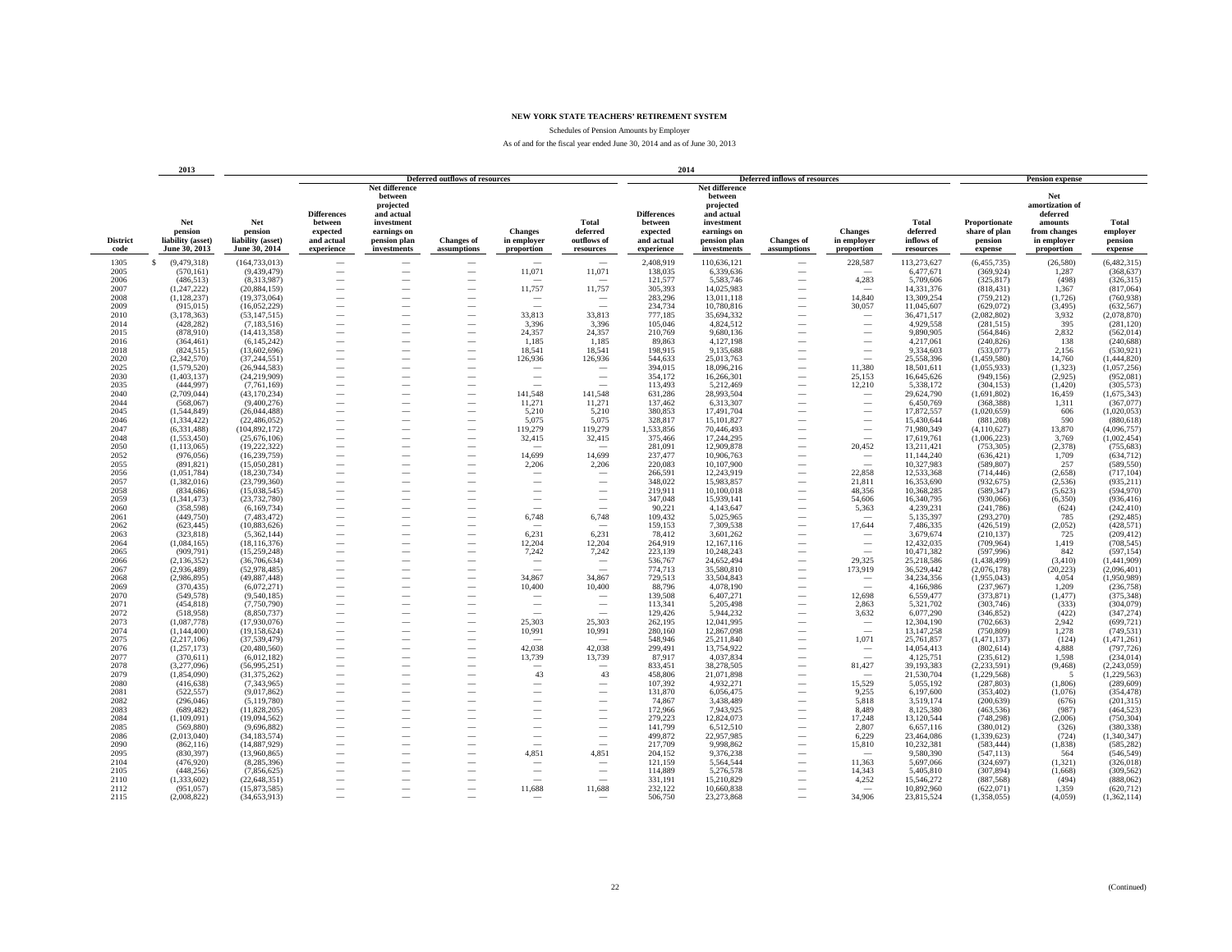# NEW YORK STATE TEACHERS' RETIREMENT SYSTEM

Schedules of Pension Amounts by Employer

As of and for the fiscal year ended June 30, 2014 and as of June 30, 2013

| | 2013 | 2014 | | | | | | | | | | | | | |
|---|---|---|---|---|---|---|---|---|---|---|---|---|---|---|---|
| | | | Deferred outflows of resources | | | | | Deferred inflows of resources | | | | | Pension expense | | |
| District code | Net pension liability (asset) June 30, 2013 | Net pension liability (asset) June 30, 2014 | Differences between expected and actual experience | Net difference between projected and actual investment earnings on pension plan investments | Changes of assumptions | Changes in employer proportion | Total deferred outflows of resources | Differences between expected and actual experience | Net difference between projected and actual investment earnings on pension plan investments | Changes of assumptions | Changes in employer proportion | Total deferred inflows of resources | Proportionate share of plan pension expense | Net amortization of deferred amounts from changes in employer proportion | Total employer pension expense |
| 1305 | $ (9,479,318) | (164,733,013) | — | — | — | — | — | 2,408,919 | 110,636,121 | — | 228,587 | 113,273,627 | (6,455,735) | (26,580) | (6,482,315) |
| 2005 | (570,161) | (9,439,479) | — | — | — | 11,071 | 11,071 | 138,035 | 6,339,636 | — | — | 6,477,671 | (369,924) | 1,287 | (368,637) |
| 2006 | (486,513) | (8,313,987) | — | — | — | — | — | 121,577 | 5,583,746 | — | 4,283 | 5,709,606 | (325,817) | (498) | (326,315) |
| 2007 | (1,247,222) | (20,884,159) | — | — | — | 11,757 | 11,757 | 305,393 | 14,025,983 | — | — | 14,331,376 | (818,431) | 1,367 | (817,064) |
| 2008 | (1,128,237) | (19,373,064) | — | — | — | — | — | 283,296 | 13,011,118 | — | 14,840 | 13,309,254 | (759,212) | (1,726) | (760,938) |
| 2009 | (915,015) | (16,052,229) | — | — | — | — | — | 234,734 | 10,780,816 | — | 30,057 | 11,045,607 | (629,072) | (3,495) | (632,567) |
| 2010 | (3,178,363) | (53,147,515) | — | — | — | 33,813 | 33,813 | 777,185 | 35,694,332 | — | — | 36,471,517 | (2,082,802) | 3,932 | (2,078,870) |
| 2014 | (428,282) | (7,183,516) | — | — | — | 3,396 | 3,396 | 105,046 | 4,824,512 | — | — | 4,929,558 | (281,515) | 395 | (281,120) |
| 2015 | (878,910) | (14,413,358) | — | — | — | 24,357 | 24,357 | 210,769 | 9,680,136 | — | — | 9,890,905 | (564,846) | 2,832 | (562,014) |
| 2016 | (364,461) | (6,145,242) | — | — | — | 1,185 | 1,185 | 89,863 | 4,127,198 | — | — | 4,217,061 | (240,826) | 138 | (240,688) |
| 2018 | (824,515) | (13,602,696) | — | — | — | 18,541 | 18,541 | 198,915 | 9,135,688 | — | — | 9,334,603 | (533,077) | 2,156 | (530,921) |
| 2020 | (2,342,570) | (37,244,551) | — | — | — | 126,936 | 126,936 | 544,633 | 25,013,763 | — | — | 25,558,396 | (1,459,580) | 14,760 | (1,444,820) |
| 2025 | (1,579,520) | (26,944,583) | — | — | — | — | — | 394,015 | 18,096,216 | — | 11,380 | 18,501,611 | (1,055,933) | (1,323) | (1,057,256) |
| 2030 | (1,403,137) | (24,219,909) | — | — | — | — | — | 354,172 | 16,266,301 | — | 25,153 | 16,645,626 | (949,156) | (2,925) | (952,081) |
| 2035 | (444,997) | (7,761,169) | — | — | — | — | — | 113,493 | 5,212,469 | — | 12,210 | 5,338,172 | (304,153) | (1,420) | (305,573) |
| 2040 | (2,709,044) | (43,170,234) | — | — | — | 141,548 | 141,548 | 631,286 | 28,993,504 | — | — | 29,624,790 | (1,691,802) | 16,459 | (1,675,343) |
| 2044 | (568,067) | (9,400,276) | — | — | — | 11,271 | 11,271 | 137,462 | 6,313,307 | — | — | 6,450,769 | (368,388) | 1,311 | (367,077) |
| 2045 | (1,544,849) | (26,044,488) | — | — | — | 5,210 | 5,210 | 380,853 | 17,491,704 | — | — | 17,872,557 | (1,020,659) | 606 | (1,020,053) |
| 2046 | (1,334,422) | (22,486,052) | — | — | — | 5,075 | 5,075 | 328,817 | 15,101,827 | — | — | 15,430,644 | (881,208) | 590 | (880,618) |
| 2047 | (6,331,488) | (104,892,172) | — | — | — | 119,279 | 119,279 | 1,533,856 | 70,446,493 | — | — | 71,980,349 | (4,110,627) | 13,870 | (4,096,757) |
| 2048 | (1,553,450) | (25,676,106) | — | — | — | 32,415 | 32,415 | 375,466 | 17,244,295 | — | — | 17,619,761 | (1,006,223) | 3,769 | (1,002,454) |
| 2050 | (1,113,065) | (19,222,322) | — | — | — | — | — | 281,091 | 12,909,878 | — | 20,452 | 13,211,421 | (753,305) | (2,378) | (755,683) |
| 2052 | (976,056) | (16,239,759) | — | — | — | 14,699 | 14,699 | 237,477 | 10,906,763 | — | — | 11,144,240 | (636,421) | 1,709 | (634,712) |
| 2055 | (891,821) | (15,050,281) | — | — | — | 2,206 | 2,206 | 220,083 | 10,107,900 | — | — | 10,327,983 | (589,807) | 257 | (589,550) |
| 2056 | (1,051,784) | (18,230,734) | — | — | — | — | — | 266,591 | 12,243,919 | — | 22,858 | 12,533,368 | (714,446) | (2,658) | (717,104) |
| 2057 | (1,382,016) | (23,799,360) | — | — | — | — | — | 348,022 | 15,983,857 | — | 21,811 | 16,353,690 | (932,675) | (2,536) | (935,211) |
| 2058 | (834,686) | (15,038,545) | — | — | — | — | — | 219,911 | 10,100,018 | — | 48,356 | 10,368,285 | (589,347) | (5,623) | (594,970) |
| 2059 | (1,341,473) | (23,732,780) | — | — | — | — | — | 347,048 | 15,939,141 | — | 54,606 | 16,340,795 | (930,066) | (6,350) | (936,416) |
| 2060 | (358,598) | (6,169,734) | — | — | — | — | — | 90,221 | 4,143,647 | — | 5,363 | 4,239,231 | (241,786) | (624) | (242,410) |
| 2061 | (449,750) | (7,483,472) | — | — | — | 6,748 | 6,748 | 109,432 | 5,025,965 | — | — | 5,135,397 | (293,270) | 785 | (292,485) |
| 2062 | (623,445) | (10,883,626) | — | — | — | — | — | 159,153 | 7,309,538 | — | 17,644 | 7,486,335 | (426,519) | (2,052) | (428,571) |
| 2063 | (323,818) | (5,362,144) | — | — | — | 6,231 | 6,231 | 78,412 | 3,601,262 | — | — | 3,679,674 | (210,137) | 725 | (209,412) |
| 2064 | (1,084,165) | (18,116,376) | — | — | — | 12,204 | 12,204 | 264,919 | 12,167,116 | — | — | 12,432,035 | (709,964) | 1,419 | (708,545) |
| 2065 | (909,791) | (15,259,248) | — | — | — | 7,242 | 7,242 | 223,139 | 10,248,243 | — | — | 10,471,382 | (597,996) | 842 | (597,154) |
| 2066 | (2,136,352) | (36,706,634) | — | — | — | — | — | 536,767 | 24,652,494 | — | 29,325 | 25,218,586 | (1,438,499) | (3,410) | (1,441,909) |
| 2067 | (2,936,489) | (52,978,485) | — | — | — | — | — | 774,713 | 35,580,810 | — | 173,919 | 36,529,442 | (2,076,178) | (20,223) | (2,096,401) |
| 2068 | (2,986,895) | (49,887,448) | — | — | — | 34,867 | 34,867 | 729,513 | 33,504,843 | — | — | 34,234,356 | (1,955,043) | 4,054 | (1,950,989) |
| 2069 | (370,435) | (6,072,271) | — | — | — | 10,400 | 10,400 | 88,796 | 4,078,190 | — | — | 4,166,986 | (237,967) | 1,209 | (236,758) |
| 2070 | (549,578) | (9,540,185) | — | — | — | — | — | 139,508 | 6,407,271 | — | 12,698 | 6,559,477 | (373,871) | (1,477) | (375,348) |
| 2071 | (454,818) | (7,750,790) | — | — | — | — | — | 113,341 | 5,205,498 | — | 2,863 | 5,321,702 | (303,746) | (333) | (304,079) |
| 2072 | (518,958) | (8,850,737) | — | — | — | — | — | 129,426 | 5,944,232 | — | 3,632 | 6,077,290 | (346,852) | (422) | (347,274) |
| 2073 | (1,087,778) | (17,930,076) | — | — | — | 25,303 | 25,303 | 262,195 | 12,041,995 | — | — | 12,304,190 | (702,663) | 2,942 | (699,721) |
| 2074 | (1,144,400) | (19,158,624) | — | — | — | 10,991 | 10,991 | 280,160 | 12,867,098 | — | — | 13,147,258 | (750,809) | 1,278 | (749,531) |
| 2075 | (2,217,106) | (37,539,479) | — | — | — | — | — | 548,946 | 25,211,840 | — | 1,071 | 25,761,857 | (1,471,137) | (124) | (1,471,261) |
| 2076 | (1,257,173) | (20,480,560) | — | — | — | 42,038 | 42,038 | 299,491 | 13,754,922 | — | — | 14,054,413 | (802,614) | 4,888 | (797,726) |
| 2077 | (370,611) | (6,012,182) | — | — | — | 13,739 | 13,739 | 87,917 | 4,037,834 | — | — | 4,125,751 | (235,612) | 1,598 | (234,014) |
| 2078 | (3,277,096) | (56,995,251) | — | — | — | — | — | 833,451 | 38,278,505 | — | 81,427 | 39,193,383 | (2,233,591) | (9,468) | (2,243,059) |
| 2079 | (1,854,090) | (31,375,262) | — | — | — | 43 | 43 | 458,806 | 21,071,898 | — | — | 21,530,704 | (1,229,568) | 5 | (1,229,563) |
| 2080 | (416,638) | (7,343,965) | — | — | — | — | — | 107,392 | 4,932,271 | — | 15,529 | 5,055,192 | (287,803) | (1,806) | (289,609) |
| 2081 | (522,557) | (9,017,862) | — | — | — | — | — | 131,870 | 6,056,475 | — | 9,255 | 6,197,600 | (353,402) | (1,076) | (354,478) |
| 2082 | (296,046) | (5,119,780) | — | — | — | — | — | 74,867 | 3,438,489 | — | 5,818 | 3,519,174 | (200,639) | (676) | (201,315) |
| 2083 | (689,482) | (11,828,205) | — | — | — | — | — | 172,966 | 7,943,925 | — | 8,489 | 8,125,380 | (463,536) | (987) | (464,523) |
| 2084 | (1,109,091) | (19,094,562) | — | — | — | — | — | 279,223 | 12,824,073 | — | 17,248 | 13,120,544 | (748,298) | (2,006) | (750,304) |
| 2085 | (569,880) | (9,696,882) | — | — | — | — | — | 141,799 | 6,512,510 | — | 2,807 | 6,657,116 | (380,012) | (326) | (380,338) |
| 2086 | (2,013,040) | (34,183,574) | — | — | — | — | — | 499,872 | 22,957,985 | — | 6,229 | 23,464,086 | (1,339,623) | (724) | (1,340,347) |
| 2090 | (862,116) | (14,887,929) | — | — | — | — | — | 217,709 | 9,998,862 | — | 15,810 | 10,232,381 | (583,444) | (1,838) | (585,282) |
| 2095 | (830,397) | (13,960,865) | — | — | — | 4,851 | 4,851 | 204,152 | 9,376,238 | — | — | 9,580,390 | (547,113) | 564 | (546,549) |
| 2104 | (476,920) | (8,285,396) | — | — | — | — | — | 121,159 | 5,564,544 | — | 11,363 | 5,697,066 | (324,697) | (1,321) | (326,018) |
| 2105 | (448,256) | (7,856,625) | — | — | — | — | — | 114,889 | 5,276,578 | — | 14,343 | 5,405,810 | (307,894) | (1,668) | (309,562) |
| 2110 | (1,333,602) | (22,648,351) | — | — | — | — | — | 331,191 | 15,210,829 | — | 4,252 | 15,546,272 | (887,568) | (494) | (888,062) |
| 2112 | (951,057) | (15,873,585) | — | — | — | 11,688 | 11,688 | 232,122 | 10,660,838 | — | — | 10,892,960 | (622,071) | 1,359 | (620,712) |
| 2115 | (2,008,822) | (34,653,913) | — | — | — | — | — | 506,750 | 23,273,868 | — | 34,906 | 23,815,524 | (1,358,055) | (4,059) | (1,362,114) |

(Continued)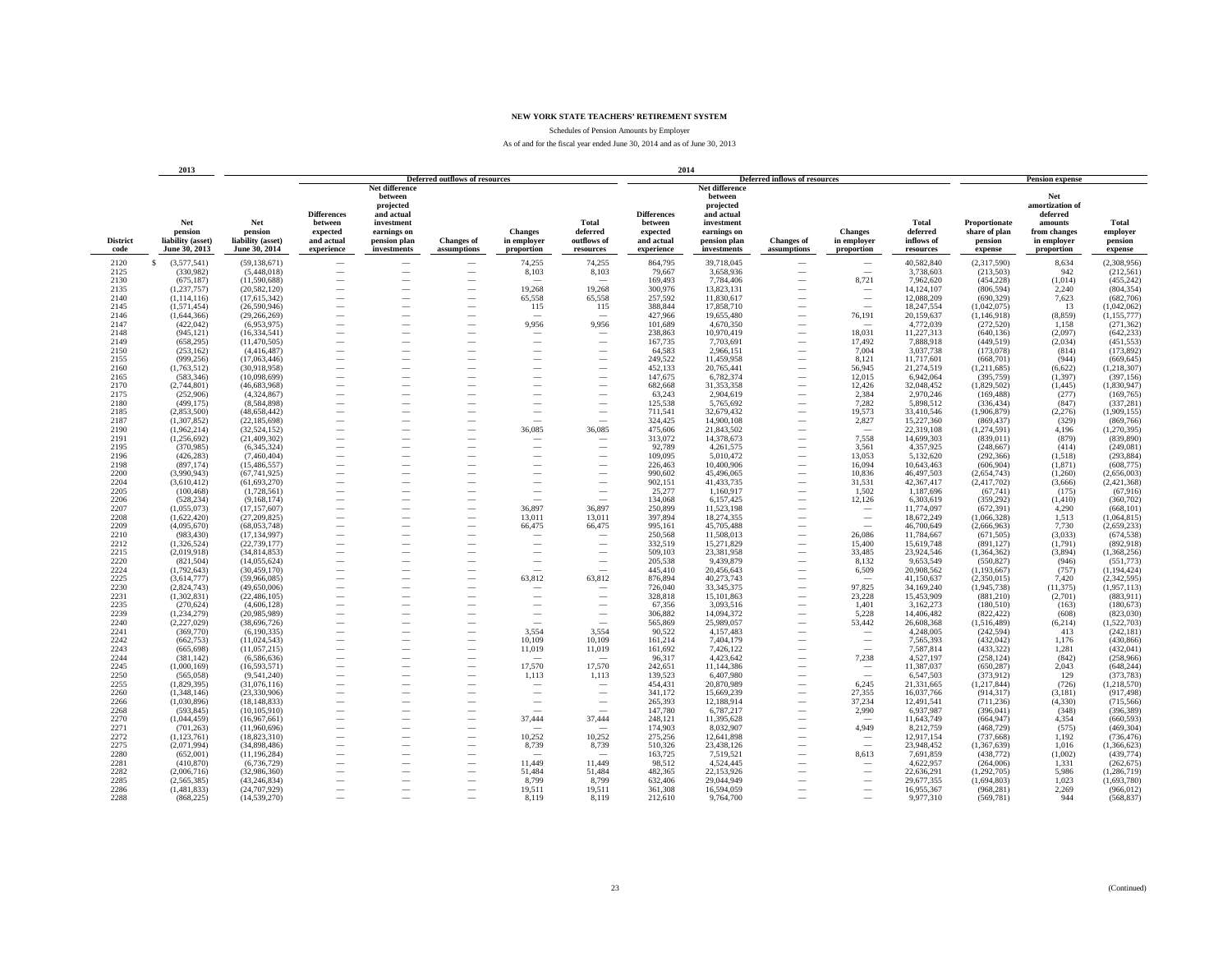# NEW YORK STATE TEACHERS' RETIREMENT SYSTEM

Schedules of Pension Amounts by Employer

As of and for the fiscal year ended June 30, 2014 and as of June 30, 2013

| | 2013 | 2014 | | | | | | | | | | | | | |
|---|---|---|---|---|---|---|---|---|---|---|---|---|---|---|---|
| | | | Deferred outflows of resources | | | | | Deferred inflows of resources | | | | | Pension expense | | |
| District code | Net pension liability (asset) June 30, 2013 | Net pension liability (asset) June 30, 2014 | Differences between expected and actual experience | Net difference between projected and actual investment earnings on pension plan investments | Changes of assumptions | Changes in employer proportion | Total deferred outflows of resources | Differences between expected and actual experience | Net difference between projected and actual investment earnings on pension plan investments | Changes of assumptions | Changes in employer proportion | Total deferred inflows of resources | Proportionate share of plan pension expense | Net amortization of deferred amounts from changes in employer proportion | Total employer pension expense |
| 2120 | $ (3,577,541) | (59,138,671) | — | — | — | 74,255 | 74,255 | 864,795 | 39,718,045 | — | — | 40,582,840 | (2,317,590) | 8,634 | (2,308,956) |
| 2125 | (330,982) | (5,448,018) | — | — | — | 8,103 | 8,103 | 79,667 | 3,658,936 | — | — | 3,738,603 | (213,503) | 942 | (212,561) |
| 2130 | (675,187) | (11,590,688) | — | — | — | — | — | 169,493 | 7,784,406 | — | 8,721 | 7,962,620 | (454,228) | (1,014) | (455,242) |
| 2135 | (1,237,757) | (20,582,120) | — | — | — | 19,268 | 19,268 | 300,976 | 13,823,131 | — | — | 14,124,107 | (806,594) | 2,240 | (804,354) |
| 2140 | (1,114,116) | (17,615,342) | — | — | — | 65,558 | 65,558 | 257,592 | 11,830,617 | — | — | 12,088,209 | (690,329) | 7,623 | (682,706) |
| 2145 | (1,571,454) | (26,590,946) | — | — | — | 115 | 115 | 388,844 | 17,858,710 | — | — | 18,247,554 | (1,042,075) | 13 | (1,042,062) |
| 2146 | (1,644,366) | (29,266,269) | — | — | — | — | — | 427,966 | 19,655,480 | — | 76,191 | 20,159,637 | (1,146,918) | (8,859) | (1,155,777) |
| 2147 | (422,042) | (6,953,975) | — | — | — | 9,956 | 9,956 | 101,689 | 4,670,350 | — | — | 4,772,039 | (272,520) | 1,158 | (271,362) |
| 2148 | (945,121) | (16,334,541) | — | — | — | — | — | 238,863 | 10,970,419 | — | 18,031 | 11,227,313 | (640,136) | (2,097) | (642,233) |
| 2149 | (658,295) | (11,470,505) | — | — | — | — | — | 167,735 | 7,703,691 | — | 17,492 | 7,888,918 | (449,519) | (2,034) | (451,553) |
| 2150 | (253,162) | (4,416,487) | — | — | — | — | — | 64,583 | 2,966,151 | — | 7,004 | 3,037,738 | (173,078) | (814) | (173,892) |
| 2155 | (999,256) | (17,063,446) | — | — | — | — | — | 249,522 | 11,459,958 | — | 8,121 | 11,717,601 | (668,701) | (944) | (669,645) |
| 2160 | (1,763,512) | (30,918,958) | — | — | — | — | — | 452,133 | 20,765,441 | — | 56,945 | 21,274,519 | (1,211,685) | (6,622) | (1,218,307) |
| 2165 | (583,346) | (10,098,699) | — | — | — | — | — | 147,675 | 6,782,374 | — | 12,015 | 6,942,064 | (395,759) | (1,397) | (397,156) |
| 2170 | (2,744,801) | (46,683,968) | — | — | — | — | — | 682,668 | 31,353,358 | — | 12,426 | 32,048,452 | (1,829,502) | (1,445) | (1,830,947) |
| 2175 | (252,906) | (4,324,867) | — | — | — | — | — | 63,243 | 2,904,619 | — | 2,384 | 2,970,246 | (169,488) | (277) | (169,765) |
| 2180 | (499,175) | (8,584,898) | — | — | — | — | — | 125,538 | 5,765,692 | — | 7,282 | 5,898,512 | (336,434) | (847) | (337,281) |
| 2185 | (2,853,500) | (48,658,442) | — | — | — | — | — | 711,541 | 32,679,432 | — | 19,573 | 33,410,546 | (1,906,879) | (2,276) | (1,909,155) |
| 2187 | (1,307,852) | (22,185,698) | — | — | — | — | — | 324,425 | 14,900,108 | — | 2,827 | 15,227,360 | (869,437) | (329) | (869,766) |
| 2190 | (1,962,214) | (32,524,152) | — | — | — | 36,085 | 36,085 | 475,606 | 21,843,502 | — | — | 22,319,108 | (1,274,591) | 4,196 | (1,270,395) |
| 2191 | (1,256,692) | (21,409,302) | — | — | — | — | — | 313,072 | 14,378,673 | — | 7,558 | 14,699,303 | (839,011) | (879) | (839,890) |
| 2195 | (370,985) | (6,345,324) | — | — | — | — | — | 92,789 | 4,261,575 | — | 3,561 | 4,357,925 | (248,667) | (414) | (249,081) |
| 2196 | (426,283) | (7,460,404) | — | — | — | — | — | 109,095 | 5,010,472 | — | 13,053 | 5,132,620 | (292,366) | (1,518) | (293,884) |
| 2198 | (897,174) | (15,486,557) | — | — | — | — | — | 226,463 | 10,400,906 | — | 16,094 | 10,643,463 | (606,904) | (1,871) | (608,775) |
| 2200 | (3,990,943) | (67,741,925) | — | — | — | — | — | 990,602 | 45,496,065 | — | 10,836 | 46,497,503 | (2,654,743) | (1,260) | (2,656,003) |
| 2204 | (3,610,412) | (61,693,270) | — | — | — | — | — | 902,151 | 41,433,735 | — | 31,531 | 42,367,417 | (2,417,702) | (3,666) | (2,421,368) |
| 2205 | (100,468) | (1,728,561) | — | — | — | — | — | 25,277 | 1,160,917 | — | 1,502 | 1,187,696 | (67,741) | (175) | (67,916) |
| 2206 | (528,234) | (9,168,174) | — | — | — | — | — | 134,068 | 6,157,425 | — | 12,126 | 6,303,619 | (359,292) | (1,410) | (360,702) |
| 2207 | (1,055,073) | (17,157,607) | — | — | — | 36,897 | 36,897 | 250,899 | 11,523,198 | — | — | 11,774,097 | (672,391) | 4,290 | (668,101) |
| 2208 | (1,622,420) | (27,209,825) | — | — | — | 13,011 | 13,011 | 397,894 | 18,274,355 | — | — | 18,672,249 | (1,066,328) | 1,513 | (1,064,815) |
| 2209 | (4,095,670) | (68,053,748) | — | — | — | 66,475 | 66,475 | 995,161 | 45,705,488 | — | — | 46,700,649 | (2,666,963) | 7,730 | (2,659,233) |
| 2210 | (983,430) | (17,134,997) | — | — | — | — | — | 250,568 | 11,508,013 | — | 26,086 | 11,784,667 | (671,505) | (3,033) | (674,538) |
| 2212 | (1,326,524) | (22,739,177) | — | — | — | — | — | 332,519 | 15,271,829 | — | 15,400 | 15,619,748 | (891,127) | (1,791) | (892,918) |
| 2215 | (2,019,918) | (34,814,853) | — | — | — | — | — | 509,103 | 23,381,958 | — | 33,485 | 23,924,546 | (1,364,362) | (3,894) | (1,368,256) |
| 2220 | (821,504) | (14,055,624) | — | — | — | — | — | 205,538 | 9,439,879 | — | 8,132 | 9,653,549 | (550,827) | (946) | (551,773) |
| 2224 | (1,792,643) | (30,459,170) | — | — | — | — | — | 445,410 | 20,456,643 | — | 6,509 | 20,908,562 | (1,193,667) | (757) | (1,194,424) |
| 2225 | (3,614,777) | (59,966,085) | — | — | — | 63,812 | 63,812 | 876,894 | 40,273,743 | — | — | 41,150,637 | (2,350,015) | 7,420 | (2,342,595) |
| 2230 | (2,824,743) | (49,650,006) | — | — | — | — | — | 726,040 | 33,345,375 | — | 97,825 | 34,169,240 | (1,945,738) | (11,375) | (1,957,113) |
| 2231 | (1,302,831) | (22,486,105) | — | — | — | — | — | 328,818 | 15,101,863 | — | 23,228 | 15,453,909 | (881,210) | (2,701) | (883,911) |
| 2235 | (270,624) | (4,606,128) | — | — | — | — | — | 67,356 | 3,093,516 | — | 1,401 | 3,162,273 | (180,510) | (163) | (180,673) |
| 2239 | (1,234,279) | (20,985,989) | — | — | — | — | — | 306,882 | 14,094,372 | — | 5,228 | 14,406,482 | (822,422) | (608) | (823,030) |
| 2240 | (2,227,029) | (38,696,726) | — | — | — | — | — | 565,869 | 25,989,057 | — | 53,442 | 26,608,368 | (1,516,489) | (6,214) | (1,522,703) |
| 2241 | (369,770) | (6,190,335) | — | — | — | 3,554 | 3,554 | 90,522 | 4,157,483 | — | — | 4,248,005 | (242,594) | 413 | (242,181) |
| 2242 | (662,753) | (11,024,543) | — | — | — | 10,109 | 10,109 | 161,214 | 7,404,179 | — | — | 7,565,393 | (432,042) | 1,176 | (430,866) |
| 2243 | (665,698) | (11,057,215) | — | — | — | 11,019 | 11,019 | 161,692 | 7,426,122 | — | — | 7,587,814 | (433,322) | 1,281 | (432,041) |
| 2244 | (381,142) | (6,586,636) | — | — | — | — | — | 96,317 | 4,423,642 | — | 7,238 | 4,527,197 | (258,124) | (842) | (258,966) |
| 2245 | (1,000,169) | (16,593,571) | — | — | — | 17,570 | 17,570 | 242,651 | 11,144,386 | — | — | 11,387,037 | (650,287) | 2,043 | (648,244) |
| 2250 | (565,058) | (9,541,240) | — | — | — | 1,113 | 1,113 | 139,523 | 6,407,980 | — | — | 6,547,503 | (373,912) | 129 | (373,783) |
| 2255 | (1,829,395) | (31,076,116) | — | — | — | — | — | 454,431 | 20,870,989 | — | 6,245 | 21,331,665 | (1,217,844) | (726) | (1,218,570) |
| 2260 | (1,348,146) | (23,330,906) | — | — | — | — | — | 341,172 | 15,669,239 | — | 27,355 | 16,037,766 | (914,317) | (3,181) | (917,498) |
| 2266 | (1,030,896) | (18,148,833) | — | — | — | — | — | 265,393 | 12,188,914 | — | 37,234 | 12,491,541 | (711,236) | (4,330) | (715,566) |
| 2268 | (593,845) | (10,105,910) | — | — | — | — | — | 147,780 | 6,787,217 | — | 2,990 | 6,937,987 | (396,041) | (348) | (396,389) |
| 2270 | (1,044,459) | (16,967,661) | — | — | — | 37,444 | 37,444 | 248,121 | 11,395,628 | — | — | 11,643,749 | (664,947) | 4,354 | (660,593) |
| 2271 | (701,263) | (11,960,696) | — | — | — | — | — | 174,903 | 8,032,907 | — | 4,949 | 8,212,759 | (468,729) | (575) | (469,304) |
| 2272 | (1,123,761) | (18,823,310) | — | — | — | 10,252 | 10,252 | 275,256 | 12,641,898 | — | — | 12,917,154 | (737,668) | 1,192 | (736,476) |
| 2275 | (2,071,994) | (34,898,486) | — | — | — | 8,739 | 8,739 | 510,326 | 23,438,126 | — | — | 23,948,452 | (1,367,639) | 1,016 | (1,366,623) |
| 2280 | (652,001) | (11,196,284) | — | — | — | — | — | 163,725 | 7,519,521 | — | 8,613 | 7,691,859 | (438,772) | (1,002) | (439,774) |
| 2281 | (410,870) | (6,736,729) | — | — | — | 11,449 | 11,449 | 98,512 | 4,524,445 | — | — | 4,622,957 | (264,006) | 1,331 | (262,675) |
| 2282 | (2,006,716) | (32,986,360) | — | — | — | 51,484 | 51,484 | 482,365 | 22,153,926 | — | — | 22,636,291 | (1,292,705) | 5,986 | (1,286,719) |
| 2285 | (2,565,385) | (43,246,834) | — | — | — | 8,799 | 8,799 | 632,406 | 29,044,949 | — | — | 29,677,355 | (1,694,803) | 1,023 | (1,693,780) |
| 2286 | (1,481,833) | (24,707,929) | — | — | — | 19,511 | 19,511 | 361,308 | 16,594,059 | — | — | 16,955,367 | (968,281) | 2,269 | (966,012) |
| 2288 | (868,225) | (14,539,270) | — | — | — | 8,119 | 8,119 | 212,610 | 9,764,700 | — | — | 9,977,310 | (569,781) | 944 | (568,837) |

(Continued)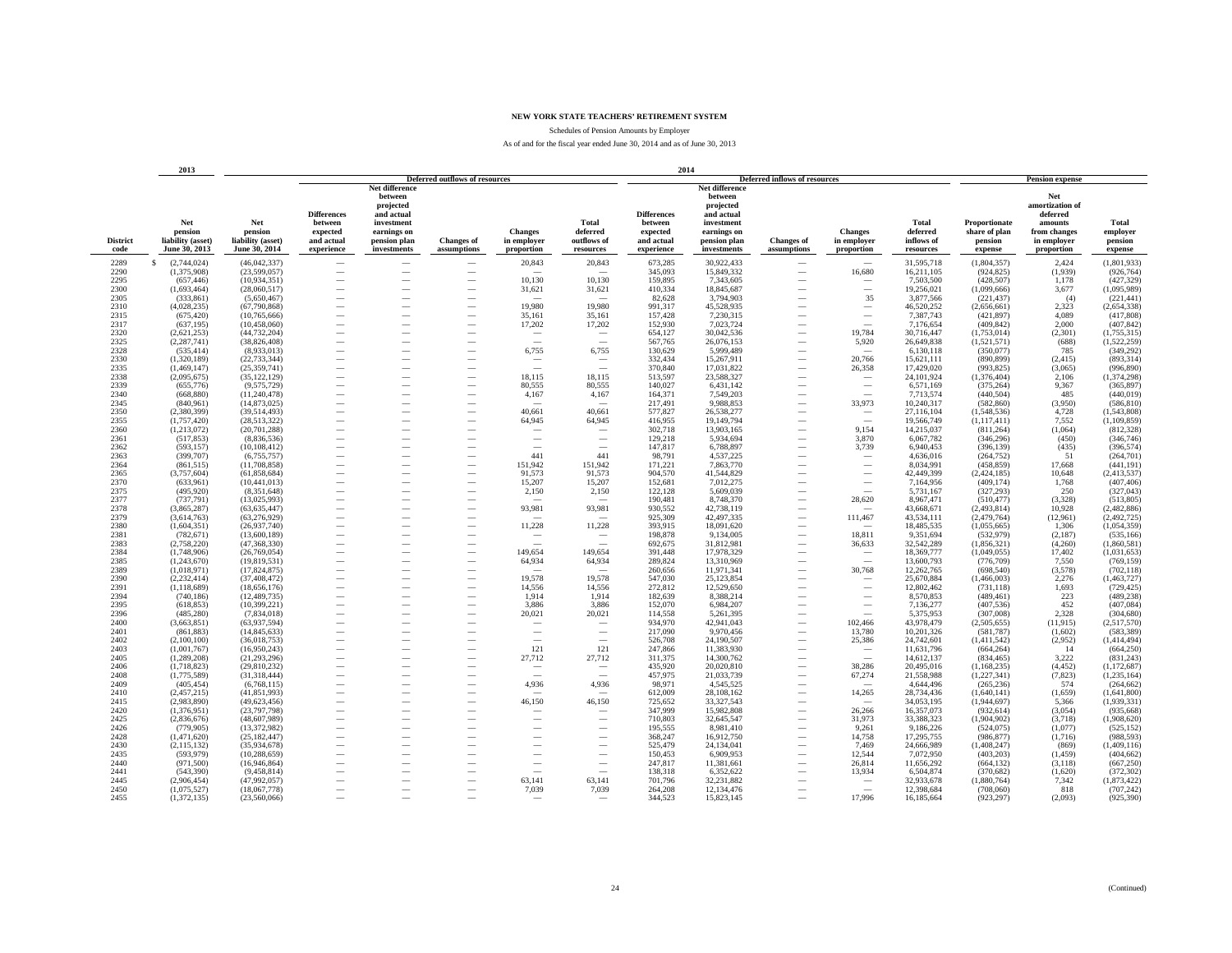# NEW YORK STATE TEACHERS' RETIREMENT SYSTEM

Schedules of Pension Amounts by Employer

As of and for the fiscal year ended June 30, 2014 and as of June 30, 2013

| | 2013 | 2014 | | | | | | | | | | | | | | |
|---|---|---|---|---|---|---|---|---|---|---|---|---|---|---|---|---|
| | | | Deferred outflows of resources | | | | | Deferred inflows of resources | | | | | Pension expense | | | |
| District code | Net pension liability (asset) June 30, 2013 | Net pension liability (asset) June 30, 2014 | Differences between expected and actual experience | Net difference between projected and actual investment earnings on pension plan investments | Changes of assumptions | Changes in employer proportion | Total deferred outflows of resources | Differences between expected and actual experience | Net difference between projected and actual investment earnings on pension plan investments | Changes of assumptions | Changes in employer proportion | Total deferred inflows of resources | Proportionate share of plan pension expense | Net amortization of deferred amounts from changes in employer proportion | Total employer pension expense |
| 2289 | $ (2,744,024) | (46,042,337) | — | — | — | 20,843 | 20,843 | 673,285 | 30,922,433 | — | — | 31,595,718 | (1,804,357) | 2,424 | (1,801,933) |
| 2290 | (1,375,908) | (23,599,057) | — | — | — | — | — | 345,093 | 15,849,332 | — | 16,680 | 16,211,105 | (924,825) | (1,939) | (926,764) |
| 2295 | (657,446) | (10,934,351) | — | — | — | 10,130 | 10,130 | 159,895 | 7,343,605 | — | — | 7,503,500 | (428,507) | 1,178 | (427,329) |
| 2300 | (1,693,464) | (28,060,517) | — | — | — | 31,621 | 31,621 | 410,334 | 18,845,687 | — | — | 19,256,021 | (1,099,666) | 3,677 | (1,095,989) |
| 2305 | (333,861) | (5,650,467) | — | — | — | — | — | 82,628 | 3,794,903 | — | 35 | 3,877,566 | (221,437) | (4) | (221,441) |
| 2310 | (4,028,235) | (67,790,868) | — | — | — | 19,980 | 19,980 | 991,317 | 45,528,935 | — | — | 46,520,252 | (2,656,661) | 2,323 | (2,654,338) |
| 2315 | (675,420) | (10,765,666) | — | — | — | 35,161 | 35,161 | 157,428 | 7,230,315 | — | — | 7,387,743 | (421,897) | 4,089 | (417,808) |
| 2317 | (637,195) | (10,458,060) | — | — | — | 17,202 | 17,202 | 152,930 | 7,023,724 | — | — | 7,176,654 | (409,842) | 2,000 | (407,842) |
| 2320 | (2,621,253) | (44,732,204) | — | — | — | — | — | 654,127 | 30,042,536 | — | 19,784 | 30,716,447 | (1,753,014) | (2,301) | (1,755,315) |
| 2325 | (2,287,741) | (38,826,408) | — | — | — | — | — | 567,765 | 26,076,153 | — | 5,920 | 26,649,838 | (1,521,571) | (688) | (1,522,259) |
| 2328 | (535,414) | (8,933,013) | — | — | — | 6,755 | 6,755 | 130,629 | 5,999,489 | — | — | 6,130,118 | (350,077) | 785 | (349,292) |
| 2330 | (1,320,189) | (22,733,344) | — | — | — | — | — | 332,434 | 15,267,911 | — | 20,766 | 15,621,111 | (890,899) | (2,415) | (893,314) |
| 2335 | (1,469,147) | (25,359,741) | — | — | — | — | — | 370,840 | 17,031,822 | — | 26,358 | 17,429,020 | (993,825) | (3,065) | (996,890) |
| 2338 | (2,095,675) | (35,122,129) | — | — | — | 18,115 | 18,115 | 513,597 | 23,588,327 | — | — | 24,101,924 | (1,376,404) | 2,106 | (1,374,298) |
| 2339 | (655,776) | (9,575,729) | — | — | — | 80,555 | 80,555 | 140,027 | 6,431,142 | — | — | 6,571,169 | (375,264) | 9,367 | (365,897) |
| 2340 | (668,880) | (11,240,478) | — | — | — | 4,167 | 4,167 | 164,371 | 7,549,203 | — | — | 7,713,574 | (440,504) | 485 | (440,019) |
| 2345 | (840,961) | (14,873,025) | — | — | — | — | — | 217,491 | 9,988,853 | — | 33,973 | 10,240,317 | (582,860) | (3,950) | (586,810) |
| 2350 | (2,380,399) | (39,514,493) | — | — | — | 40,661 | 40,661 | 577,827 | 26,538,277 | — | — | 27,116,104 | (1,548,536) | 4,728 | (1,543,808) |
| 2355 | (1,757,420) | (28,513,322) | — | — | — | 64,945 | 64,945 | 416,955 | 19,149,794 | — | — | 19,566,749 | (1,117,411) | 7,552 | (1,109,859) |
| 2360 | (1,213,072) | (20,701,288) | — | — | — | — | — | 302,718 | 13,903,165 | — | 9,154 | 14,215,037 | (811,264) | (1,064) | (812,328) |
| 2361 | (517,853) | (8,836,536) | — | — | — | — | — | 129,218 | 5,934,694 | — | 3,870 | 6,067,782 | (346,296) | (450) | (346,746) |
| 2362 | (593,157) | (10,108,412) | — | — | — | — | — | 147,817 | 6,788,897 | — | 3,739 | 6,940,453 | (396,139) | (435) | (396,574) |
| 2363 | (399,707) | (6,755,757) | — | — | — | 441 | 441 | 98,791 | 4,537,225 | — | — | 4,636,016 | (264,752) | 51 | (264,701) |
| 2364 | (861,515) | (11,708,858) | — | — | — | 151,942 | 151,942 | 171,221 | 7,863,770 | — | — | 8,034,991 | (458,859) | 17,668 | (441,191) |
| 2365 | (3,757,604) | (61,858,684) | — | — | — | 91,573 | 91,573 | 904,570 | 41,544,829 | — | — | 42,449,399 | (2,424,185) | 10,648 | (2,413,537) |
| 2370 | (633,961) | (10,441,013) | — | — | — | 15,207 | 15,207 | 152,681 | 7,012,275 | — | — | 7,164,956 | (409,174) | 1,768 | (407,406) |
| 2375 | (495,920) | (8,351,648) | — | — | — | 2,150 | 2,150 | 122,128 | 5,609,039 | — | — | 5,731,167 | (327,293) | 250 | (327,043) |
| 2377 | (737,791) | (13,025,993) | — | — | — | — | — | 190,481 | 8,748,370 | — | 28,620 | 8,967,471 | (510,477) | (3,328) | (513,805) |
| 2378 | (3,865,287) | (63,635,447) | — | — | — | 93,981 | 93,981 | 930,552 | 42,738,119 | — | — | 43,668,671 | (2,493,814) | 10,928 | (2,482,886) |
| 2379 | (3,614,763) | (63,276,929) | — | — | — | — | — | 925,309 | 42,497,335 | — | 111,467 | 43,534,111 | (2,479,764) | (12,961) | (2,492,725) |
| 2380 | (1,604,351) | (26,937,740) | — | — | — | 11,228 | 11,228 | 393,915 | 18,091,620 | — | — | 18,485,535 | (1,055,665) | 1,306 | (1,054,359) |
| 2381 | (782,671) | (13,600,189) | — | — | — | — | — | 198,878 | 9,134,005 | — | 18,811 | 9,351,694 | (532,979) | (2,187) | (535,166) |
| 2383 | (2,758,220) | (47,368,330) | — | — | — | — | — | 692,675 | 31,812,981 | — | 36,633 | 32,542,289 | (1,856,321) | (4,260) | (1,860,581) |
| 2384 | (1,748,906) | (26,769,054) | — | — | — | 149,654 | 149,654 | 391,448 | 17,978,329 | — | — | 18,369,777 | (1,049,055) | 17,402 | (1,031,653) |
| 2385 | (1,243,670) | (19,819,531) | — | — | — | 64,934 | 64,934 | 289,824 | 13,310,969 | — | — | 13,600,793 | (776,709) | 7,550 | (769,159) |
| 2389 | (1,018,971) | (17,824,875) | — | — | — | — | — | 260,656 | 11,971,341 | — | 30,768 | 12,262,765 | (698,540) | (3,578) | (702,118) |
| 2390 | (2,232,414) | (37,408,472) | — | — | — | 19,578 | 19,578 | 547,030 | 25,123,854 | — | — | 25,670,884 | (1,466,003) | 2,276 | (1,463,727) |
| 2391 | (1,118,689) | (18,656,176) | — | — | — | 14,556 | 14,556 | 272,812 | 12,529,650 | — | — | 12,802,462 | (731,118) | 1,693 | (729,425) |
| 2394 | (740,186) | (12,489,735) | — | — | — | 1,914 | 1,914 | 182,639 | 8,388,214 | — | — | 8,570,853 | (489,461) | 223 | (489,238) |
| 2395 | (618,853) | (10,399,221) | — | — | — | 3,886 | 3,886 | 152,070 | 6,984,207 | — | — | 7,136,277 | (407,536) | 452 | (407,084) |
| 2396 | (485,280) | (7,834,018) | — | — | — | 20,021 | 20,021 | 114,558 | 5,261,395 | — | — | 5,375,953 | (307,008) | 2,328 | (304,680) |
| 2400 | (3,663,851) | (63,937,594) | — | — | — | — | — | 934,970 | 42,941,043 | — | 102,466 | 43,978,479 | (2,505,655) | (11,915) | (2,517,570) |
| 2401 | (861,883) | (14,845,633) | — | — | — | — | — | 217,090 | 9,970,456 | — | 13,780 | 10,201,326 | (581,787) | (1,602) | (583,389) |
| 2402 | (2,100,100) | (36,018,753) | — | — | — | — | — | 526,708 | 24,190,507 | — | 25,386 | 24,742,601 | (1,411,542) | (2,952) | (1,414,494) |
| 2403 | (1,001,767) | (16,950,243) | — | — | — | 121 | 121 | 247,866 | 11,383,930 | — | — | 11,631,796 | (664,264) | 14 | (664,250) |
| 2405 | (1,289,208) | (21,293,296) | — | — | — | 27,712 | 27,712 | 311,375 | 14,300,762 | — | — | 14,612,137 | (834,465) | 3,222 | (831,243) |
| 2406 | (1,718,823) | (29,810,232) | — | — | — | — | — | 435,920 | 20,020,810 | — | 38,286 | 20,495,016 | (1,168,235) | (4,452) | (1,172,687) |
| 2408 | (1,775,589) | (31,318,444) | — | — | — | — | — | 457,975 | 21,033,739 | — | 67,274 | 21,558,988 | (1,227,341) | (7,823) | (1,235,164) |
| 2409 | (405,454) | (6,768,115) | — | — | — | 4,936 | 4,936 | 98,971 | 4,545,525 | — | — | 4,644,496 | (265,236) | 574 | (264,662) |
| 2410 | (2,457,215) | (41,851,993) | — | — | — | — | — | 612,009 | 28,108,162 | — | 14,265 | 28,734,436 | (1,640,141) | (1,659) | (1,641,800) |
| 2415 | (2,983,890) | (49,623,456) | — | — | — | 46,150 | 46,150 | 725,652 | 33,327,543 | — | — | 34,053,195 | (1,944,697) | 5,366 | (1,939,331) |
| 2420 | (1,376,951) | (23,797,798) | — | — | — | — | — | 347,999 | 15,982,808 | — | 26,266 | 16,357,073 | (932,614) | (3,054) | (935,668) |
| 2425 | (2,836,676) | (48,607,989) | — | — | — | — | — | 710,803 | 32,645,547 | — | 31,973 | 33,388,323 | (1,904,902) | (3,718) | (1,908,620) |
| 2426 | (779,905) | (13,372,982) | — | — | — | — | — | 195,555 | 8,981,410 | — | 9,261 | 9,186,226 | (524,075) | (1,077) | (525,152) |
| 2428 | (1,471,620) | (25,182,447) | — | — | — | — | — | 368,247 | 16,912,750 | — | 14,758 | 17,295,755 | (986,877) | (1,716) | (988,593) |
| 2430 | (2,115,132) | (35,934,678) | — | — | — | — | — | 525,479 | 24,134,041 | — | 7,469 | 24,666,989 | (1,408,247) | (869) | (1,409,116) |
| 2435 | (593,979) | (10,288,659) | — | — | — | — | — | 150,453 | 6,909,953 | — | 12,544 | 7,072,950 | (403,203) | (1,459) | (404,662) |
| 2440 | (971,500) | (16,946,864) | — | — | — | — | — | 247,817 | 11,381,661 | — | 26,814 | 11,656,292 | (664,132) | (3,118) | (667,250) |
| 2441 | (543,390) | (9,458,814) | — | — | — | — | — | 138,318 | 6,352,622 | — | 13,934 | 6,504,874 | (370,682) | (1,620) | (372,302) |
| 2445 | (2,906,454) | (47,992,057) | — | — | — | 63,141 | 63,141 | 701,796 | 32,231,882 | — | — | 32,933,678 | (1,880,764) | 7,342 | (1,873,422) |
| 2450 | (1,075,527) | (18,067,778) | — | — | — | 7,039 | 7,039 | 264,208 | 12,134,476 | — | — | 12,398,684 | (708,060) | 818 | (707,242) |
| 2455 | (1,372,135) | (23,560,066) | — | — | — | — | — | 344,523 | 15,823,145 | — | 17,996 | 16,185,664 | (923,297) | (2,093) | (925,390) |

(Continued)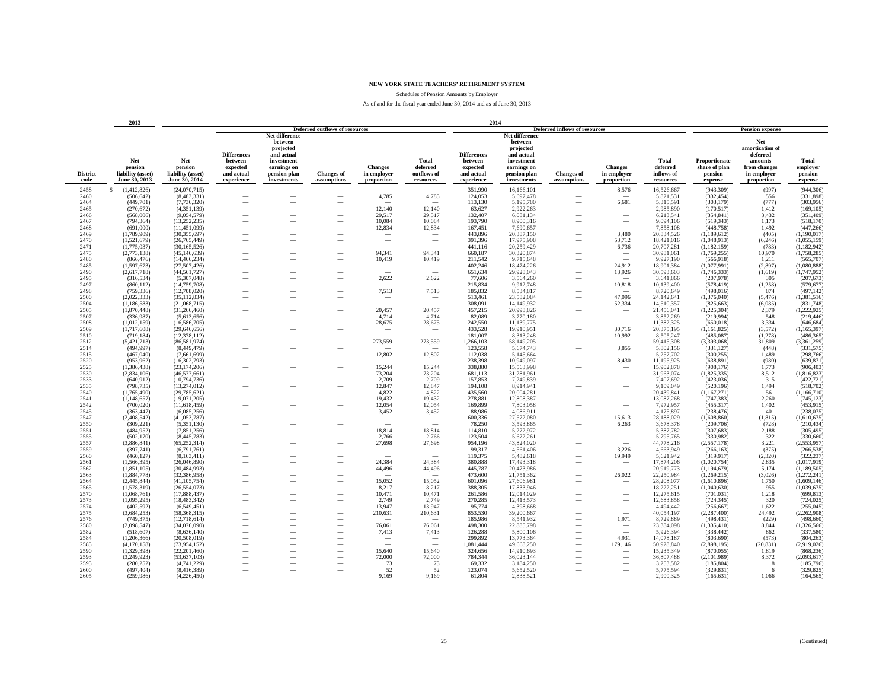# NEW YORK STATE TEACHERS' RETIREMENT SYSTEM

Schedules of Pension Amounts by Employer

As of and for the fiscal year ended June 30, 2014 and as of June 30, 2013

| | 2013 | 2014 | | | | | | | | | | | | | | |
|---|---|---|---|---|---|---|---|---|---|---|---|---|---|---|---|---|
| | | | Deferred outflows of resources | | | | | Deferred inflows of resources | | | | | Pension expense | | | |
| District code | Net pension liability (asset) June 30, 2013 | Net pension liability (asset) June 30, 2014 | Differences between expected and actual experience | Net difference between projected and actual investment earnings on pension plan investments | Changes of assumptions | Changes in employer proportion | Total deferred outflows of resources | Differences between expected and actual experience | Net difference between projected and actual investment earnings on pension plan investments | Changes of assumptions | Changes in employer proportion | Total deferred inflows of resources | Proportionate share of plan pension expense | Net amortization of deferred amounts from changes in employer proportion | Total employer pension expense |
| 2458 | $ (1,412,826) | (24,070,715) | — | — | — | — | — | 351,990 | 16,166,101 | — | 8,576 | 16,526,667 | (943,309) | (997) | (944,306) |
| 2460 | (506,642) | (8,483,331) | — | — | — | 4,785 | 4,785 | 124,053 | 5,697,478 | — | — | 5,821,531 | (332,454) | 556 | (331,898) |
| 2464 | (449,701) | (7,736,320) | — | — | — | — | — | 113,130 | 5,195,780 | — | 6,681 | 5,315,591 | (303,179) | (777) | (303,956) |
| 2465 | (270,672) | (4,351,139) | — | — | — | 12,140 | 12,140 | 63,627 | 2,922,263 | — | — | 2,985,890 | (170,517) | 1,412 | (169,105) |
| 2466 | (568,006) | (9,054,579) | — | — | — | 29,517 | 29,517 | 132,407 | 6,081,134 | — | — | 6,213,541 | (354,841) | 3,432 | (351,409) |
| 2467 | (794,364) | (13,252,235) | — | — | — | 10,084 | 10,084 | 193,790 | 8,900,316 | — | — | 9,094,106 | (519,343) | 1,173 | (518,170) |
| 2468 | (691,000) | (11,451,099) | — | — | — | 12,834 | 12,834 | 167,451 | 7,690,657 | — | — | 7,858,108 | (448,758) | 1,492 | (447,266) |
| 2469 | (1,789,909) | (30,355,697) | — | — | — | — | — | 443,896 | 20,387,150 | — | 3,480 | 20,834,526 | (1,189,612) | (405) | (1,190,017) |
| 2470 | (1,521,679) | (26,765,449) | — | — | — | — | — | 391,396 | 17,975,908 | — | 53,712 | 18,421,016 | (1,048,913) | (6,246) | (1,055,159) |
| 2471 | (1,775,037) | (30,165,526) | — | — | — | — | — | 441,116 | 20,259,429 | — | 6,736 | 20,707,281 | (1,182,159) | (783) | (1,182,942) |
| 2475 | (2,773,138) | (45,146,639) | — | — | — | 94,341 | 94,341 | 660,187 | 30,320,874 | — | — | 30,981,061 | (1,769,255) | 10,970 | (1,758,285) |
| 2480 | (866,476) | (14,466,234) | — | — | — | 10,419 | 10,419 | 211,542 | 9,715,648 | — | — | 9,927,190 | (566,918) | 1,211 | (565,707) |
| 2485 | (1,597,673) | (27,507,426) | — | — | — | — | — | 402,246 | 18,474,226 | — | 24,912 | 18,901,384 | (1,077,991) | (2,897) | (1,080,888) |
| 2490 | (2,617,718) | (44,561,727) | — | — | — | — | — | 651,634 | 29,928,043 | — | 13,926 | 30,593,603 | (1,746,333) | (1,619) | (1,747,952) |
| 2495 | (316,534) | (5,307,048) | — | — | — | 2,622 | 2,622 | 77,606 | 3,564,260 | — | — | 3,641,866 | (207,978) | 305 | (207,673) |
| 2497 | (860,112) | (14,759,708) | — | — | — | — | — | 215,834 | 9,912,748 | — | 10,818 | 10,139,400 | (578,419) | (1,258) | (579,677) |
| 2498 | (759,336) | (12,708,020) | — | — | — | 7,513 | 7,513 | 185,832 | 8,534,817 | — | — | 8,720,649 | (498,016) | 874 | (497,142) |
| 2500 | (2,022,333) | (35,112,834) | — | — | — | — | — | 513,461 | 23,582,084 | — | 47,096 | 24,142,641 | (1,376,040) | (5,476) | (1,381,516) |
| 2504 | (1,186,583) | (21,068,715) | — | — | — | — | — | 308,091 | 14,149,932 | — | 52,334 | 14,510,357 | (825,663) | (6,085) | (831,748) |
| 2505 | (1,870,448) | (31,266,460) | — | — | — | 20,457 | 20,457 | 457,215 | 20,998,826 | — | — | 21,456,041 | (1,225,304) | 2,379 | (1,222,925) |
| 2507 | (336,987) | (5,613,656) | — | — | — | 4,714 | 4,714 | 82,089 | 3,770,180 | — | — | 3,852,269 | (219,994) | 548 | (219,446) |
| 2508 | (1,012,159) | (16,586,705) | — | — | — | 28,675 | 28,675 | 242,550 | 11,139,775 | — | — | 11,382,325 | (650,018) | 3,334 | (646,684) |
| 2509 | (1,717,608) | (29,646,656) | — | — | — | — | — | 433,528 | 19,910,951 | — | 30,716 | 20,375,195 | (1,161,825) | (3,572) | (1,165,397) |
| 2510 | (719,184) | (12,378,112) | — | — | — | — | — | 181,007 | 8,313,248 | — | 10,992 | 8,505,247 | (485,087) | (1,278) | (486,365) |
| 2512 | (5,421,713) | (86,581,974) | — | — | — | 273,559 | 273,559 | 1,266,103 | 58,149,205 | — | — | 59,415,308 | (3,393,068) | 31,809 | (3,361,259) |
| 2514 | (494,997) | (8,449,479) | — | — | — | — | — | 123,558 | 5,674,743 | — | 3,855 | 5,802,156 | (331,127) | (448) | (331,575) |
| 2515 | (467,040) | (7,661,699) | — | — | — | 12,802 | 12,802 | 112,038 | 5,145,664 | — | — | 5,257,702 | (300,255) | 1,489 | (298,766) |
| 2520 | (953,962) | (16,302,793) | — | — | — | — | — | 238,398 | 10,949,097 | — | 8,430 | 11,195,925 | (638,891) | (980) | (639,871) |
| 2525 | (1,386,438) | (23,174,206) | — | — | — | 15,244 | 15,244 | 338,880 | 15,563,998 | — | — | 15,902,878 | (908,176) | 1,773 | (906,403) |
| 2530 | (2,834,106) | (46,577,661) | — | — | — | 73,204 | 73,204 | 681,113 | 31,281,961 | — | — | 31,963,074 | (1,825,335) | 8,512 | (1,816,823) |
| 2533 | (640,912) | (10,794,736) | — | — | — | 2,709 | 2,709 | 157,853 | 7,249,839 | — | — | 7,407,692 | (423,036) | 315 | (422,721) |
| 2535 | (798,735) | (13,274,012) | — | — | — | 12,847 | 12,847 | 194,108 | 8,914,941 | — | — | 9,109,049 | (520,196) | 1,494 | (518,702) |
| 2540 | (1,765,490) | (29,785,621) | — | — | — | 4,822 | 4,822 | 435,560 | 20,004,281 | — | — | 20,439,841 | (1,167,271) | 561 | (1,166,710) |
| 2541 | (1,148,657) | (19,071,205) | — | — | — | 19,432 | 19,432 | 278,881 | 12,808,387 | — | — | 13,087,268 | (747,383) | 2,260 | (745,123) |
| 2542 | (700,020) | (11,618,459) | — | — | — | 12,054 | 12,054 | 169,899 | 7,803,058 | — | — | 7,972,957 | (455,317) | 1,402 | (453,915) |
| 2545 | (363,447) | (6,085,256) | — | — | — | 3,452 | 3,452 | 88,986 | 4,086,911 | — | — | 4,175,897 | (238,476) | 401 | (238,075) |
| 2547 | (2,408,542) | (41,053,787) | — | — | — | — | — | 600,336 | 27,572,080 | — | 15,613 | 28,188,029 | (1,608,860) | (1,815) | (1,610,675) |
| 2550 | (309,221) | (5,351,130) | — | — | — | — | — | 78,250 | 3,593,865 | — | 6,263 | 3,678,378 | (209,706) | (728) | (210,434) |
| 2551 | (484,952) | (7,851,256) | — | — | — | 18,814 | 18,814 | 114,810 | 5,272,972 | — | — | 5,387,782 | (307,683) | 2,188 | (305,495) |
| 2555 | (502,170) | (8,445,783) | — | — | — | 2,766 | 2,766 | 123,504 | 5,672,261 | — | — | 5,795,765 | (330,982) | 322 | (330,660) |
| 2557 | (3,886,841) | (65,252,314) | — | — | — | 27,698 | 27,698 | 954,196 | 43,824,020 | — | — | 44,778,216 | (2,557,178) | 3,221 | (2,553,957) |
| 2559 | (397,741) | (6,791,761) | — | — | — | — | — | 99,317 | 4,561,406 | — | 3,226 | 4,663,949 | (266,163) | (375) | (266,538) |
| 2560 | (460,127) | (8,163,411) | — | — | — | — | — | 119,375 | 5,482,618 | — | 19,949 | 5,621,942 | (319,917) | (2,320) | (322,237) |
| 2561 | (1,566,395) | (26,046,890) | — | — | — | 24,384 | 24,384 | 380,888 | 17,493,318 | — | — | 17,874,206 | (1,020,754) | 2,835 | (1,017,919) |
| 2562 | (1,851,105) | (30,484,993) | — | — | — | 44,496 | 44,496 | 445,787 | 20,473,986 | — | — | 20,919,773 | (1,194,679) | 5,174 | (1,189,505) |
| 2563 | (1,884,778) | (32,386,958) | — | — | — | — | — | 473,600 | 21,751,362 | — | 26,022 | 22,250,984 | (1,269,215) | (3,026) | (1,272,241) |
| 2564 | (2,445,844) | (41,105,754) | — | — | — | 15,052 | 15,052 | 601,096 | 27,606,981 | — | — | 28,208,077 | (1,610,896) | 1,750 | (1,609,146) |
| 2565 | (1,578,319) | (26,554,073) | — | — | — | 8,217 | 8,217 | 388,305 | 17,833,946 | — | — | 18,222,251 | (1,040,630) | 955 | (1,039,675) |
| 2570 | (1,068,761) | (17,888,437) | — | — | — | 10,471 | 10,471 | 261,586 | 12,014,029 | — | — | 12,275,615 | (701,031) | 1,218 | (699,813) |
| 2573 | (1,095,295) | (18,483,342) | — | — | — | 2,749 | 2,749 | 270,285 | 12,413,573 | — | — | 12,683,858 | (724,345) | 320 | (724,025) |
| 2574 | (402,592) | (6,549,451) | — | — | — | 13,947 | 13,947 | 95,774 | 4,398,668 | — | — | 4,494,442 | (256,667) | 1,622 | (255,045) |
| 2575 | (3,684,253) | (58,368,315) | — | — | — | 210,631 | 210,631 | 853,530 | 39,200,667 | — | — | 40,054,197 | (2,287,400) | 24,492 | (2,262,908) |
| 2576 | (749,375) | (12,718,614) | — | — | — | — | — | 185,986 | 8,541,932 | — | 1,971 | 8,729,889 | (498,431) | (229) | (498,660) |
| 2580 | (2,098,547) | (34,076,090) | — | — | — | 76,061 | 76,061 | 498,300 | 22,885,798 | — | — | 23,384,098 | (1,335,410) | 8,844 | (1,326,566) |
| 2582 | (518,607) | (8,636,140) | — | — | — | 7,413 | 7,413 | 126,288 | 5,800,106 | — | — | 5,926,394 | (338,442) | 862 | (337,580) |
| 2584 | (1,206,366) | (20,508,019) | — | — | — | — | — | 299,892 | 13,773,364 | — | 4,931 | 14,078,187 | (803,690) | (573) | (804,263) |
| 2585 | (4,170,158) | (73,954,152) | — | — | — | — | — | 1,081,444 | 49,668,250 | — | 179,146 | 50,928,840 | (2,898,195) | (20,831) | (2,919,026) |
| 2590 | (1,329,398) | (22,201,460) | — | — | — | 15,640 | 15,640 | 324,656 | 14,910,693 | — | — | 15,235,349 | (870,055) | 1,819 | (868,236) |
| 2593 | (3,249,923) | (53,637,103) | — | — | — | 72,000 | 72,000 | 784,344 | 36,023,144 | — | — | 36,807,488 | (2,101,989) | 8,372 | (2,093,617) |
| 2595 | (280,252) | (4,741,229) | — | — | — | 73 | 73 | 69,332 | 3,184,250 | — | — | 3,253,582 | (185,804) | 8 | (185,796) |
| 2600 | (497,404) | (8,416,389) | — | — | — | 52 | 52 | 123,074 | 5,652,520 | — | — | 5,775,594 | (329,831) | 6 | (329,825) |
| 2605 | (259,986) | (4,226,450) | — | — | — | 9,169 | 9,169 | 61,804 | 2,838,521 | — | — | 2,900,325 | (165,631) | 1,066 | (164,565) |

(Continued)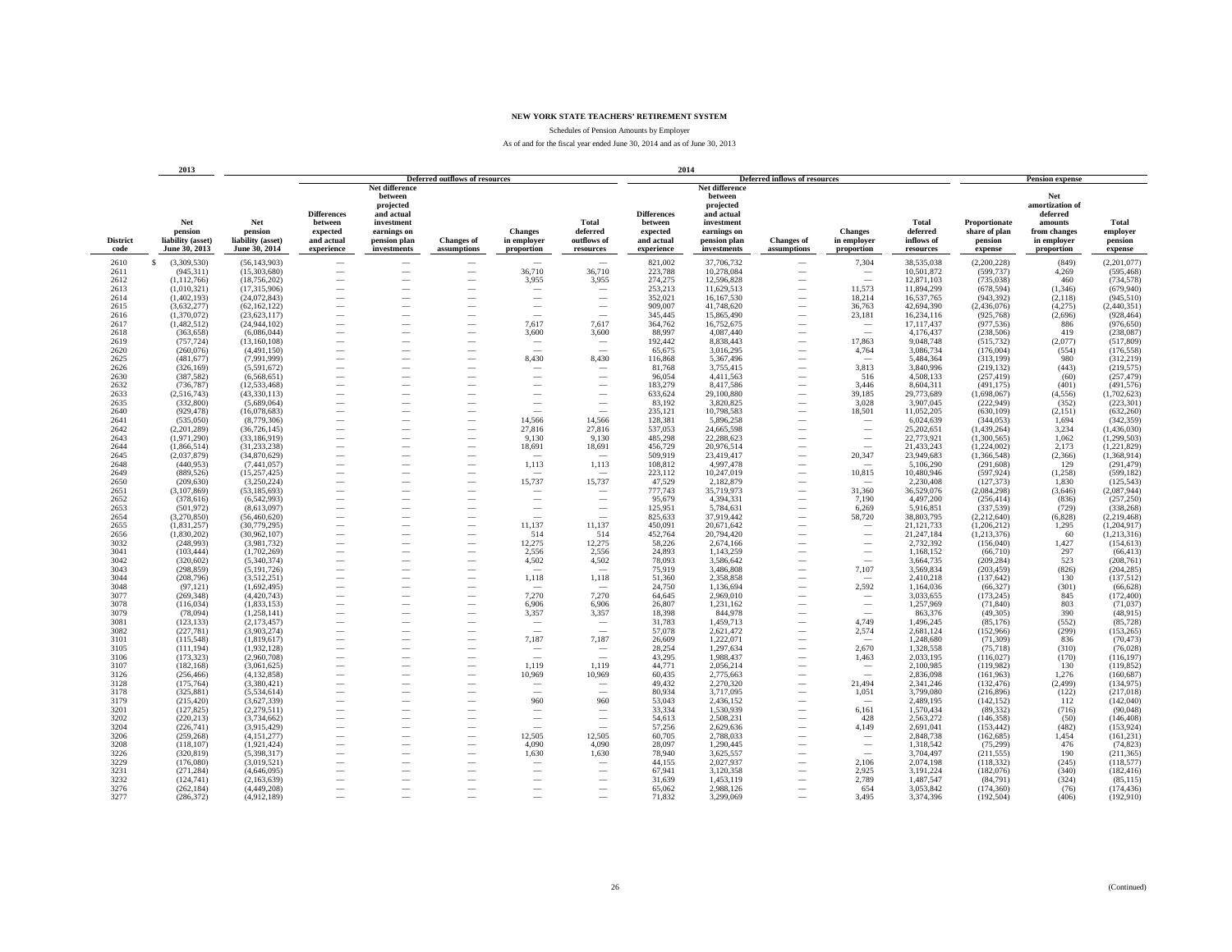**NEW YORK STATE TEACHERS' RETIREMENT SYSTEM**

Schedules of Pension Amounts by Employer

As of and for the fiscal year ended June 30, 2014 and as of June 30, 2013

| | 2013 | 2014 | | | | | | | | | | | | | | |
|---|---|---|---|---|---|---|---|---|---|---|---|---|---|---|---|---|
| | | | Deferred outflows of resources | | | | | Deferred inflows of resources | | | | | Pension expense | | | |
| District code | Net pension liability (asset) June 30, 2013 | Net pension liability (asset) June 30, 2014 | Differences between expected and actual experience | Net difference between projected and actual investment earnings on pension plan investments | Changes of assumptions | Changes in employer proportion | Total deferred outflows of resources | Differences between expected and actual experience | Net difference between projected and actual investment earnings on pension plan investments | Changes of assumptions | Changes in employer proportion | Total deferred inflows of resources | Proportionate share of plan pension expense | Net amortization of deferred amounts from changes in employer proportion | Total employer pension expense |
| 2610 | $ (3,309,530) | (56,143,903) | — | — | — | — | — | 821,002 | 37,706,732 | — | 7,304 | 38,535,038 | (2,200,228) | (849) | (2,201,077) |
| 2611 | (945,311) | (15,303,680) | — | — | — | 36,710 | 36,710 | 223,788 | 10,278,084 | — | — | 10,501,872 | (599,737) | 4,269 | (595,468) |
| 2612 | (1,112,766) | (18,756,202) | — | — | — | 3,955 | 3,955 | 274,275 | 12,596,828 | — | — | 12,871,103 | (735,038) | 460 | (734,578) |
| 2613 | (1,010,321) | (17,315,906) | — | — | — | — | — | 253,213 | 11,629,513 | — | 11,573 | 11,894,299 | (678,594) | (1,346) | (679,940) |
| 2614 | (1,402,193) | (24,072,843) | — | — | — | — | — | 352,021 | 16,167,530 | — | 18,214 | 16,537,765 | (943,392) | (2,118) | (945,510) |
| 2615 | (3,632,277) | (62,162,122) | — | — | — | — | — | 909,007 | 41,748,620 | — | 36,763 | 42,694,390 | (2,436,076) | (4,275) | (2,440,351) |
| 2616 | (1,370,072) | (23,623,117) | — | — | — | — | — | 345,445 | 15,865,490 | — | 23,181 | 16,234,116 | (925,768) | (2,696) | (928,464) |
| 2617 | (1,482,512) | (24,944,102) | — | — | — | 7,617 | 7,617 | 364,762 | 16,752,675 | — | — | 17,117,437 | (977,536) | 886 | (976,650) |
| 2618 | (363,658) | (6,086,044) | — | — | — | 3,600 | 3,600 | 88,997 | 4,087,440 | — | — | 4,176,437 | (238,506) | 419 | (238,087) |
| 2619 | (757,724) | (13,160,108) | — | — | — | — | — | 192,442 | 8,838,443 | — | 17,863 | 9,048,748 | (515,732) | (2,077) | (517,809) |
| 2620 | (260,076) | (4,491,150) | — | — | — | — | — | 65,675 | 3,016,295 | — | 4,764 | 3,086,734 | (176,004) | (554) | (176,558) |
| 2625 | (481,677) | (7,991,999) | — | — | — | 8,430 | 8,430 | 116,868 | 5,367,496 | — | — | 5,484,364 | (313,199) | 980 | (312,219) |
| 2626 | (326,169) | (5,591,672) | — | — | — | — | — | 81,768 | 3,755,415 | — | 3,813 | 3,840,996 | (219,132) | (443) | (219,575) |
| 2630 | (387,582) | (6,568,651) | — | — | — | — | — | 96,054 | 4,411,563 | — | 516 | 4,508,133 | (257,419) | (60) | (257,479) |
| 2632 | (736,787) | (12,533,468) | — | — | — | — | — | 183,279 | 8,417,586 | — | 3,446 | 8,604,311 | (491,175) | (401) | (491,576) |
| 2633 | (2,516,743) | (43,330,113) | — | — | — | — | — | 633,624 | 29,100,880 | — | 39,185 | 29,773,689 | (1,698,067) | (4,556) | (1,702,623) |
| 2635 | (332,800) | (5,689,064) | — | — | — | — | — | 83,192 | 3,820,825 | — | 3,028 | 3,907,045 | (222,949) | (352) | (223,301) |
| 2640 | (929,478) | (16,078,683) | — | — | — | — | — | 235,121 | 10,798,583 | — | 18,501 | 11,052,205 | (630,109) | (2,151) | (632,260) |
| 2641 | (535,050) | (8,779,306) | — | — | — | 14,566 | 14,566 | 128,381 | 5,896,258 | — | — | 6,024,639 | (344,053) | 1,694 | (342,359) |
| 2642 | (2,201,289) | (36,726,145) | — | — | — | 27,816 | 27,816 | 537,053 | 24,665,598 | — | — | 25,202,651 | (1,439,264) | 3,234 | (1,436,030) |
| 2643 | (1,971,290) | (33,186,919) | — | — | — | 9,130 | 9,130 | 485,298 | 22,288,623 | — | — | 22,773,921 | (1,300,565) | 1,062 | (1,299,503) |
| 2644 | (1,866,514) | (31,233,238) | — | — | — | 18,691 | 18,691 | 456,729 | 20,976,514 | — | — | 21,433,243 | (1,224,002) | 2,173 | (1,221,829) |
| 2645 | (2,037,879) | (34,870,629) | — | — | — | — | — | 509,919 | 23,419,417 | — | 20,347 | 23,949,683 | (1,366,548) | (2,366) | (1,368,914) |
| 2648 | (440,953) | (7,441,057) | — | — | — | 1,113 | 1,113 | 108,812 | 4,997,478 | — | — | 5,106,290 | (291,608) | 129 | (291,479) |
| 2649 | (889,526) | (15,257,425) | — | — | — | — | — | 223,112 | 10,247,019 | — | 10,815 | 10,480,946 | (597,924) | (1,258) | (599,182) |
| 2650 | (209,630) | (3,250,224) | — | — | — | 15,737 | 15,737 | 47,529 | 2,182,879 | — | — | 2,230,408 | (127,373) | 1,830 | (125,543) |
| 2651 | (3,107,869) | (53,185,693) | — | — | — | — | — | 777,743 | 35,719,973 | — | 31,360 | 36,529,076 | (2,084,298) | (3,646) | (2,087,944) |
| 2652 | (378,616) | (6,542,993) | — | — | — | — | — | 95,679 | 4,394,331 | — | 7,190 | 4,497,200 | (256,414) | (836) | (257,250) |
| 2653 | (501,972) | (8,613,097) | — | — | — | — | — | 125,951 | 5,784,631 | — | 6,269 | 5,916,851 | (337,539) | (729) | (338,268) |
| 2654 | (3,270,850) | (56,460,620) | — | — | — | — | — | 825,633 | 37,919,442 | — | 58,720 | 38,803,795 | (2,212,640) | (6,828) | (2,219,468) |
| 2655 | (1,831,257) | (30,779,295) | — | — | — | 11,137 | 11,137 | 450,091 | 20,671,642 | — | — | 21,121,733 | (1,206,212) | 1,295 | (1,204,917) |
| 2656 | (1,830,202) | (30,962,107) | — | — | — | 514 | 514 | 452,764 | 20,794,420 | — | — | 21,247,184 | (1,213,376) | 60 | (1,213,316) |
| 3032 | (248,993) | (3,981,732) | — | — | — | 12,275 | 12,275 | 58,226 | 2,674,166 | — | — | 2,732,392 | (156,040) | 1,427 | (154,613) |
| 3041 | (103,444) | (1,702,269) | — | — | — | 2,556 | 2,556 | 24,893 | 1,143,259 | — | — | 1,168,152 | (66,710) | 297 | (66,413) |
| 3042 | (320,602) | (5,340,374) | — | — | — | 4,502 | 4,502 | 78,093 | 3,586,642 | — | — | 3,664,735 | (209,284) | 523 | (208,761) |
| 3043 | (298,859) | (5,191,726) | — | — | — | — | — | 75,919 | 3,486,808 | — | 7,107 | 3,569,834 | (203,459) | (826) | (204,285) |
| 3044 | (208,796) | (3,512,251) | — | — | — | 1,118 | 1,118 | 51,360 | 2,358,858 | — | — | 2,410,218 | (137,642) | 130 | (137,512) |
| 3048 | (97,121) | (1,692,495) | — | — | — | — | — | 24,750 | 1,136,694 | — | 2,592 | 1,164,036 | (66,327) | (301) | (66,628) |
| 3077 | (269,348) | (4,420,743) | — | — | — | 7,270 | 7,270 | 64,645 | 2,969,010 | — | — | 3,033,655 | (173,245) | 845 | (172,400) |
| 3078 | (116,034) | (1,833,153) | — | — | — | 6,906 | 6,906 | 26,807 | 1,231,162 | — | — | 1,257,969 | (71,840) | 803 | (71,037) |
| 3079 | (78,094) | (1,258,141) | — | — | — | 3,357 | 3,357 | 18,398 | 844,978 | — | — | 863,376 | (49,305) | 390 | (48,915) |
| 3081 | (123,133) | (2,173,457) | — | — | — | — | — | 31,783 | 1,459,713 | — | 4,749 | 1,496,245 | (85,176) | (552) | (85,728) |
| 3082 | (227,781) | (3,903,274) | — | — | — | — | — | 57,078 | 2,621,472 | — | 2,574 | 2,681,124 | (152,966) | (299) | (153,265) |
| 3101 | (115,548) | (1,819,617) | — | — | — | 7,187 | 7,187 | 26,609 | 1,222,071 | — | — | 1,248,680 | (71,309) | 836 | (70,473) |
| 3105 | (111,194) | (1,932,128) | — | — | — | — | — | 28,254 | 1,297,634 | — | 2,670 | 1,328,558 | (75,718) | (310) | (76,028) |
| 3106 | (173,323) | (2,960,708) | — | — | — | — | — | 43,295 | 1,988,437 | — | 1,463 | 2,033,195 | (116,027) | (170) | (116,197) |
| 3107 | (182,168) | (3,061,625) | — | — | — | 1,119 | 1,119 | 44,771 | 2,056,214 | — | — | 2,100,985 | (119,982) | 130 | (119,852) |
| 3126 | (256,466) | (4,132,858) | — | — | — | 10,969 | 10,969 | 60,435 | 2,775,663 | — | — | 2,836,098 | (161,963) | 1,276 | (160,687) |
| 3128 | (175,764) | (3,380,421) | — | — | — | — | — | 49,432 | 2,270,320 | — | 21,494 | 2,341,246 | (132,476) | (2,499) | (134,975) |
| 3178 | (325,881) | (5,534,614) | — | — | — | — | — | 80,934 | 3,717,095 | — | 1,051 | 3,799,080 | (216,896) | (122) | (217,018) |
| 3179 | (215,420) | (3,627,339) | — | — | — | 960 | 960 | 53,043 | 2,436,152 | — | — | 2,489,195 | (142,152) | 112 | (142,040) |
| 3201 | (127,825) | (2,279,511) | — | — | — | — | — | 33,334 | 1,530,939 | — | 6,161 | 1,570,434 | (89,332) | (716) | (90,048) |
| 3202 | (220,213) | (3,734,662) | — | — | — | — | — | 54,613 | 2,508,231 | — | 428 | 2,563,272 | (146,358) | (50) | (146,408) |
| 3204 | (226,741) | (3,915,429) | — | — | — | — | — | 57,256 | 2,629,636 | — | 4,149 | 2,691,041 | (153,442) | (482) | (153,924) |
| 3206 | (259,268) | (4,151,277) | — | — | — | 12,505 | 12,505 | 60,705 | 2,788,033 | — | — | 2,848,738 | (162,685) | 1,454 | (161,231) |
| 3208 | (118,107) | (1,921,424) | — | — | — | 4,090 | 4,090 | 28,097 | 1,290,445 | — | — | 1,318,542 | (75,299) | 476 | (74,823) |
| 3226 | (320,819) | (5,398,317) | — | — | — | 1,630 | 1,630 | 78,940 | 3,625,557 | — | — | 3,704,497 | (211,555) | 190 | (211,365) |
| 3229 | (176,080) | (3,019,521) | — | — | — | — | — | 44,155 | 2,027,937 | — | 2,106 | 2,074,198 | (118,332) | (245) | (118,577) |
| 3231 | (271,284) | (4,646,095) | — | — | — | — | — | 67,941 | 3,120,358 | — | 2,925 | 3,191,224 | (182,076) | (340) | (182,416) |
| 3232 | (124,741) | (2,163,639) | — | — | — | — | — | 31,639 | 1,453,119 | — | 2,789 | 1,487,547 | (84,791) | (324) | (85,115) |
| 3276 | (262,184) | (4,449,208) | — | — | — | — | — | 65,062 | 2,988,126 | — | 654 | 3,053,842 | (174,360) | (76) | (174,436) |
| 3277 | (286,372) | (4,912,189) | — | — | — | — | — | 71,832 | 3,299,069 | — | 3,495 | 3,374,396 | (192,504) | (406) | (192,910) |

(Continued)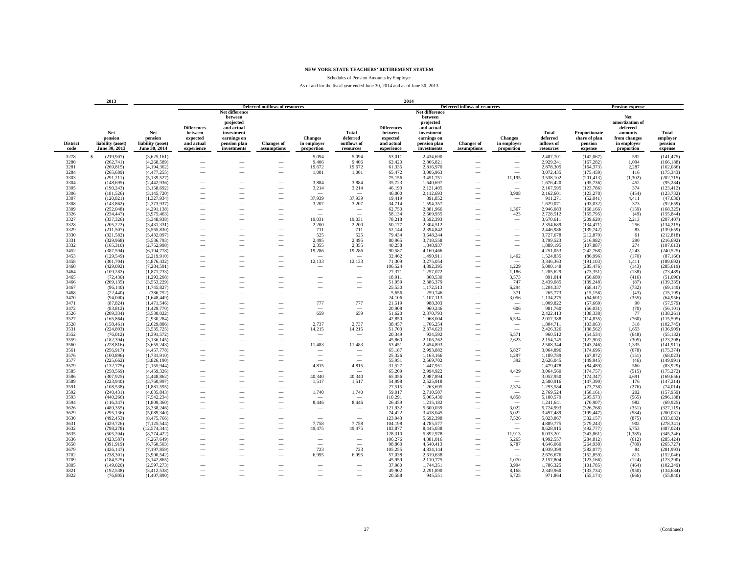# NEW YORK STATE TEACHERS' RETIREMENT SYSTEM

Schedules of Pension Amounts by Employer

As of and for the fiscal year ended June 30, 2014 and as of June 30, 2013

| | 2013 | 2014 | | | | | | | | | | | | | | |
|---|---|---|---|---|---|---|---|---|---|---|---|---|---|---|---|---|
| | | | Deferred outflows of resources | | | | | Deferred inflows of resources | | | | | Pension expense | | | |
| District code | Net pension liability (asset) June 30, 2013 | Net pension liability (asset) June 30, 2014 | Differences between expected and actual experience | Net difference between projected and actual investment earnings on pension plan investments | Changes of assumptions | Changes in employer proportion | Total deferred outflows of resources | Differences between expected and actual experience | Net difference between projected and actual investment earnings on pension plan investments | Changes of assumptions | Changes in employer proportion | Total deferred inflows of resources | Proportionate share of plan pension expense | Net amortization of deferred amounts from changes in employer proportion | Total employer pension expense |
| 3278 | $ (219,907) | (3,625,161) | — | — | — | 5,094 | 5,094 | 53,011 | 2,434,690 | — | — | 2,487,701 | (142,067) | 592 | (141,475) |
| 3280 | (262,741) | (4,268,589) | — | — | — | 9,406 | 9,406 | 62,420 | 2,866,821 | — | — | 2,929,241 | (167,282) | 1,094 | (166,188) |
| 3281 | (269,815) | (4,194,362) | — | — | — | 19,672 | 19,672 | 61,335 | 2,816,970 | — | — | 2,878,305 | (164,373) | 2,287 | (162,086) |
| 3284 | (265,689) | (4,477,255) | — | — | — | 1,001 | 1,001 | 65,472 | 3,006,963 | — | — | 3,072,435 | (175,459) | 116 | (175,343) |
| 3303 | (291,211) | (5,139,527) | — | — | — | — | — | 75,156 | 3,451,751 | — | 11,195 | 3,538,102 | (201,413) | (1,302) | (202,715) |
| 3304 | (148,695) | (2,442,936) | — | — | — | 3,884 | 3,884 | 35,723 | 1,640,697 | — | — | 1,676,420 | (95,736) | 452 | (95,284) |
| 3305 | (190,243) | (3,158,692) | — | — | — | 3,214 | 3,214 | 46,190 | 2,121,405 | — | — | 2,167,595 | (123,786) | 374 | (123,412) |
| 3306 | (181,526) | (3,145,720) | — | — | — | — | — | 46,000 | 2,112,693 | — | 3,908 | 2,162,601 | (123,278) | (454) | (123,732) |
| 3307 | (120,821) | (1,327,934) | — | — | — | 37,939 | 37,939 | 19,419 | 891,852 | — | — | 911,271 | (52,041) | 4,411 | (47,630) |
| 3308 | (143,862) | (2,373,937) | — | — | — | 3,207 | 3,207 | 34,714 | 1,594,357 | — | — | 1,629,071 | (93,032) | 373 | (92,659) |
| 3309 | (252,048) | (4,291,138) | — | — | — | — | — | 62,750 | 2,881,966 | — | 1,367 | 2,946,083 | (168,166) | (159) | (168,325) |
| 3326 | (234,447) | (3,975,463) | — | — | — | — | — | 58,134 | 2,669,955 | — | 423 | 2,728,512 | (155,795) | (49) | (155,844) |
| 3327 | (337,326) | (5,348,938) | — | — | — | 19,031 | 19,031 | 78,218 | 3,592,393 | — | — | 3,670,611 | (209,620) | 2,213 | (207,407) |
| 3328 | (205,222) | (3,431,331) | — | — | — | 2,200 | 2,200 | 50,177 | 2,304,512 | — | — | 2,354,689 | (134,471) | 256 | (134,215) |
| 3329 | (211,507) | (3,565,830) | — | — | — | 711 | 711 | 52,144 | 2,394,842 | — | — | 2,446,986 | (139,742) | 83 | (139,659) |
| 3330 | (321,582) | (5,432,097) | — | — | — | 525 | 525 | 79,434 | 3,648,244 | — | — | 3,727,678 | (212,879) | 61 | (212,818) |
| 3331 | (329,968) | (5,536,793) | — | — | — | 2,495 | 2,495 | 80,965 | 3,718,558 | — | — | 3,799,523 | (216,982) | 290 | (216,692) |
| 3332 | (165,310) | (2,752,998) | — | — | — | 2,355 | 2,355 | 40,258 | 1,848,937 | — | — | 1,889,195 | (107,887) | 274 | (107,613) |
| 3452 | (387,594) | (6,194,778) | — | — | — | 19,286 | 19,286 | 90,587 | 4,160,466 | — | — | 4,251,053 | (242,768) | 2,243 | (240,525) |
| 3453 | (129,549) | (2,219,910) | — | — | — | — | — | 32,462 | 1,490,911 | — | 1,462 | 1,524,835 | (86,996) | (170) | (87,166) |
| 3458 | (301,704) | (4,876,432) | — | — | — | 12,133 | 12,133 | 71,309 | 3,275,054 | — | — | 3,346,363 | (191,103) | 1,411 | (189,692) |
| 3460 | (429,092) | (7,284,591) | — | — | — | — | — | 106,524 | 4,892,395 | — | 1,229 | 5,000,148 | (285,476) | (143) | (285,619) |
| 3464 | (109,282) | (1,871,733) | — | — | — | — | — | 27,371 | 1,257,072 | — | 1,186 | 1,285,629 | (73,351) | (138) | (73,489) |
| 3465 | (72,430) | (1,293,208) | — | — | — | — | — | 18,911 | 868,530 | — | 3,573 | 891,014 | (50,680) | (416) | (51,096) |
| 3466 | (209,135) | (3,553,229) | — | — | — | — | — | 51,959 | 2,386,379 | — | 747 | 2,439,085 | (139,248) | (87) | (139,335) |
| 3467 | (96,140) | (1,745,827) | — | — | — | — | — | 25,530 | 1,172,513 | — | 6,294 | 1,204,337 | (68,417) | (732) | (69,149) |
| 3468 | (22,440) | (386,752) | — | — | — | — | — | 5,656 | 259,746 | — | 371 | 265,773 | (15,156) | (43) | (15,199) |
| 3470 | (94,000) | (1,648,449) | — | — | — | — | — | 24,106 | 1,107,113 | — | 3,056 | 1,134,275 | (64,601) | (355) | (64,956) |
| 3471 | (87,824) | (1,471,546) | — | — | — | 777 | 777 | 21,519 | 988,303 | — | — | 1,009,822 | (57,669) | 90 | (57,579) |
| 3472 | (83,812) | (1,429,770) | — | — | — | — | — | 20,908 | 960,246 | — | 606 | 981,760 | (56,031) | (70) | (56,101) |
| 3526 | (209,334) | (3,530,022) | — | — | — | 659 | 659 | 51,620 | 2,370,793 | — | — | 2,422,413 | (138,338) | 77 | (138,261) |
| 3527 | (165,864) | (2,930,284) | — | — | — | — | — | 42,850 | 1,968,004 | — | 6,534 | 2,017,388 | (114,835) | (760) | (115,595) |
| 3528 | (158,461) | (2,629,886) | — | — | — | 2,737 | 2,737 | 38,457 | 1,766,254 | — | — | 1,804,711 | (103,063) | 318 | (102,745) |
| 3531 | (224,803) | (3,535,725) | — | — | — | 14,215 | 14,215 | 51,703 | 2,374,623 | — | — | 2,426,326 | (138,562) | 1,653 | (136,909) |
| 3552 | (76,012) | (1,391,572) | — | — | — | — | — | 20,349 | 934,592 | — | 5,571 | 960,512 | (54,534) | (648) | (55,182) |
| 3559 | (182,394) | (3,136,145) | — | — | — | — | — | 45,860 | 2,106,262 | — | 2,623 | 2,154,745 | (122,903) | (305) | (123,208) |
| 3560 | (228,816) | (3,655,243) | — | — | — | 11,483 | 11,483 | 53,451 | 2,454,893 | — | — | 2,508,344 | (143,246) | 1,335 | (141,911) |
| 3561 | (256,917) | (4,457,778) | — | — | — | — | — | 65,187 | 2,993,882 | — | 5,827 | 3,064,896 | (174,696) | (678) | (175,374) |
| 3576 | (100,896) | (1,731,910) | — | — | — | — | — | 25,326 | 1,163,166 | — | 1,297 | 1,189,789 | (67,872) | (151) | (68,023) |
| 3577 | (225,662) | (3,826,190) | — | — | — | — | — | 55,951 | 2,569,702 | — | 392 | 2,626,045 | (149,945) | (46) | (149,991) |
| 3579 | (132,775) | (2,155,944) | — | — | — | 4,815 | 4,815 | 31,527 | 1,447,951 | — | — | 1,479,478 | (84,489) | 560 | (83,929) |
| 3585 | (258,569) | (4,459,326) | — | — | — | — | — | 65,209 | 2,994,922 | — | 4,429 | 3,064,560 | (174,757) | (515) | (175,272) |
| 3586 | (307,925) | (4,448,862) | — | — | — | 40,340 | 40,340 | 65,056 | 2,987,894 | — | — | 3,052,950 | (174,347) | 4,691 | (169,656) |
| 3589 | (223,940) | (3,760,997) | — | — | — | 1,517 | 1,517 | 54,998 | 2,525,918 | — | — | 2,580,916 | (147,390) | 176 | (147,214) |
| 3591 | (108,538) | (1,881,595) | — | — | — | — | — | 27,515 | 1,263,695 | — | 2,374 | 1,293,584 | (73,738) | (276) | (74,014) |
| 3592 | (240,431) | (4,035,843) | — | — | — | 1,740 | 1,740 | 59,017 | 2,710,507 | — | — | 2,769,524 | (158,161) | 202 | (157,959) |
| 3593 | (440,266) | (7,542,234) | — | — | — | — | — | 110,291 | 5,065,430 | — | 4,858 | 5,180,579 | (295,573) | (565) | (296,138) |
| 3594 | (116,347) | (1,809,360) | — | — | — | 8,446 | 8,446 | 26,459 | 1,215,182 | — | — | 1,241,641 | (70,907) | 982 | (69,925) |
| 3626 | (489,355) | (8,338,246) | — | — | — | — | — | 121,932 | 5,600,039 | — | 3,022 | 5,724,993 | (326,768) | (351) | (327,119) |
| 3629 | (295,136) | (5,089,340) | — | — | — | — | — | 74,422 | 3,418,045 | — | 5,022 | 3,497,489 | (199,447) | (584) | (200,031) |
| 3630 | (492,453) | (8,475,766) | — | — | — | — | — | 123,943 | 5,692,398 | — | 7,526 | 5,823,867 | (332,157) | (875) | (333,032) |
| 3631 | (429,726) | (7,125,544) | — | — | — | 7,758 | 7,758 | 104,198 | 4,785,577 | — | — | 4,889,775 | (279,243) | 902 | (278,341) |
| 3632 | (798,278) | (12,574,344) | — | — | — | 49,475 | 49,475 | 183,877 | 8,445,038 | — | — | 8,628,915 | (492,777) | 5,753 | (487,024) |
| 3635 | (505,204) | (8,774,422) | — | — | — | — | — | 128,310 | 5,892,978 | — | 11,913 | 6,033,201 | (343,861) | (1,385) | (345,246) |
| 3636 | (423,587) | (7,267,649) | — | — | — | — | — | 106,276 | 4,881,016 | — | 5,265 | 4,992,557 | (284,812) | (612) | (285,424) |
| 3658 | (391,919) | (6,760,503) | — | — | — | — | — | 98,860 | 4,540,413 | — | 6,787 | 4,646,060 | (264,938) | (789) | (265,727) |
| 3679 | (426,147) | (7,197,859) | — | — | — | 723 | 723 | 105,255 | 4,834,144 | — | — | 4,939,399 | (282,077) | 84 | (281,993) |
| 3702 | (238,301) | (3,900,542) | — | — | — | 6,995 | 6,995 | 57,038 | 2,619,638 | — | — | 2,676,676 | (152,859) | 813 | (152,046) |
| 3709 | (184,525) | (3,142,865) | — | — | — | — | — | 45,959 | 2,110,775 | — | 1,070 | 2,157,804 | (123,166) | (124) | (123,290) |
| 3805 | (149,020) | (2,597,273) | — | — | — | — | — | 37,980 | 1,744,351 | — | 3,994 | 1,786,325 | (101,785) | (464) | (102,249) |
| 3821 | (192,538) | (3,412,538) | — | — | — | — | — | 49,902 | 2,291,890 | — | 8,168 | 2,349,960 | (133,734) | (950) | (134,684) |
| 3822 | (76,805) | (1,407,890) | — | — | — | — | — | 20,588 | 945,551 | — | 5,725 | 971,864 | (55,174) | (666) | (55,840) |

(Continued)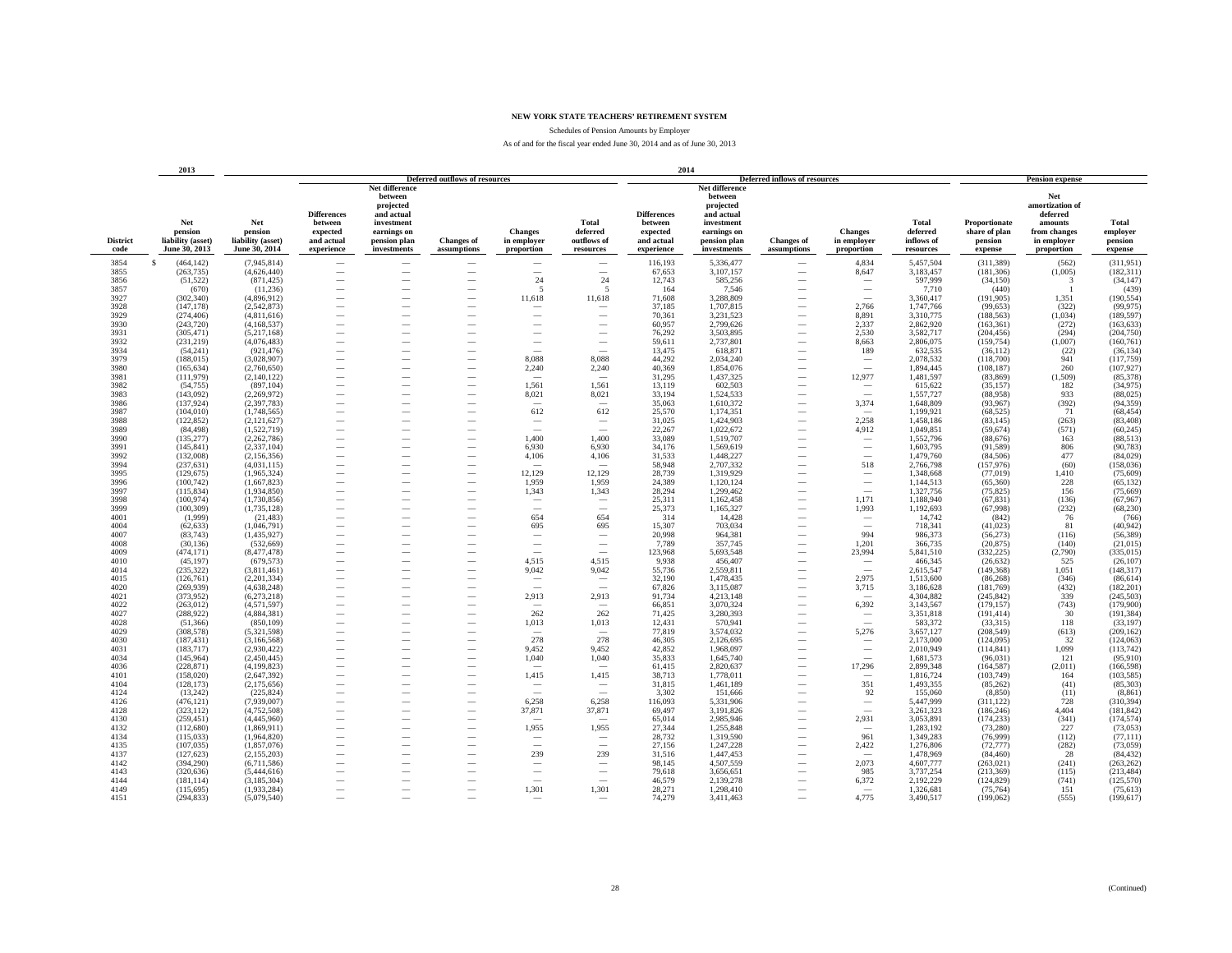# NEW YORK STATE TEACHERS' RETIREMENT SYSTEM

Schedules of Pension Amounts by Employer

As of and for the fiscal year ended June 30, 2014 and as of June 30, 2013

| | 2013 | 2014 | | | | | | | | | | | | | |
|---|---|---|---|---|---|---|---|---|---|---|---|---|---|---|---|
| | | | Deferred outflows of resources | | | | | Deferred inflows of resources | | | | | Pension expense | | |
| District code | Net pension liability (asset) June 30, 2013 | Net pension liability (asset) June 30, 2014 | Differences between expected and actual experience | Net difference between projected and actual investment earnings on pension plan investments | Changes of assumptions | Changes in employer proportion | Total deferred outflows of resources | Differences between expected and actual experience | Net difference between projected and actual investment earnings on pension plan investments | Changes of assumptions | Changes in employer proportion | Total deferred inflows of resources | Proportionate share of plan pension expense | Net amortization of deferred amounts from changes in employer proportion | Total employer pension expense |
| 3854 | $ (464,142) | (7,945,814) | — | — | — | — | — | 116,193 | 5,336,477 | — | 4,834 | 5,457,504 | (311,389) | (562) | (311,951) |
| 3855 | (263,735) | (4,626,440) | — | — | — | — | — | 67,653 | 3,107,157 | — | 8,647 | 3,183,457 | (181,306) | (1,005) | (182,311) |
| 3856 | (51,522) | (871,425) | — | — | — | 24 | 24 | 12,743 | 585,256 | — | — | 597,999 | (34,150) | 3 | (34,147) |
| 3857 | (670) | (11,236) | — | — | — | 5 | 5 | 164 | 7,546 | — | — | 7,710 | (440) | 1 | (439) |
| 3927 | (302,340) | (4,896,912) | — | — | — | 11,618 | 11,618 | 71,608 | 3,288,809 | — | — | 3,360,417 | (191,905) | 1,351 | (190,554) |
| 3928 | (147,178) | (2,542,873) | — | — | — | — | — | 37,185 | 1,707,815 | — | 2,766 | 1,747,766 | (99,653) | (322) | (99,975) |
| 3929 | (274,406) | (4,811,616) | — | — | — | — | — | 70,361 | 3,231,523 | — | 8,891 | 3,310,775 | (188,563) | (1,034) | (189,597) |
| 3930 | (243,720) | (4,168,537) | — | — | — | — | — | 60,957 | 2,799,626 | — | 2,337 | 2,862,920 | (163,361) | (272) | (163,633) |
| 3931 | (305,471) | (5,217,168) | — | — | — | — | — | 76,292 | 3,503,895 | — | 2,530 | 3,582,717 | (204,456) | (294) | (204,750) |
| 3932 | (231,219) | (4,076,483) | — | — | — | — | — | 59,611 | 2,737,801 | — | 8,663 | 2,806,075 | (159,754) | (1,007) | (160,761) |
| 3934 | (54,241) | (921,476) | — | — | — | — | — | 13,475 | 618,871 | — | 189 | 632,535 | (36,112) | (22) | (36,134) |
| 3979 | (188,015) | (3,028,907) | — | — | — | 8,088 | 8,088 | 44,292 | 2,034,240 | — | — | 2,078,532 | (118,700) | 941 | (117,759) |
| 3980 | (165,634) | (2,760,650) | — | — | — | 2,240 | 2,240 | 40,369 | 1,854,076 | — | — | 1,894,445 | (108,187) | 260 | (107,927) |
| 3981 | (111,979) | (2,140,122) | — | — | — | — | — | 31,295 | 1,437,325 | — | 12,977 | 1,481,597 | (83,869) | (1,509) | (85,378) |
| 3982 | (54,755) | (897,104) | — | — | — | 1,561 | 1,561 | 13,119 | 602,503 | — | — | 615,622 | (35,157) | 182 | (34,975) |
| 3983 | (143,092) | (2,269,972) | — | — | — | 8,021 | 8,021 | 33,194 | 1,524,533 | — | — | 1,557,727 | (88,958) | 933 | (88,025) |
| 3986 | (137,924) | (2,397,783) | — | — | — | — | — | 35,063 | 1,610,372 | — | 3,374 | 1,648,809 | (93,967) | (392) | (94,359) |
| 3987 | (104,010) | (1,748,565) | — | — | — | 612 | 612 | 25,570 | 1,174,351 | — | — | 1,199,921 | (68,525) | 71 | (68,454) |
| 3988 | (122,852) | (2,121,627) | — | — | — | — | — | 31,025 | 1,424,903 | — | 2,258 | 1,458,186 | (83,145) | (263) | (83,408) |
| 3989 | (84,498) | (1,522,719) | — | — | — | — | — | 22,267 | 1,022,672 | — | 4,912 | 1,049,851 | (59,674) | (571) | (60,245) |
| 3990 | (135,277) | (2,262,786) | — | — | — | 1,400 | 1,400 | 33,089 | 1,519,707 | — | — | 1,552,796 | (88,676) | 163 | (88,513) |
| 3991 | (145,841) | (2,337,104) | — | — | — | 6,930 | 6,930 | 34,176 | 1,569,619 | — | — | 1,603,795 | (91,589) | 806 | (90,783) |
| 3992 | (132,008) | (2,156,356) | — | — | — | 4,106 | 4,106 | 31,533 | 1,448,227 | — | — | 1,479,760 | (84,506) | 477 | (84,029) |
| 3994 | (237,631) | (4,031,115) | — | — | — | — | — | 58,948 | 2,707,332 | — | 518 | 2,766,798 | (157,976) | (60) | (158,036) |
| 3995 | (129,675) | (1,965,324) | — | — | — | 12,129 | 12,129 | 28,739 | 1,319,929 | — | — | 1,348,668 | (77,019) | 1,410 | (75,609) |
| 3996 | (100,742) | (1,667,823) | — | — | — | 1,959 | 1,959 | 24,389 | 1,120,124 | — | — | 1,144,513 | (65,360) | 228 | (65,132) |
| 3997 | (115,834) | (1,934,850) | — | — | — | 1,343 | 1,343 | 28,294 | 1,299,462 | — | — | 1,327,756 | (75,825) | 156 | (75,669) |
| 3998 | (100,974) | (1,730,856) | — | — | — | — | — | 25,311 | 1,162,458 | — | 1,171 | 1,188,940 | (67,831) | (136) | (67,967) |
| 3999 | (100,309) | (1,735,128) | — | — | — | — | — | 25,373 | 1,165,327 | — | 1,993 | 1,192,693 | (67,998) | (232) | (68,230) |
| 4001 | (1,999) | (21,483) | — | — | — | 654 | 654 | 314 | 14,428 | — | — | 14,742 | (842) | 76 | (766) |
| 4004 | (62,633) | (1,046,791) | — | — | — | 695 | 695 | 15,307 | 703,034 | — | — | 718,341 | (41,023) | 81 | (40,942) |
| 4007 | (83,743) | (1,435,927) | — | — | — | — | — | 20,998 | 964,381 | — | 994 | 986,373 | (56,273) | (116) | (56,389) |
| 4008 | (30,136) | (532,669) | — | — | — | — | — | 7,789 | 357,745 | — | 1,201 | 366,735 | (20,875) | (140) | (21,015) |
| 4009 | (474,171) | (8,477,478) | — | — | — | — | — | 123,968 | 5,693,548 | — | 23,994 | 5,841,510 | (332,225) | (2,790) | (335,015) |
| 4010 | (45,197) | (679,573) | — | — | — | 4,515 | 4,515 | 9,938 | 456,407 | — | — | 466,345 | (26,632) | 525 | (26,107) |
| 4014 | (235,322) | (3,811,461) | — | — | — | 9,042 | 9,042 | 55,736 | 2,559,811 | — | — | 2,615,547 | (149,368) | 1,051 | (148,317) |
| 4015 | (126,761) | (2,201,334) | — | — | — | — | — | 32,190 | 1,478,435 | — | 2,975 | 1,513,600 | (86,268) | (346) | (86,614) |
| 4020 | (269,939) | (4,638,248) | — | — | — | — | — | 67,826 | 3,115,087 | — | 3,715 | 3,186,628 | (181,769) | (432) | (182,201) |
| 4021 | (373,952) | (6,273,218) | — | — | — | 2,913 | 2,913 | 91,734 | 4,213,148 | — | — | 4,304,882 | (245,842) | 339 | (245,503) |
| 4022 | (263,012) | (4,571,597) | — | — | — | — | — | 66,851 | 3,070,324 | — | 6,392 | 3,143,567 | (179,157) | (743) | (179,900) |
| 4027 | (288,922) | (4,884,381) | — | — | — | 262 | 262 | 71,425 | 3,280,393 | — | — | 3,351,818 | (191,414) | 30 | (191,384) |
| 4028 | (51,366) | (850,109) | — | — | — | 1,013 | 1,013 | 12,431 | 570,941 | — | — | 583,372 | (33,315) | 118 | (33,197) |
| 4029 | (308,578) | (5,321,598) | — | — | — | — | — | 77,819 | 3,574,032 | — | 5,276 | 3,657,127 | (208,549) | (613) | (209,162) |
| 4030 | (187,431) | (3,166,568) | — | — | — | 278 | 278 | 46,305 | 2,126,695 | — | — | 2,173,000 | (124,095) | 32 | (124,063) |
| 4031 | (183,717) | (2,930,422) | — | — | — | 9,452 | 9,452 | 42,852 | 1,968,097 | — | — | 2,010,949 | (114,841) | 1,099 | (113,742) |
| 4034 | (145,964) | (2,450,445) | — | — | — | 1,040 | 1,040 | 35,833 | 1,645,740 | — | — | 1,681,573 | (96,031) | 121 | (95,910) |
| 4036 | (228,871) | (4,199,823) | — | — | — | — | — | 61,415 | 2,820,637 | — | 17,296 | 2,899,348 | (164,587) | (2,011) | (166,598) |
| 4101 | (158,020) | (2,647,392) | — | — | — | 1,415 | 1,415 | 38,713 | 1,778,011 | — | — | 1,816,724 | (103,749) | 164 | (103,585) |
| 4104 | (128,173) | (2,175,656) | — | — | — | — | — | 31,815 | 1,461,189 | — | 351 | 1,493,355 | (85,262) | (41) | (85,303) |
| 4124 | (13,242) | (225,824) | — | — | — | — | — | 3,302 | 151,666 | — | 92 | 155,060 | (8,850) | (11) | (8,861) |
| 4126 | (476,121) | (7,939,007) | — | — | — | 6,258 | 6,258 | 116,093 | 5,331,906 | — | — | 5,447,999 | (311,122) | 728 | (310,394) |
| 4128 | (323,112) | (4,752,508) | — | — | — | 37,871 | 37,871 | 69,497 | 3,191,826 | — | — | 3,261,323 | (186,246) | 4,404 | (181,842) |
| 4130 | (259,451) | (4,445,960) | — | — | — | — | — | 65,014 | 2,985,946 | — | 2,931 | 3,053,891 | (174,233) | (341) | (174,574) |
| 4132 | (112,680) | (1,869,911) | — | — | — | 1,955 | 1,955 | 27,344 | 1,255,848 | — | — | 1,283,192 | (73,280) | 227 | (73,053) |
| 4134 | (115,033) | (1,964,820) | — | — | — | — | — | 28,732 | 1,319,590 | — | 961 | 1,349,283 | (76,999) | (112) | (77,111) |
| 4135 | (107,035) | (1,857,076) | — | — | — | — | — | 27,156 | 1,247,228 | — | 2,422 | 1,276,806 | (72,777) | (282) | (73,059) |
| 4137 | (127,623) | (2,155,203) | — | — | — | 239 | 239 | 31,516 | 1,447,453 | — | — | 1,478,969 | (84,460) | 28 | (84,432) |
| 4142 | (394,290) | (6,711,586) | — | — | — | — | — | 98,145 | 4,507,559 | — | 2,073 | 4,607,777 | (263,021) | (241) | (263,262) |
| 4143 | (320,636) | (5,444,616) | — | — | — | — | — | 79,618 | 3,656,651 | — | 985 | 3,737,254 | (213,369) | (115) | (213,484) |
| 4144 | (181,114) | (3,185,304) | — | — | — | — | — | 46,579 | 2,139,278 | — | 6,372 | 2,192,229 | (124,829) | (741) | (125,570) |
| 4149 | (115,695) | (1,933,284) | — | — | — | 1,301 | 1,301 | 28,271 | 1,298,410 | — | — | 1,326,681 | (75,764) | 151 | (75,613) |
| 4151 | (294,833) | (5,079,540) | — | — | — | — | — | 74,279 | 3,411,463 | — | 4,775 | 3,490,517 | (199,062) | (555) | (199,617) |

(Continued)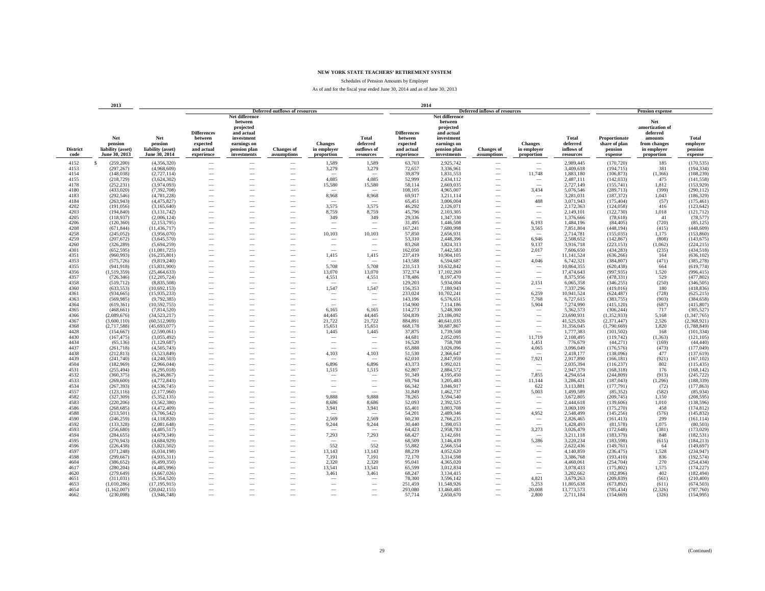# NEW YORK STATE TEACHERS' RETIREMENT SYSTEM

Schedules of Pension Amounts by Employer

As of and for the fiscal year ended June 30, 2014 and as of June 30, 2013

| | 2013 | 2014 | | | | | | | | | | | | | | |
|---|---|---|---|---|---|---|---|---|---|---|---|---|---|---|---|---|
| | | | Deferred outflows of resources | | | | | Deferred inflows of resources | | | | | Pension expense | | | |
| District code | Net pension liability (asset) June 30, 2013 | Net pension liability (asset) June 30, 2014 | Differences between expected and actual experience | Net difference between projected and actual investment earnings on pension plan investments | Changes of assumptions | Changes in employer proportion | Total deferred outflows of resources | Differences between expected and actual experience | Net difference between projected and actual investment earnings on pension plan investments | Changes of assumptions | Changes in employer proportion | Total deferred inflows of resources | Proportionate share of plan pension expense | Net amortization of deferred amounts from changes in employer proportion | Total employer pension expense |
| 4152 | $ (259,200) | (4,356,320) | — | — | — | 1,589 | 1,589 | 63,703 | 2,925,742 | — | — | 2,989,445 | (170,720) | 185 | (170,535) |
| 4153 | (297,267) | (4,968,609) | — | — | — | 3,279 | 3,279 | 72,657 | 3,336,961 | — | — | 3,409,618 | (194,715) | 381 | (194,334) |
| 4154 | (148,038) | (2,727,114) | — | — | — | — | — | 39,879 | 1,831,553 | — | 11,748 | 1,883,180 | (106,873) | (1,366) | (108,239) |
| 4155 | (218,729) | (3,624,302) | — | — | — | 4,085 | 4,085 | 52,999 | 2,434,112 | — | — | 2,487,111 | (142,033) | 475 | (141,558) |
| 4178 | (252,231) | (3,974,093) | — | — | — | 15,580 | 15,580 | 58,114 | 2,669,035 | — | — | 2,727,149 | (155,741) | 1,812 | (153,929) |
| 4180 | (433,020) | (7,392,708) | — | — | — | — | — | 108,105 | 4,965,007 | — | 3,434 | 5,076,546 | (289,713) | (399) | (290,112) |
| 4183 | (292,546) | (4,781,228) | — | — | — | 8,968 | 8,968 | 69,917 | 3,211,114 | — | — | 3,281,031 | (187,372) | 1,043 | (186,329) |
| 4184 | (263,943) | (4,475,827) | — | — | — | — | — | 65,451 | 3,006,004 | — | 488 | 3,071,943 | (175,404) | (57) | (175,461) |
| 4202 | (191,056) | (3,165,640) | — | — | — | 3,575 | 3,575 | 46,292 | 2,126,071 | — | — | 2,172,363 | (124,058) | 416 | (123,642) |
| 4203 | (194,840) | (3,131,742) | — | — | — | 8,759 | 8,759 | 45,796 | 2,103,305 | — | — | 2,149,101 | (122,730) | 1,018 | (121,712) |
| 4205 | (118,937) | (2,006,124) | — | — | — | 349 | 349 | 29,336 | 1,347,330 | — | — | 1,376,666 | (78,618) | 41 | (78,577) |
| 4206 | (120,360) | (2,153,795) | — | — | — | — | — | 31,495 | 1,446,508 | — | 6,193 | 1,484,196 | (84,405) | (720) | (85,125) |
| 4208 | (671,844) | (11,436,717) | — | — | — | — | — | 167,241 | 7,680,998 | — | 3,565 | 7,851,804 | (448,194) | (415) | (448,609) |
| 4258 | (245,052) | (3,956,070) | — | — | — | 10,103 | 10,103 | 57,850 | 2,656,931 | — | — | 2,714,781 | (155,035) | 1,175 | (153,860) |
| 4259 | (207,672) | (3,645,570) | — | — | — | — | — | 53,310 | 2,448,396 | — | 6,946 | 2,508,652 | (142,867) | (808) | (143,675) |
| 4260 | (326,289) | (5,694,259) | — | — | — | — | — | 83,268 | 3,824,313 | — | 9,137 | 3,916,718 | (223,153) | (1,062) | (224,215) |
| 4301 | (652,595) | (11,081,725) | — | — | — | — | — | 162,050 | 7,442,583 | — | 2,017 | 7,606,650 | (434,283) | (235) | (434,518) |
| 4351 | (960,993) | (16,235,801) | — | — | — | 1,415 | 1,415 | 237,419 | 10,904,105 | — | — | 11,141,524 | (636,266) | 164 | (636,102) |
| 4353 | (575,726) | (9,819,240) | — | — | — | — | — | 143,588 | 6,594,687 | — | 4,046 | 6,742,321 | (384,807) | (471) | (385,278) |
| 4355 | (941,918) | (15,831,900) | — | — | — | 5,708 | 5,708 | 231,513 | 10,632,842 | — | — | 10,864,355 | (620,438) | 664 | (619,774) |
| 4356 | (1,519,359) | (25,464,633) | — | — | — | 13,070 | 13,070 | 372,374 | 17,102,269 | — | — | 17,474,643 | (997,935) | 1,520 | (996,415) |
| 4357 | (726,346) | (12,205,724) | — | — | — | 4,551 | 4,551 | 178,486 | 8,197,470 | — | — | 8,375,956 | (478,331) | 529 | (477,802) |
| 4358 | (519,712) | (8,835,508) | — | — | — | — | — | 129,203 | 5,934,004 | — | 2,151 | 6,065,358 | (346,255) | (250) | (346,505) |
| 4360 | (633,553) | (10,692,153) | — | — | — | 1,547 | 1,547 | 156,353 | 7,180,943 | — | — | 7,337,296 | (419,016) | 180 | (418,836) |
| 4361 | (934,665) | (15,935,233) | — | — | — | — | — | 233,024 | 10,702,241 | — | 6,259 | 10,941,524 | (624,487) | (728) | (625,215) |
| 4363 | (569,985) | (9,792,385) | — | — | — | — | — | 143,196 | 6,576,651 | — | 7,768 | 6,727,615 | (383,755) | (903) | (384,658) |
| 4364 | (619,361) | (10,592,755) | — | — | — | — | — | 154,900 | 7,114,186 | — | 5,904 | 7,274,990 | (415,120) | (687) | (415,807) |
| 4365 | (468,661) | (7,814,520) | — | — | — | 6,165 | 6,165 | 114,273 | 5,248,300 | — | — | 5,362,573 | (306,244) | 717 | (305,527) |
| 4366 | (2,089,676) | (34,523,217) | — | — | — | 44,445 | 44,445 | 504,839 | 23,186,092 | — | — | 23,690,931 | (1,352,933) | 5,168 | (1,347,765) |
| 4367 | (3,600,110) | (60,512,969) | — | — | — | 21,722 | 21,722 | 884,891 | 40,641,035 | — | — | 41,525,926 | (2,371,447) | 2,526 | (2,368,921) |
| 4368 | (2,717,588) | (45,693,077) | — | — | — | 15,651 | 15,651 | 668,178 | 30,687,867 | — | — | 31,356,045 | (1,790,669) | 1,820 | (1,788,849) |
| 4428 | (154,667) | (2,590,061) | — | — | — | 1,445 | 1,445 | 37,875 | 1,739,508 | — | — | 1,777,383 | (101,502) | 168 | (101,334) |
| 4430 | (167,475) | (3,055,492) | — | — | — | — | — | 44,681 | 2,052,095 | — | 11,719 | 2,108,495 | (119,742) | (1,363) | (121,105) |
| 4434 | (65,136) | (1,129,687) | — | — | — | — | — | 16,520 | 758,708 | — | 1,451 | 776,679 | (44,271) | (169) | (44,440) |
| 4437 | (261,718) | (4,505,743) | — | — | — | — | — | 65,888 | 3,026,096 | — | 4,065 | 3,096,049 | (176,576) | (473) | (177,049) |
| 4438 | (212,813) | (3,523,849) | — | — | — | 4,103 | 4,103 | 51,530 | 2,366,647 | — | — | 2,418,177 | (138,096) | 477 | (137,619) |
| 4439 | (241,740) | (4,240,503) | — | — | — | — | — | 62,010 | 2,847,959 | — | 7,921 | 2,917,890 | (166,181) | (921) | (167,102) |
| 4504 | (182,969) | (2,966,044) | — | — | — | 6,896 | 6,896 | 43,373 | 1,992,021 | — | — | 2,035,394 | (116,237) | 802 | (115,435) |
| 4531 | (255,494) | (4,295,018) | — | — | — | 1,515 | 1,515 | 62,807 | 2,884,572 | — | — | 2,947,379 | (168,318) | 176 | (168,142) |
| 4532 | (360,375) | (6,246,867) | — | — | — | — | — | 91,349 | 4,195,450 | — | 7,855 | 4,294,654 | (244,809) | (913) | (245,722) |
| 4533 | (269,600) | (4,772,843) | — | — | — | — | — | 69,794 | 3,205,483 | — | 11,144 | 3,286,421 | (187,043) | (1,296) | (188,339) |
| 4534 | (267,393) | (4,536,745) | — | — | — | — | — | 66,342 | 3,046,917 | — | 622 | 3,113,881 | (177,791) | (72) | (177,863) |
| 4557 | (123,116) | (2,177,960) | — | — | — | — | — | 31,849 | 1,462,737 | — | 5,003 | 1,499,589 | (85,352) | (582) | (85,934) |
| 4582 | (327,309) | (5,352,135) | — | — | — | 9,888 | 9,888 | 78,265 | 3,594,540 | — | — | 3,672,805 | (209,745) | 1,150 | (208,595) |
| 4583 | (220,206) | (3,562,380) | — | — | — | 8,686 | 8,686 | 52,093 | 2,392,525 | — | — | 2,444,618 | (139,606) | 1,010 | (138,596) |
| 4586 | (268,685) | (4,472,409) | — | — | — | 3,941 | 3,941 | 65,401 | 3,003,708 | — | — | 3,069,109 | (175,270) | 458 | (174,812) |
| 4588 | (213,501) | (3,706,542) | — | — | — | — | — | 54,201 | 2,489,346 | — | 4,952 | 2,548,499 | (145,256) | (576) | (145,832) |
| 4590 | (246,259) | (4,118,820) | — | — | — | 2,569 | 2,569 | 60,230 | 2,766,235 | — | — | 2,826,465 | (161,413) | 299 | (161,114) |
| 4592 | (133,328) | (2,081,648) | — | — | — | 9,244 | 9,244 | 30,440 | 1,398,053 | — | — | 1,428,493 | (81,578) | 1,075 | (80,503) |
| 4593 | (256,680) | (4,405,517) | — | — | — | — | — | 64,423 | 2,958,783 | — | 3,273 | 3,026,479 | (172,648) | (381) | (173,029) |
| 4594 | (284,655) | (4,679,349) | — | — | — | 7,293 | 7,293 | 68,427 | 3,142,691 | — | — | 3,211,118 | (183,379) | 848 | (182,531) |
| 4595 | (270,943) | (4,684,929) | — | — | — | — | — | 68,509 | 3,146,439 | — | 5,286 | 3,220,234 | (183,598) | (615) | (184,213) |
| 4596 | (226,438) | (3,821,502) | — | — | — | 552 | 552 | 55,882 | 2,566,554 | — | — | 2,622,436 | (149,761) | 64 | (149,697) |
| 4597 | (371,248) | (6,034,198) | — | — | — | 13,143 | 13,143 | 88,239 | 4,052,620 | — | — | 4,140,859 | (236,475) | 1,528 | (234,947) |
| 4598 | (299,667) | (4,935,311) | — | — | — | 7,191 | 7,191 | 72,170 | 3,314,598 | — | — | 3,386,768 | (193,410) | 836 | (192,574) |
| 4604 | (386,652) | (6,499,350) | — | — | — | 2,320 | 2,320 | 95,041 | 4,365,020 | — | — | 4,460,061 | (254,704) | 270 | (254,434) |
| 4617 | (280,204) | (4,485,996) | — | — | — | 13,541 | 13,541 | 65,599 | 3,012,834 | — | — | 3,078,433 | (175,802) | 1,575 | (174,227) |
| 4620 | (279,649) | (4,667,026) | — | — | — | 3,461 | 3,461 | 68,247 | 3,134,415 | — | — | 3,202,662 | (182,896) | 402 | (182,494) |
| 4651 | (311,031) | (5,354,520) | — | — | — | — | — | 78,300 | 3,596,142 | — | 4,821 | 3,679,263 | (209,839) | (561) | (210,400) |
| 4653 | (1,010,286) | (17,195,915) | — | — | — | — | — | 251,459 | 11,548,926 | — | 5,253 | 11,805,638 | (673,892) | (611) | (674,503) |
| 4654 | (1,162,007) | (20,042,155) | — | — | — | — | — | 293,080 | 13,460,485 | — | 20,008 | 13,773,573 | (785,434) | (2,326) | (787,760) |
| 4662 | (230,098) | (3,946,748) | — | — | — | — | — | 57,714 | 2,650,670 | — | 2,800 | 2,711,184 | (154,669) | (326) | (154,995) |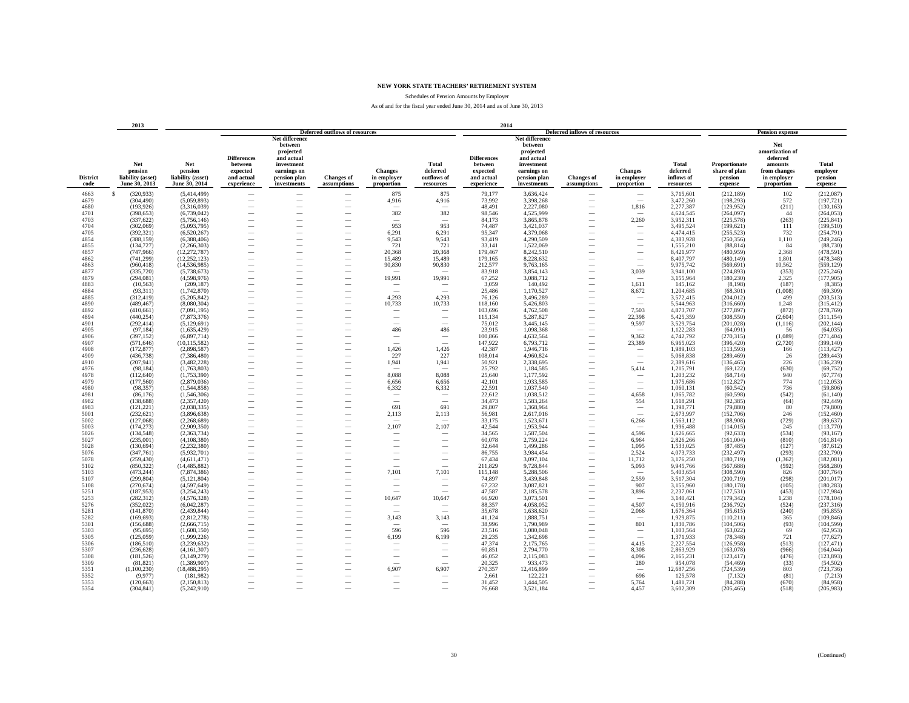# NEW YORK STATE TEACHERS' RETIREMENT SYSTEM

Schedules of Pension Amounts by Employer

As of and for the fiscal year ended June 30, 2014 and as of June 30, 2013

| | 2013 | 2014 | | | | | | | | | | | | | |
|---|---|---|---|---|---|---|---|---|---|---|---|---|---|---|---|
| | | | Deferred outflows of resources | | | | | Deferred inflows of resources | | | | | Pension expense | | |
| District code | Net pension liability (asset) June 30, 2013 | Net pension liability (asset) June 30, 2014 | Differences between expected and actual experience | Net difference between projected and actual investment earnings on pension plan investments | Changes of assumptions | Changes in employer proportion | Total deferred outflows of resources | Differences between expected and actual experience | Net difference between projected and actual investment earnings on pension plan investments | Changes of assumptions | Changes in employer proportion | Total deferred inflows of resources | Proportionate share of plan pension expense | Net amortization of deferred amounts from changes in employer proportion | Total employer pension expense |
| 4663 | $ (320,933) | (5,414,499) | — | — | — | 875 | 875 | 79,177 | 3,636,424 | — | — | 3,715,601 | (212,189) | 102 | (212,087) |
| 4679 | (304,490) | (5,059,893) | — | — | — | 4,916 | 4,916 | 73,992 | 3,398,268 | — | — | 3,472,260 | (198,293) | 572 | (197,721) |
| 4680 | (193,926) | (3,316,039) | — | — | — | — | — | 48,491 | 2,227,080 | — | 1,816 | 2,277,387 | (129,952) | (211) | (130,163) |
| 4701 | (398,653) | (6,739,042) | — | — | — | 382 | 382 | 98,546 | 4,525,999 | — | — | 4,624,545 | (264,097) | 44 | (264,053) |
| 4703 | (337,622) | (5,756,146) | — | — | — | — | — | 84,173 | 3,865,878 | — | 2,260 | 3,952,311 | (225,578) | (263) | (225,841) |
| 4704 | (302,069) | (5,093,795) | — | — | — | 953 | 953 | 74,487 | 3,421,037 | — | — | 3,495,524 | (199,621) | 111 | (199,510) |
| 4705 | (392,321) | (6,520,267) | — | — | — | 6,291 | 6,291 | 95,347 | 4,379,068 | — | — | 4,474,415 | (255,523) | 732 | (254,791) |
| 4854 | (388,159) | (6,388,406) | — | — | — | 9,543 | 9,543 | 93,419 | 4,290,509 | — | — | 4,383,928 | (250,356) | 1,110 | (249,246) |
| 4855 | (134,727) | (2,266,303) | — | — | — | 721 | 721 | 33,141 | 1,522,069 | — | — | 1,555,210 | (88,814) | 84 | (88,730) |
| 4857 | (747,966) | (12,272,787) | — | — | — | 20,368 | 20,368 | 179,467 | 8,242,510 | — | — | 8,421,977 | (480,959) | 2,368 | (478,591) |
| 4862 | (741,299) | (12,252,123) | — | — | — | 15,489 | 15,489 | 179,165 | 8,228,632 | — | — | 8,407,797 | (480,149) | 1,801 | (478,348) |
| 4863 | (960,418) | (14,536,985) | — | — | — | 90,830 | 90,830 | 212,577 | 9,763,165 | — | — | 9,975,742 | (569,691) | 10,562 | (559,129) |
| 4877 | (335,720) | (5,738,673) | — | — | — | — | — | 83,918 | 3,854,143 | — | 3,039 | 3,941,100 | (224,893) | (353) | (225,246) |
| 4879 | (294,081) | (4,598,976) | — | — | — | 19,991 | 19,991 | 67,252 | 3,088,712 | — | — | 3,155,964 | (180,230) | 2,325 | (177,905) |
| 4883 | (10,563) | (209,187) | — | — | — | — | — | 3,059 | 140,492 | — | 1,611 | 145,162 | (8,198) | (187) | (8,385) |
| 4884 | (93,311) | (1,742,870) | — | — | — | — | — | 25,486 | 1,170,527 | — | 8,672 | 1,204,685 | (68,301) | (1,008) | (69,309) |
| 4885 | (312,419) | (5,205,842) | — | — | — | 4,293 | 4,293 | 76,126 | 3,496,289 | — | — | 3,572,415 | (204,012) | 499 | (203,513) |
| 4890 | (489,467) | (8,080,304) | — | — | — | 10,733 | 10,733 | 118,160 | 5,426,803 | — | — | 5,544,963 | (316,660) | 1,248 | (315,412) |
| 4892 | (410,661) | (7,091,195) | — | — | — | — | — | 103,696 | 4,762,508 | — | 7,503 | 4,873,707 | (277,897) | (872) | (278,769) |
| 4894 | (440,254) | (7,873,376) | — | — | — | — | — | 115,134 | 5,287,827 | — | 22,398 | 5,425,359 | (308,550) | (2,604) | (311,154) |
| 4901 | (292,414) | (5,129,691) | — | — | — | — | — | 75,012 | 3,445,145 | — | 9,597 | 3,529,754 | (201,028) | (1,116) | (202,144) |
| 4905 | (97,184) | (1,635,429) | — | — | — | 486 | 486 | 23,915 | 1,098,368 | — | — | 1,122,283 | (64,091) | 56 | (64,035) |
| 4906 | (397,152) | (6,897,714) | — | — | — | — | — | 100,866 | 4,632,564 | — | 9,362 | 4,742,792 | (270,315) | (1,089) | (271,404) |
| 4907 | (571,646) | (10,115,582) | — | — | — | — | — | 147,922 | 6,793,712 | — | 23,389 | 6,965,023 | (396,420) | (2,720) | (399,140) |
| 4908 | (172,877) | (2,898,587) | — | — | — | 1,426 | 1,426 | 42,387 | 1,946,716 | — | — | 1,989,103 | (113,593) | 166 | (113,427) |
| 4909 | (436,738) | (7,386,480) | — | — | — | 227 | 227 | 108,014 | 4,960,824 | — | — | 5,068,838 | (289,469) | 26 | (289,443) |
| 4910 | (207,941) | (3,482,228) | — | — | — | 1,941 | 1,941 | 50,921 | 2,338,695 | — | — | 2,389,616 | (136,465) | 226 | (136,239) |
| 4976 | (98,184) | (1,763,803) | — | — | — | — | — | 25,792 | 1,184,585 | — | 5,414 | 1,215,791 | (69,122) | (630) | (69,752) |
| 4978 | (112,640) | (1,753,390) | — | — | — | 8,088 | 8,088 | 25,640 | 1,177,592 | — | — | 1,203,232 | (68,714) | 940 | (67,774) |
| 4979 | (177,560) | (2,879,036) | — | — | — | 6,656 | 6,656 | 42,101 | 1,933,585 | — | — | 1,975,686 | (112,827) | 774 | (112,053) |
| 4980 | (98,357) | (1,544,858) | — | — | — | 6,332 | 6,332 | 22,591 | 1,037,540 | — | — | 1,060,131 | (60,542) | 736 | (59,806) |
| 4981 | (86,176) | (1,546,306) | — | — | — | — | — | 22,612 | 1,038,512 | — | 4,658 | 1,065,782 | (60,598) | (542) | (61,140) |
| 4982 | (138,688) | (2,357,420) | — | — | — | — | — | 34,473 | 1,583,264 | — | 554 | 1,618,291 | (92,385) | (64) | (92,449) |
| 4983 | (121,221) | (2,038,335) | — | — | — | 691 | 691 | 29,807 | 1,368,964 | — | — | 1,398,771 | (79,880) | 80 | (79,800) |
| 5001 | (232,621) | (3,896,638) | — | — | — | 2,113 | 2,113 | 56,981 | 2,617,016 | — | — | 2,673,997 | (152,706) | 246 | (152,460) |
| 5002 | (127,068) | (2,268,689) | — | — | — | — | — | 33,175 | 1,523,671 | — | 6,266 | 1,563,112 | (88,908) | (729) | (89,637) |
| 5003 | (174,273) | (2,909,350) | — | — | — | 2,107 | 2,107 | 42,544 | 1,953,944 | — | — | 1,996,488 | (114,015) | 245 | (113,770) |
| 5026 | (134,548) | (2,363,734) | — | — | — | — | — | 34,565 | 1,587,504 | — | 4,596 | 1,626,665 | (92,633) | (534) | (93,167) |
| 5027 | (235,001) | (4,108,380) | — | — | — | — | — | 60,078 | 2,759,224 | — | 6,964 | 2,826,266 | (161,004) | (810) | (161,814) |
| 5028 | (130,694) | (2,232,380) | — | — | — | — | — | 32,644 | 1,499,286 | — | 1,095 | 1,533,025 | (87,485) | (127) | (87,612) |
| 5076 | (347,761) | (5,932,701) | — | — | — | — | — | 86,755 | 3,984,454 | — | 2,524 | 4,073,733 | (232,497) | (293) | (232,790) |
| 5078 | (259,430) | (4,611,471) | — | — | — | — | — | 67,434 | 3,097,104 | — | 11,712 | 3,176,250 | (180,719) | (1,362) | (182,081) |
| 5102 | (850,322) | (14,485,882) | — | — | — | — | — | 211,829 | 9,728,844 | — | 5,093 | 9,945,766 | (567,688) | (592) | (568,280) |
| 5103 | (473,244) | (7,874,386) | — | — | — | 7,101 | 7,101 | 115,148 | 5,288,506 | — | — | 5,403,654 | (308,590) | 826 | (307,764) |
| 5107 | (299,804) | (5,121,804) | — | — | — | — | — | 74,897 | 3,439,848 | — | 2,559 | 3,517,304 | (200,719) | (298) | (201,017) |
| 5108 | (270,674) | (4,597,649) | — | — | — | — | — | 67,232 | 3,087,821 | — | 907 | 3,155,960 | (180,178) | (105) | (180,283) |
| 5251 | (187,953) | (3,254,243) | — | — | — | — | — | 47,587 | 2,185,578 | — | 3,896 | 2,237,061 | (127,531) | (453) | (127,984) |
| 5253 | (282,312) | (4,576,328) | — | — | — | 10,647 | 10,647 | 66,920 | 3,073,501 | — | — | 3,140,421 | (179,342) | 1,238 | (178,104) |
| 5276 | (352,022) | (6,042,287) | — | — | — | — | — | 88,357 | 4,058,052 | — | 4,507 | 4,150,916 | (236,792) | (524) | (237,316) |
| 5281 | (141,870) | (2,439,844) | — | — | — | — | — | 35,678 | 1,638,620 | — | 2,066 | 1,676,364 | (95,615) | (240) | (95,855) |
| 5282 | (169,693) | (2,812,278) | — | — | — | 3,143 | 3,143 | 41,124 | 1,888,751 | — | — | 1,929,875 | (110,211) | 365 | (109,846) |
| 5301 | (156,688) | (2,666,715) | — | — | — | — | — | 38,996 | 1,790,989 | — | 801 | 1,830,786 | (104,506) | (93) | (104,599) |
| 5303 | (95,695) | (1,608,150) | — | — | — | 596 | 596 | 23,516 | 1,080,048 | — | — | 1,103,564 | (63,022) | 69 | (62,953) |
| 5305 | (125,059) | (1,999,226) | — | — | — | 6,199 | 6,199 | 29,235 | 1,342,698 | — | — | 1,371,933 | (78,348) | 721 | (77,627) |
| 5306 | (186,510) | (3,239,632) | — | — | — | — | — | 47,374 | 2,175,765 | — | 4,415 | 2,227,554 | (126,958) | (513) | (127,471) |
| 5307 | (236,628) | (4,161,307) | — | — | — | — | — | 60,851 | 2,794,770 | — | 8,308 | 2,863,929 | (163,078) | (966) | (164,044) |
| 5308 | (181,526) | (3,149,279) | — | — | — | — | — | 46,052 | 2,115,083 | — | 4,096 | 2,165,231 | (123,417) | (476) | (123,893) |
| 5309 | (81,821) | (1,389,907) | — | — | — | — | — | 20,325 | 933,473 | — | 280 | 954,078 | (54,469) | (33) | (54,502) |
| 5351 | (1,100,230) | (18,488,295) | — | — | — | 6,907 | 6,907 | 270,357 | 12,416,899 | — | — | 12,687,256 | (724,539) | 803 | (723,736) |
| 5352 | (9,977) | (181,982) | — | — | — | — | — | 2,661 | 122,221 | — | 696 | 125,578 | (7,132) | (81) | (7,213) |
| 5353 | (120,663) | (2,150,813) | — | — | — | — | — | 31,452 | 1,444,505 | — | 5,764 | 1,481,721 | (84,288) | (670) | (84,958) |
| 5354 | (304,841) | (5,242,910) | — | — | — | — | — | 76,668 | 3,521,184 | — | 4,457 | 3,602,309 | (205,465) | (518) | (205,983) |

(Continued)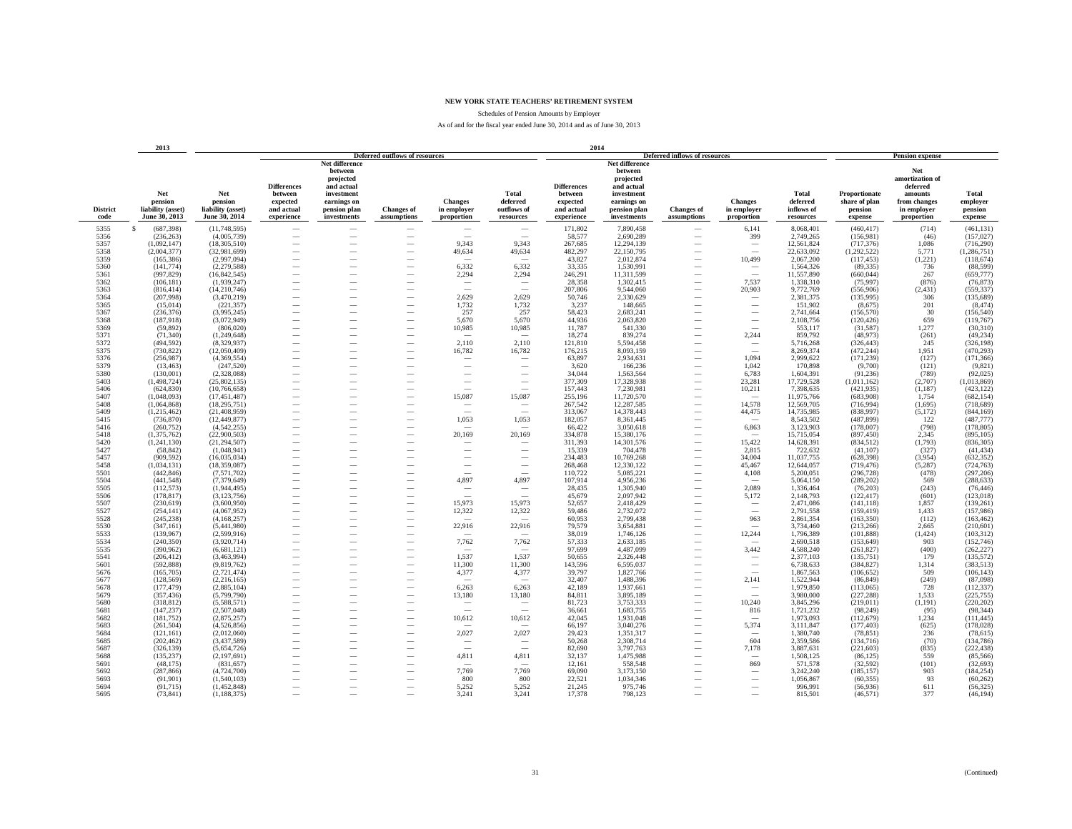# NEW YORK STATE TEACHERS' RETIREMENT SYSTEM

Schedules of Pension Amounts by Employer

As of and for the fiscal year ended June 30, 2014 and as of June 30, 2013

| | 2013 | 2014 | | | | | | | | | | | | | | |
|---|---|---|---|---|---|---|---|---|---|---|---|---|---|---|---|---|
| | | | Deferred outflows of resources | | | | | Deferred inflows of resources | | | | | Pension expense | | | |
| District code | Net pension liability (asset) June 30, 2013 | Net pension liability (asset) June 30, 2014 | Differences between expected and actual experience | Net difference between projected and actual investment earnings on pension plan investments | Changes of assumptions | Changes in employer proportion | Total deferred outflows of resources | Differences between expected and actual experience | Net difference between projected and actual investment earnings on pension plan investments | Changes of assumptions | Changes in employer proportion | Total deferred inflows of resources | Proportionate share of plan pension expense | Net amortization of deferred amounts from changes in employer proportion | Total employer pension expense |
| 5355 | $ (687,398) | (11,748,595) | — | — | — | — | — | 171,802 | 7,890,458 | — | 6,141 | 8,068,401 | (460,417) | (714) | (461,131) |
| 5356 | (236,263) | (4,005,739) | — | — | — | — | — | 58,577 | 2,690,289 | — | 399 | 2,749,265 | (156,981) | (46) | (157,027) |
| 5357 | (1,092,147) | (18,305,510) | — | — | — | 9,343 | 9,343 | 267,685 | 12,294,139 | — | — | 12,561,824 | (717,376) | 1,086 | (716,290) |
| 5358 | (2,004,377) | (32,981,699) | — | — | — | 49,634 | 49,634 | 482,297 | 22,150,795 | — | — | 22,633,092 | (1,292,522) | 5,771 | (1,286,751) |
| 5359 | (165,386) | (2,997,094) | — | — | — | — | — | 43,827 | 2,012,874 | — | 10,499 | 2,067,200 | (117,453) | (1,221) | (118,674) |
| 5360 | (141,774) | (2,279,588) | — | — | — | 6,332 | 6,332 | 33,335 | 1,530,991 | — | — | 1,564,326 | (89,335) | 736 | (88,599) |
| 5361 | (997,829) | (16,842,545) | — | — | — | 2,294 | 2,294 | 246,291 | 11,311,599 | — | — | 11,557,890 | (660,044) | 267 | (659,777) |
| 5362 | (106,181) | (1,939,247) | — | — | — | — | — | 28,358 | 1,302,415 | — | 7,537 | 1,338,310 | (75,997) | (876) | (76,873) |
| 5363 | (816,414) | (14,210,746) | — | — | — | — | — | 207,806 | 9,544,060 | — | 20,903 | 9,772,769 | (556,906) | (2,431) | (559,337) |
| 5364 | (207,998) | (3,470,219) | — | — | — | 2,629 | 2,629 | 50,746 | 2,330,629 | — | — | 2,381,375 | (135,995) | 306 | (135,689) |
| 5365 | (15,014) | (221,357) | — | — | — | 1,732 | 1,732 | 3,237 | 148,665 | — | — | 151,902 | (8,675) | 201 | (8,474) |
| 5367 | (236,376) | (3,995,245) | — | — | — | 257 | 257 | 58,423 | 2,683,241 | — | — | 2,741,664 | (156,570) | 30 | (156,540) |
| 5368 | (187,918) | (3,072,949) | — | — | — | 5,670 | 5,670 | 44,936 | 2,063,820 | — | — | 2,108,756 | (120,426) | 659 | (119,767) |
| 5369 | (59,892) | (806,020) | — | — | — | 10,985 | 10,985 | 11,787 | 541,330 | — | — | 553,117 | (31,587) | 1,277 | (30,310) |
| 5371 | (71,340) | (1,249,648) | — | — | — | — | — | 18,274 | 839,274 | — | 2,244 | 859,792 | (48,973) | (261) | (49,234) |
| 5372 | (494,592) | (8,329,937) | — | — | — | 2,110 | 2,110 | 121,810 | 5,594,458 | — | — | 5,716,268 | (326,443) | 245 | (326,198) |
| 5375 | (730,822) | (12,050,409) | — | — | — | 16,782 | 16,782 | 176,215 | 8,093,159 | — | — | 8,269,374 | (472,244) | 1,951 | (470,293) |
| 5376 | (256,987) | (4,369,554) | — | — | — | — | — | 63,897 | 2,934,631 | — | 1,094 | 2,999,622 | (171,239) | (127) | (171,366) |
| 5379 | (13,463) | (247,520) | — | — | — | — | — | 3,620 | 166,236 | — | 1,042 | 170,898 | (9,700) | (121) | (9,821) |
| 5380 | (130,001) | (2,328,088) | — | — | — | — | — | 34,044 | 1,563,564 | — | 6,783 | 1,604,391 | (91,236) | (789) | (92,025) |
| 5403 | (1,498,724) | (25,802,135) | — | — | — | — | — | 377,309 | 17,328,938 | — | 23,281 | 17,729,528 | (1,011,162) | (2,707) | (1,013,869) |
| 5406 | (624,830) | (10,766,658) | — | — | — | — | — | 157,443 | 7,230,981 | — | 10,211 | 7,398,635 | (421,935) | (1,187) | (423,122) |
| 5407 | (1,048,093) | (17,451,487) | — | — | — | 15,087 | 15,087 | 255,196 | 11,720,570 | — | — | 11,975,766 | (683,908) | 1,754 | (682,154) |
| 5408 | (1,064,868) | (18,295,751) | — | — | — | — | — | 267,542 | 12,287,585 | — | 14,578 | 12,569,705 | (716,994) | (1,695) | (718,689) |
| 5409 | (1,215,462) | (21,408,959) | — | — | — | — | — | 313,067 | 14,378,443 | — | 44,475 | 14,735,985 | (838,997) | (5,172) | (844,169) |
| 5415 | (736,870) | (12,449,877) | — | — | — | 1,053 | 1,053 | 182,057 | 8,361,445 | — | — | 8,543,502 | (487,899) | 122 | (487,777) |
| 5416 | (260,752) | (4,542,255) | — | — | — | — | — | 66,422 | 3,050,618 | — | 6,863 | 3,123,903 | (178,007) | (798) | (178,805) |
| 5418 | (1,375,762) | (22,900,503) | — | — | — | 20,169 | 20,169 | 334,878 | 15,380,176 | — | — | 15,715,054 | (897,450) | 2,345 | (895,105) |
| 5420 | (1,241,130) | (21,294,507) | — | — | — | — | — | 311,393 | 14,301,576 | — | 15,422 | 14,628,391 | (834,512) | (1,793) | (836,305) |
| 5427 | (58,842) | (1,048,941) | — | — | — | — | — | 15,339 | 704,478 | — | 2,815 | 722,632 | (41,107) | (327) | (41,434) |
| 5457 | (909,592) | (16,035,034) | — | — | — | — | — | 234,483 | 10,769,268 | — | 34,004 | 11,037,755 | (628,398) | (3,954) | (632,352) |
| 5458 | (1,034,131) | (18,359,087) | — | — | — | — | — | 268,468 | 12,330,122 | — | 45,467 | 12,644,057 | (719,476) | (5,287) | (724,763) |
| 5501 | (442,846) | (7,571,702) | — | — | — | — | — | 110,722 | 5,085,221 | — | 4,108 | 5,200,051 | (296,728) | (478) | (297,206) |
| 5504 | (441,548) | (7,379,649) | — | — | — | 4,897 | 4,897 | 107,914 | 4,956,236 | — | — | 5,064,150 | (289,202) | 569 | (288,633) |
| 5505 | (112,573) | (1,944,495) | — | — | — | — | — | 28,435 | 1,305,940 | — | 2,089 | 1,336,464 | (76,203) | (243) | (76,446) |
| 5506 | (178,817) | (3,123,756) | — | — | — | — | — | 45,679 | 2,097,942 | — | 5,172 | 2,148,793 | (122,417) | (601) | (123,018) |
| 5507 | (230,619) | (3,600,950) | — | — | — | 15,973 | 15,973 | 52,657 | 2,418,429 | — | — | 2,471,086 | (141,118) | 1,857 | (139,261) |
| 5527 | (254,141) | (4,067,952) | — | — | — | 12,322 | 12,322 | 59,486 | 2,732,072 | — | — | 2,791,558 | (159,419) | 1,433 | (157,986) |
| 5528 | (245,238) | (4,168,257) | — | — | — | — | — | 60,953 | 2,799,438 | — | 963 | 2,861,354 | (163,350) | (112) | (163,462) |
| 5530 | (347,161) | (5,441,980) | — | — | — | 22,916 | 22,916 | 79,579 | 3,654,881 | — | — | 3,734,460 | (213,266) | 2,665 | (210,601) |
| 5533 | (139,967) | (2,599,916) | — | — | — | — | — | 38,019 | 1,746,126 | — | 12,244 | 1,796,389 | (101,888) | (1,424) | (103,312) |
| 5534 | (240,350) | (3,920,714) | — | — | — | 7,762 | 7,762 | 57,333 | 2,633,185 | — | — | 2,690,518 | (153,649) | 903 | (152,746) |
| 5535 | (390,962) | (6,681,121) | — | — | — | — | — | 97,699 | 4,487,099 | — | 3,442 | 4,588,240 | (261,827) | (400) | (262,227) |
| 5541 | (206,412) | (3,463,994) | — | — | — | 1,537 | 1,537 | 50,655 | 2,326,448 | — | — | 2,377,103 | (135,751) | 179 | (135,572) |
| 5601 | (592,888) | (9,819,762) | — | — | — | 11,300 | 11,300 | 143,596 | 6,595,037 | — | — | 6,738,633 | (384,827) | 1,314 | (383,513) |
| 5676 | (165,705) | (2,721,474) | — | — | — | 4,377 | 4,377 | 39,797 | 1,827,766 | — | — | 1,867,563 | (106,652) | 509 | (106,143) |
| 5677 | (128,569) | (2,216,165) | — | — | — | — | — | 32,407 | 1,488,396 | — | 2,141 | 1,522,944 | (86,849) | (249) | (87,098) |
| 5678 | (177,479) | (2,885,104) | — | — | — | 6,263 | 6,263 | 42,189 | 1,937,661 | — | — | 1,979,850 | (113,065) | 728 | (112,337) |
| 5679 | (357,436) | (5,799,790) | — | — | — | 13,180 | 13,180 | 84,811 | 3,895,189 | — | — | 3,980,000 | (227,288) | 1,533 | (225,755) |
| 5680 | (318,812) | (5,588,571) | — | — | — | — | — | 81,723 | 3,753,333 | — | 10,240 | 3,845,296 | (219,011) | (1,191) | (220,202) |
| 5681 | (147,237) | (2,507,048) | — | — | — | — | — | 36,661 | 1,683,755 | — | 816 | 1,721,232 | (98,249) | (95) | (98,344) |
| 5682 | (181,752) | (2,875,257) | — | — | — | 10,612 | 10,612 | 42,045 | 1,931,048 | — | — | 1,973,093 | (112,679) | 1,234 | (111,445) |
| 5683 | (261,504) | (4,526,856) | — | — | — | — | — | 66,197 | 3,040,276 | — | 5,374 | 3,111,847 | (177,403) | (625) | (178,028) |
| 5684 | (121,161) | (2,012,060) | — | — | — | 2,027 | 2,027 | 29,423 | 1,351,317 | — | — | 1,380,740 | (78,851) | 236 | (78,615) |
| 5685 | (202,462) | (3,437,589) | — | — | — | — | — | 50,268 | 2,308,714 | — | 604 | 2,359,586 | (134,716) | (70) | (134,786) |
| 5687 | (326,139) | (5,654,726) | — | — | — | — | — | 82,690 | 3,797,763 | — | 7,178 | 3,887,631 | (221,603) | (835) | (222,438) |
| 5688 | (135,237) | (2,197,691) | — | — | — | 4,811 | 4,811 | 32,137 | 1,475,988 | — | — | 1,508,125 | (86,125) | 559 | (85,566) |
| 5691 | (48,175) | (831,657) | — | — | — | — | — | 12,161 | 558,548 | — | 869 | 571,578 | (32,592) | (101) | (32,693) |
| 5692 | (287,866) | (4,724,700) | — | — | — | 7,769 | 7,769 | 69,090 | 3,173,150 | — | — | 3,242,240 | (185,157) | 903 | (184,254) |
| 5693 | (91,901) | (1,540,103) | — | — | — | 800 | 800 | 22,521 | 1,034,346 | — | — | 1,056,867 | (60,355) | 93 | (60,262) |
| 5694 | (91,715) | (1,452,848) | — | — | — | 5,252 | 5,252 | 21,245 | 975,746 | — | — | 996,991 | (56,936) | 611 | (56,325) |
| 5695 | (73,841) | (1,188,375) | — | — | — | 3,241 | 3,241 | 17,378 | 798,123 | — | — | 815,501 | (46,571) | 377 | (46,194) |

(Continued)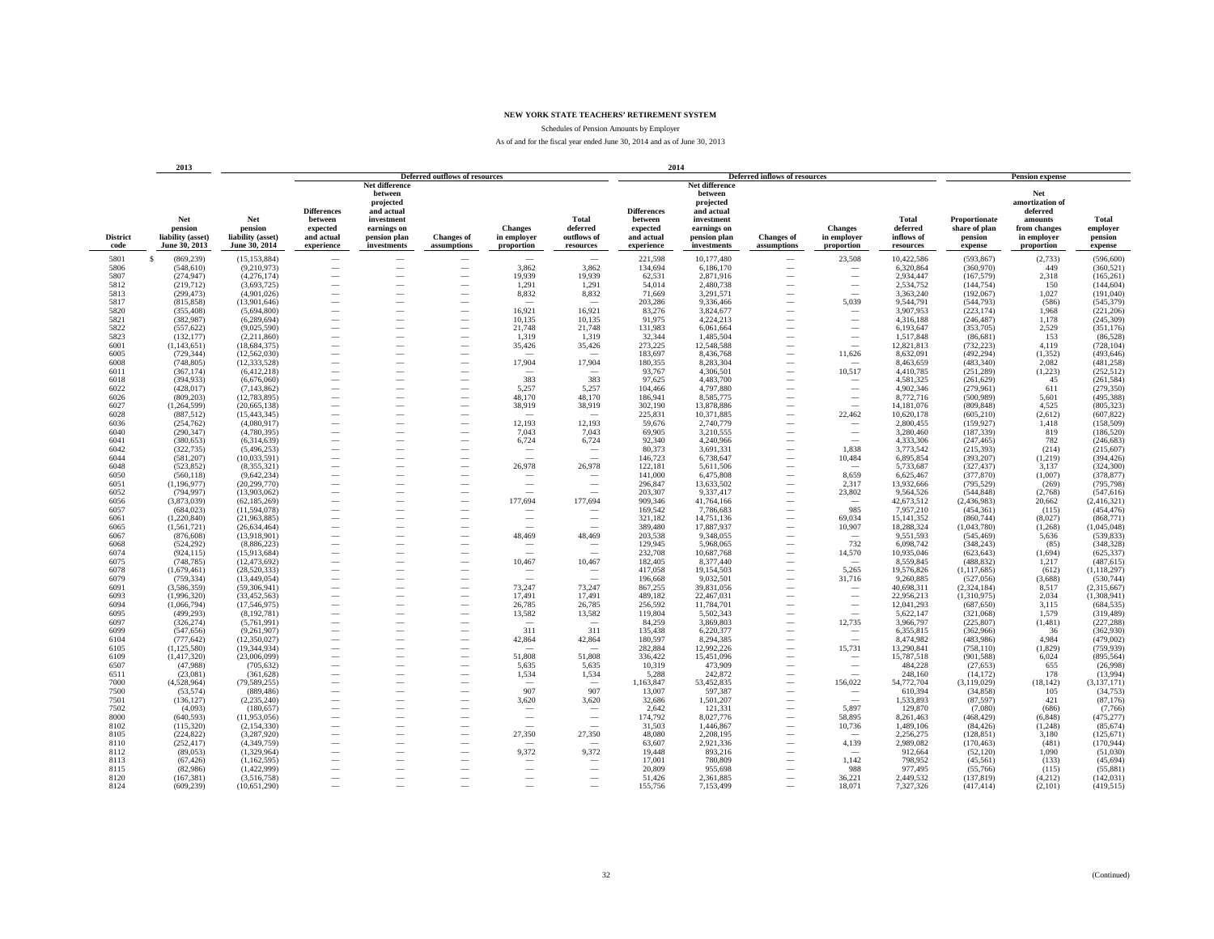# NEW YORK STATE TEACHERS' RETIREMENT SYSTEM

Schedules of Pension Amounts by Employer

As of and for the fiscal year ended June 30, 2014 and as of June 30, 2013

| | 2013 | 2014 | | | | | | | | | | | | | |
|---|---|---|---|---|---|---|---|---|---|---|---|---|---|---|---|
| | | | Deferred outflows of resources | | | | | Deferred inflows of resources | | | | | Pension expense | | |
| District code | Net pension liability (asset) June 30, 2013 | Net pension liability (asset) June 30, 2014 | Differences between expected and actual experience | Net difference between projected and actual investment earnings on pension plan investments | Changes of assumptions | Changes in employer proportion | Total deferred outflows of resources | Differences between expected and actual experience | Net difference between projected and actual investment earnings on pension plan investments | Changes of assumptions | Changes in employer proportion | Total deferred inflows of resources | Proportionate share of plan pension expense | Net amortization of deferred amounts from changes in employer proportion | Total employer pension expense |
| 5801 | $ (869,239) | (15,153,884) | — | — | — | — | — | 221,598 | 10,177,480 | — | 23,508 | 10,422,586 | (593,867) | (2,733) | (596,600) |
| 5806 | (548,610) | (9,210,973) | — | — | — | 3,862 | 3,862 | 134,694 | 6,186,170 | — | — | 6,320,864 | (360,970) | 449 | (360,521) |
| 5807 | (274,947) | (4,276,174) | — | — | — | 19,939 | 19,939 | 62,531 | 2,871,916 | — | — | 2,934,447 | (167,579) | 2,318 | (165,261) |
| 5812 | (219,712) | (3,693,725) | — | — | — | 1,291 | 1,291 | 54,014 | 2,480,738 | — | — | 2,534,752 | (144,754) | 150 | (144,604) |
| 5813 | (299,473) | (4,901,026) | — | — | — | 8,832 | 8,832 | 71,669 | 3,291,571 | — | — | 3,363,240 | (192,067) | 1,027 | (191,040) |
| 5817 | (815,858) | (13,901,646) | — | — | — | — | — | 203,286 | 9,336,466 | — | 5,039 | 9,544,791 | (544,793) | (586) | (545,379) |
| 5820 | (355,408) | (5,694,800) | — | — | — | 16,921 | 16,921 | 83,276 | 3,824,677 | — | — | 3,907,953 | (223,174) | 1,968 | (221,206) |
| 5821 | (382,987) | (6,289,694) | — | — | — | 10,135 | 10,135 | 91,975 | 4,224,213 | — | — | 4,316,188 | (246,487) | 1,178 | (245,309) |
| 5822 | (557,622) | (9,025,590) | — | — | — | 21,748 | 21,748 | 131,983 | 6,061,664 | — | — | 6,193,647 | (353,705) | 2,529 | (351,176) |
| 5823 | (132,177) | (2,211,860) | — | — | — | 1,319 | 1,319 | 32,344 | 1,485,504 | — | — | 1,517,848 | (86,681) | 153 | (86,528) |
| 6001 | (1,143,651) | (18,684,375) | — | — | — | 35,426 | 35,426 | 273,225 | 12,548,588 | — | — | 12,821,813 | (732,223) | 4,119 | (728,104) |
| 6005 | (729,344) | (12,562,030) | — | — | — | — | — | 183,697 | 8,436,768 | — | 11,626 | 8,632,091 | (492,294) | (1,352) | (493,646) |
| 6008 | (748,805) | (12,333,528) | — | — | — | 17,904 | 17,904 | 180,355 | 8,283,304 | — | — | 8,463,659 | (483,340) | 2,082 | (481,258) |
| 6011 | (367,174) | (6,412,218) | — | — | — | — | — | 93,767 | 4,306,501 | — | 10,517 | 4,410,785 | (251,289) | (1,223) | (252,512) |
| 6018 | (394,933) | (6,676,060) | — | — | — | 383 | 383 | 97,625 | 4,483,700 | — | — | 4,581,325 | (261,629) | 45 | (261,584) |
| 6022 | (428,017) | (7,143,862) | — | — | — | 5,257 | 5,257 | 104,466 | 4,797,880 | — | — | 4,902,346 | (279,961) | 611 | (279,350) |
| 6026 | (809,203) | (12,783,895) | — | — | — | 48,170 | 48,170 | 186,941 | 8,585,775 | — | — | 8,772,716 | (500,989) | 5,601 | (495,388) |
| 6027 | (1,264,599) | (20,665,138) | — | — | — | 38,919 | 38,919 | 302,190 | 13,878,886 | — | — | 14,181,076 | (809,848) | 4,525 | (805,323) |
| 6028 | (887,512) | (15,443,345) | — | — | — | — | — | 225,831 | 10,371,885 | — | 22,462 | 10,620,178 | (605,210) | (2,612) | (607,822) |
| 6036 | (254,762) | (4,080,917) | — | — | — | 12,193 | 12,193 | 59,676 | 2,740,779 | — | — | 2,800,455 | (159,927) | 1,418 | (158,509) |
| 6040 | (290,347) | (4,780,395) | — | — | — | 7,043 | 7,043 | 69,905 | 3,210,555 | — | — | 3,280,460 | (187,339) | 819 | (186,520) |
| 6041 | (380,653) | (6,314,639) | — | — | — | 6,724 | 6,724 | 92,340 | 4,240,966 | — | — | 4,333,306 | (247,465) | 782 | (246,683) |
| 6042 | (322,735) | (5,496,253) | — | — | — | — | — | 80,373 | 3,691,331 | — | 1,838 | 3,773,542 | (215,393) | (214) | (215,607) |
| 6044 | (581,207) | (10,033,591) | — | — | — | — | — | 146,723 | 6,738,647 | — | 10,484 | 6,895,854 | (393,207) | (1,219) | (394,426) |
| 6048 | (523,852) | (8,355,321) | — | — | — | 26,978 | 26,978 | 122,181 | 5,611,506 | — | — | 5,733,687 | (327,437) | 3,137 | (324,300) |
| 6050 | (560,118) | (9,642,234) | — | — | — | — | — | 141,000 | 6,475,808 | — | 8,659 | 6,625,467 | (377,870) | (1,007) | (378,877) |
| 6051 | (1,196,977) | (20,299,770) | — | — | — | — | — | 296,847 | 13,633,502 | — | 2,317 | 13,932,666 | (795,529) | (269) | (795,798) |
| 6052 | (794,997) | (13,903,062) | — | — | — | — | — | 203,307 | 9,337,417 | — | 23,802 | 9,564,526 | (544,848) | (2,768) | (547,616) |
| 6056 | (3,873,039) | (62,185,269) | — | — | — | 177,694 | 177,694 | 909,346 | 41,764,166 | — | — | 42,673,512 | (2,436,983) | 20,662 | (2,416,321) |
| 6057 | (684,023) | (11,594,078) | — | — | — | — | — | 169,542 | 7,786,683 | — | 985 | 7,957,210 | (454,361) | (115) | (454,476) |
| 6061 | (1,220,840) | (21,963,885) | — | — | — | — | — | 321,182 | 14,751,136 | — | 69,034 | 15,141,352 | (860,744) | (8,027) | (868,771) |
| 6065 | (1,561,721) | (26,634,464) | — | — | — | — | — | 389,480 | 17,887,937 | — | 10,907 | 18,288,324 | (1,043,780) | (1,268) | (1,045,048) |
| 6067 | (876,608) | (13,918,901) | — | — | — | 48,469 | 48,469 | 203,538 | 9,348,055 | — | — | 9,551,593 | (545,469) | 5,636 | (539,833) |
| 6068 | (524,292) | (8,886,223) | — | — | — | — | — | 129,945 | 5,968,065 | — | 732 | 6,098,742 | (348,243) | (85) | (348,328) |
| 6074 | (924,115) | (15,913,684) | — | — | — | — | — | 232,708 | 10,687,768 | — | 14,570 | 10,935,046 | (623,643) | (1,694) | (625,337) |
| 6075 | (748,785) | (12,473,692) | — | — | — | 10,467 | 10,467 | 182,405 | 8,377,440 | — | — | 8,559,845 | (488,832) | 1,217 | (487,615) |
| 6078 | (1,679,461) | (28,520,333) | — | — | — | — | — | 417,058 | 19,154,503 | — | 5,265 | 19,576,826 | (1,117,685) | (612) | (1,118,297) |
| 6079 | (759,334) | (13,449,054) | — | — | — | — | — | 196,668 | 9,032,501 | — | 31,716 | 9,260,885 | (527,056) | (3,688) | (530,744) |
| 6091 | (3,586,359) | (59,306,941) | — | — | — | 73,247 | 73,247 | 867,255 | 39,831,056 | — | — | 40,698,311 | (2,324,184) | 8,517 | (2,315,667) |
| 6093 | (1,996,320) | (33,452,563) | — | — | — | 17,491 | 17,491 | 489,182 | 22,467,031 | — | — | 22,956,213 | (1,310,975) | 2,034 | (1,308,941) |
| 6094 | (1,066,794) | (17,546,975) | — | — | — | 26,785 | 26,785 | 256,592 | 11,784,701 | — | — | 12,041,293 | (687,650) | 3,115 | (684,535) |
| 6095 | (499,293) | (8,192,781) | — | — | — | 13,582 | 13,582 | 119,804 | 5,502,343 | — | — | 5,622,147 | (321,068) | 1,579 | (319,489) |
| 6097 | (326,274) | (5,761,991) | — | — | — | — | — | 84,259 | 3,869,803 | — | 12,735 | 3,966,797 | (225,807) | (1,481) | (227,288) |
| 6099 | (547,656) | (9,261,907) | — | — | — | 311 | 311 | 135,438 | 6,220,377 | — | — | 6,355,815 | (362,966) | 36 | (362,930) |
| 6104 | (777,642) | (12,350,027) | — | — | — | 42,864 | 42,864 | 180,597 | 8,294,385 | — | — | 8,474,982 | (483,986) | 4,984 | (479,002) |
| 6105 | (1,125,580) | (19,344,934) | — | — | — | — | — | 282,884 | 12,992,226 | — | 15,731 | 13,290,841 | (758,110) | (1,829) | (759,939) |
| 6109 | (1,417,320) | (23,006,099) | — | — | — | 51,808 | 51,808 | 336,422 | 15,451,096 | — | — | 15,787,518 | (901,588) | 6,024 | (895,564) |
| 6507 | (47,988) | (705,632) | — | — | — | 5,635 | 5,635 | 10,319 | 473,909 | — | — | 484,228 | (27,653) | 655 | (26,998) |
| 6511 | (23,081) | (361,628) | — | — | — | 1,534 | 1,534 | 5,288 | 242,872 | — | — | 248,160 | (14,172) | 178 | (13,994) |
| 7000 | (4,528,964) | (79,589,255) | — | — | — | — | — | 1,163,847 | 53,452,835 | — | 156,022 | 54,772,704 | (3,119,029) | (18,142) | (3,137,171) |
| 7500 | (53,574) | (889,486) | — | — | — | 907 | 907 | 13,007 | 597,387 | — | — | 610,394 | (34,858) | 105 | (34,753) |
| 7501 | (136,127) | (2,235,240) | — | — | — | 3,620 | 3,620 | 32,686 | 1,501,207 | — | — | 1,533,893 | (87,597) | 421 | (87,176) |
| 7502 | (4,093) | (180,657) | — | — | — | — | — | 2,642 | 121,331 | — | 5,897 | 129,870 | (7,080) | (686) | (7,766) |
| 8000 | (640,593) | (11,953,056) | — | — | — | — | — | 174,792 | 8,027,776 | — | 58,895 | 8,261,463 | (468,429) | (6,848) | (475,277) |
| 8102 | (115,320) | (2,154,330) | — | — | — | — | — | 31,503 | 1,446,867 | — | 10,736 | 1,489,106 | (84,426) | (1,248) | (85,674) |
| 8105 | (224,822) | (3,287,920) | — | — | — | 27,350 | 27,350 | 48,080 | 2,208,195 | — | — | 2,256,275 | (128,851) | 3,180 | (125,671) |
| 8110 | (252,417) | (4,349,759) | — | — | — | — | — | 63,607 | 2,921,336 | — | 4,139 | 2,989,082 | (170,463) | (481) | (170,944) |
| 8112 | (89,053) | (1,329,964) | — | — | — | 9,372 | 9,372 | 19,448 | 893,216 | — | — | 912,664 | (52,120) | 1,090 | (51,030) |
| 8113 | (67,426) | (1,162,595) | — | — | — | — | — | 17,001 | 780,809 | — | 1,142 | 798,952 | (45,561) | (133) | (45,694) |
| 8115 | (82,986) | (1,422,999) | — | — | — | — | — | 20,809 | 955,698 | — | 988 | 977,495 | (55,766) | (115) | (55,881) |
| 8120 | (167,381) | (3,516,758) | — | — | — | — | — | 51,426 | 2,361,885 | — | 36,221 | 2,449,532 | (137,819) | (4,212) | (142,031) |
| 8124 | (609,239) | (10,651,290) | — | — | — | — | — | 155,756 | 7,153,499 | — | 18,071 | 7,327,326 | (417,414) | (2,101) | (419,515) |

(Continued)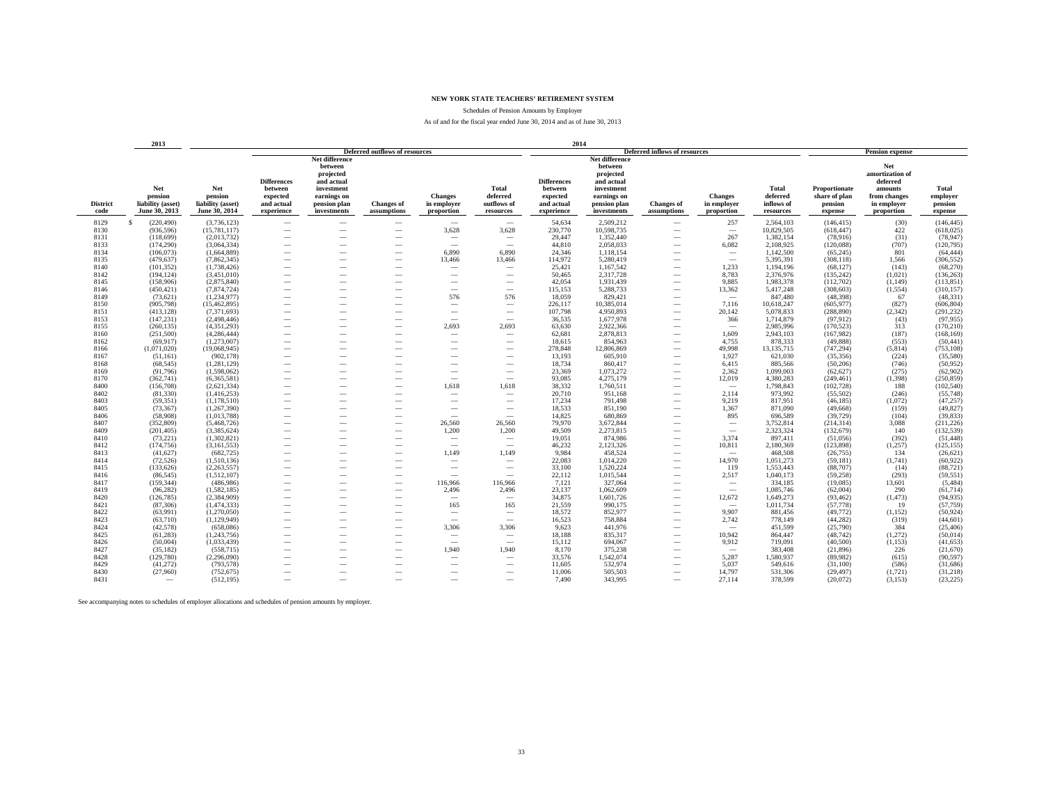# NEW YORK STATE TEACHERS' RETIREMENT SYSTEM

Schedules of Pension Amounts by Employer

As of and for the fiscal year ended June 30, 2014 and as of June 30, 2013

| | 2013 | 2014 | | | | | | | | | | | | | |
|---|---|---|---|---|---|---|---|---|---|---|---|---|---|---|---|
| | | | Deferred outflows of resources | | | | | Deferred inflows of resources | | | | | Pension expense | | |
| District code | Net pension liability (asset) June 30, 2013 | Net pension liability (asset) June 30, 2014 | Differences between expected and actual experience | Net difference between projected and actual investment earnings on pension plan investments | Changes of assumptions | Changes in employer proportion | Total deferred outflows of resources | Differences between expected and actual experience | Net difference between projected and actual investment earnings on pension plan investments | Changes of assumptions | Changes in employer proportion | Total deferred inflows of resources | Proportionate share of plan pension expense | Net amortization of deferred amounts from changes in employer proportion | Total employer pension expense |
| 8129 | $ (220,490) | (3,736,123) | — | — | — | — | — | 54,634 | 2,509,212 | — | 257 | 2,564,103 | (146,415) | (30) | (146,445) |
| 8130 | (936,596) | (15,781,117) | — | — | — | 3,628 | 3,628 | 230,770 | 10,598,735 | — | — | 10,829,505 | (618,447) | 422 | (618,025) |
| 8131 | (118,699) | (2,013,732) | — | — | — | — | — | 29,447 | 1,352,440 | — | 267 | 1,382,154 | (78,916) | (31) | (78,947) |
| 8133 | (174,290) | (3,064,334) | — | — | — | — | — | 44,810 | 2,058,033 | — | 6,082 | 2,108,925 | (120,088) | (707) | (120,795) |
| 8134 | (106,073) | (1,664,889) | — | — | — | 6,890 | 6,890 | 24,346 | 1,118,154 | — | — | 1,142,500 | (65,245) | 801 | (64,444) |
| 8135 | (479,637) | (7,862,345) | — | — | — | 13,466 | 13,466 | 114,972 | 5,280,419 | — | — | 5,395,391 | (308,118) | 1,566 | (306,552) |
| 8140 | (101,352) | (1,738,426) | — | — | — | — | — | 25,421 | 1,167,542 | — | 1,233 | 1,194,196 | (68,127) | (143) | (68,270) |
| 8142 | (194,124) | (3,451,010) | — | — | — | — | — | 50,465 | 2,317,728 | — | 8,783 | 2,376,976 | (135,242) | (1,021) | (136,263) |
| 8145 | (158,906) | (2,875,840) | — | — | — | — | — | 42,054 | 1,931,439 | — | 9,885 | 1,983,378 | (112,702) | (1,149) | (113,851) |
| 8146 | (450,421) | (7,874,724) | — | — | — | — | — | 115,153 | 5,288,733 | — | 13,362 | 5,417,248 | (308,603) | (1,554) | (310,157) |
| 8149 | (73,621) | (1,234,977) | — | — | — | 576 | 576 | 18,059 | 829,421 | — | — | 847,480 | (48,398) | 67 | (48,331) |
| 8150 | (905,798) | (15,462,895) | — | — | — | — | — | 226,117 | 10,385,014 | — | 7,116 | 10,618,247 | (605,977) | (827) | (606,804) |
| 8151 | (413,128) | (7,371,693) | — | — | — | — | — | 107,798 | 4,950,893 | — | 20,142 | 5,078,833 | (288,890) | (2,342) | (291,232) |
| 8153 | (147,231) | (2,498,446) | — | — | — | — | — | 36,535 | 1,677,978 | — | 366 | 1,714,879 | (97,912) | (43) | (97,955) |
| 8155 | (260,135) | (4,351,293) | — | — | — | 2,693 | 2,693 | 63,630 | 2,922,366 | — | — | 2,985,996 | (170,523) | 313 | (170,210) |
| 8160 | (251,500) | (4,286,444) | — | — | — | — | — | 62,681 | 2,878,813 | — | 1,609 | 2,943,103 | (167,982) | (187) | (168,169) |
| 8162 | (69,917) | (1,273,007) | — | — | — | — | — | 18,615 | 854,963 | — | 4,755 | 878,333 | (49,888) | (553) | (50,441) |
| 8166 | (1,071,020) | (19,068,945) | — | — | — | — | — | 278,848 | 12,806,869 | — | 49,998 | 13,135,715 | (747,294) | (5,814) | (753,108) |
| 8167 | (51,161) | (902,178) | — | — | — | — | — | 13,193 | 605,910 | — | 1,927 | 621,030 | (35,356) | (224) | (35,580) |
| 8168 | (68,545) | (1,281,129) | — | — | — | — | — | 18,734 | 860,417 | — | 6,415 | 885,566 | (50,206) | (746) | (50,952) |
| 8169 | (91,796) | (1,598,062) | — | — | — | — | — | 23,369 | 1,073,272 | — | 2,362 | 1,099,003 | (62,627) | (275) | (62,902) |
| 8170 | (362,741) | (6,365,581) | — | — | — | — | — | 93,085 | 4,275,179 | — | 12,019 | 4,380,283 | (249,461) | (1,398) | (250,859) |
| 8400 | (156,708) | (2,621,334) | — | — | — | 1,618 | 1,618 | 38,332 | 1,760,511 | — | — | 1,798,843 | (102,728) | 188 | (102,540) |
| 8402 | (81,330) | (1,416,253) | — | — | — | — | — | 20,710 | 951,168 | — | 2,114 | 973,992 | (55,502) | (246) | (55,748) |
| 8403 | (59,351) | (1,178,510) | — | — | — | — | — | 17,234 | 791,498 | — | 9,219 | 817,951 | (46,185) | (1,072) | (47,257) |
| 8405 | (73,367) | (1,267,390) | — | — | — | — | — | 18,533 | 851,190 | — | 1,367 | 871,090 | (49,668) | (159) | (49,827) |
| 8406 | (58,908) | (1,013,788) | — | — | — | — | — | 14,825 | 680,869 | — | 895 | 696,589 | (39,729) | (104) | (39,833) |
| 8407 | (352,809) | (5,468,726) | — | — | — | 26,560 | 26,560 | 79,970 | 3,672,844 | — | — | 3,752,814 | (214,314) | 3,088 | (211,226) |
| 8409 | (201,405) | (3,385,624) | — | — | — | 1,200 | 1,200 | 49,509 | 2,273,815 | — | — | 2,323,324 | (132,679) | 140 | (132,539) |
| 8410 | (73,221) | (1,302,821) | — | — | — | — | — | 19,051 | 874,986 | — | 3,374 | 897,411 | (51,056) | (392) | (51,448) |
| 8412 | (174,756) | (3,161,553) | — | — | — | — | — | 46,232 | 2,123,326 | — | 10,811 | 2,180,369 | (123,898) | (1,257) | (125,155) |
| 8413 | (41,627) | (682,725) | — | — | — | 1,149 | 1,149 | 9,984 | 458,524 | — | — | 468,508 | (26,755) | 134 | (26,621) |
| 8414 | (72,526) | (1,510,136) | — | — | — | — | — | 22,083 | 1,014,220 | — | 14,970 | 1,051,273 | (59,181) | (1,741) | (60,922) |
| 8415 | (133,626) | (2,263,557) | — | — | — | — | — | 33,100 | 1,520,224 | — | 119 | 1,553,443 | (88,707) | (14) | (88,721) |
| 8416 | (86,545) | (1,512,107) | — | — | — | — | — | 22,112 | 1,015,544 | — | 2,517 | 1,040,173 | (59,258) | (293) | (59,551) |
| 8417 | (159,344) | (486,986) | — | — | — | 116,966 | 116,966 | 7,121 | 327,064 | — | — | 334,185 | (19,085) | 13,601 | (5,484) |
| 8419 | (96,282) | (1,582,185) | — | — | — | 2,496 | 2,496 | 23,137 | 1,062,609 | — | — | 1,085,746 | (62,004) | 290 | (61,714) |
| 8420 | (126,785) | (2,384,909) | — | — | — | — | — | 34,875 | 1,601,726 | — | 12,672 | 1,649,273 | (93,462) | (1,473) | (94,935) |
| 8421 | (87,306) | (1,474,333) | — | — | — | 165 | 165 | 21,559 | 990,175 | — | — | 1,011,734 | (57,778) | 19 | (57,759) |
| 8422 | (63,991) | (1,270,050) | — | — | — | — | — | 18,572 | 852,977 | — | 9,907 | 881,456 | (49,772) | (1,152) | (50,924) |
| 8423 | (63,710) | (1,129,949) | — | — | — | — | — | 16,523 | 758,884 | — | 2,742 | 778,149 | (44,282) | (319) | (44,601) |
| 8424 | (42,578) | (658,086) | — | — | — | 3,306 | 3,306 | 9,623 | 441,976 | — | — | 451,599 | (25,790) | 384 | (25,406) |
| 8425 | (61,283) | (1,243,756) | — | — | — | — | — | 18,188 | 835,317 | — | 10,942 | 864,447 | (48,742) | (1,272) | (50,014) |
| 8426 | (50,004) | (1,033,439) | — | — | — | — | — | 15,112 | 694,067 | — | 9,912 | 719,091 | (40,500) | (1,153) | (41,653) |
| 8427 | (35,182) | (558,715) | — | — | — | 1,940 | 1,940 | 8,170 | 375,238 | — | — | 383,408 | (21,896) | 226 | (21,670) |
| 8428 | (129,780) | (2,296,090) | — | — | — | — | — | 33,576 | 1,542,074 | — | 5,287 | 1,580,937 | (89,982) | (615) | (90,597) |
| 8429 | (41,272) | (793,578) | — | — | — | — | — | 11,605 | 532,974 | — | 5,037 | 549,616 | (31,100) | (586) | (31,686) |
| 8430 | (27,960) | (752,675) | — | — | — | — | — | 11,006 | 505,503 | — | 14,797 | 531,306 | (29,497) | (1,721) | (31,218) |
| 8431 | — | (512,195) | — | — | — | — | — | 7,490 | 343,995 | — | 27,114 | 378,599 | (20,072) | (3,153) | (23,225) |

See accompanying notes to schedules of employer allocations and schedules of pension amounts by employer.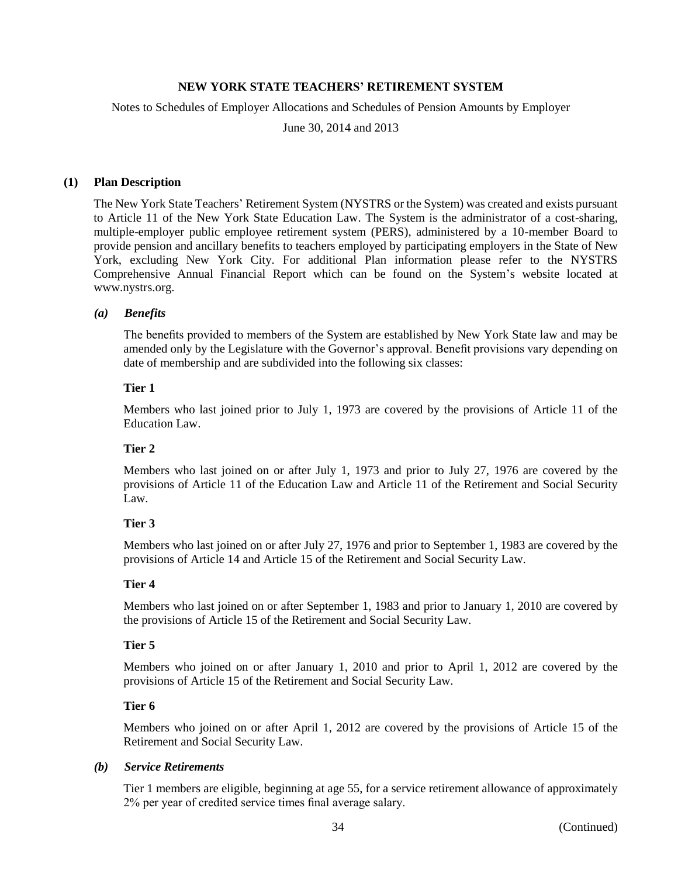**NEW YORK STATE TEACHERS' RETIREMENT SYSTEM**

Notes to Schedules of Employer Allocations and Schedules of Pension Amounts by Employer

June 30, 2014 and 2013

## (1) Plan Description

The New York State Teachers' Retirement System (NYSTRS or the System) was created and exists pursuant to Article 11 of the New York State Education Law. The System is the administrator of a cost-sharing, multiple-employer public employee retirement system (PERS), administered by a 10-member Board to provide pension and ancillary benefits to teachers employed by participating employers in the State of New York, excluding New York City. For additional Plan information please refer to the NYSTRS Comprehensive Annual Financial Report which can be found on the System's website located at www.nystrs.org.

### *(a) Benefits*

The benefits provided to members of the System are established by New York State law and may be amended only by the Legislature with the Governor's approval. Benefit provisions vary depending on date of membership and are subdivided into the following six classes:

**Tier 1**

Members who last joined prior to July 1, 1973 are covered by the provisions of Article 11 of the Education Law.

**Tier 2**

Members who last joined on or after July 1, 1973 and prior to July 27, 1976 are covered by the provisions of Article 11 of the Education Law and Article 11 of the Retirement and Social Security Law.

**Tier 3**

Members who last joined on or after July 27, 1976 and prior to September 1, 1983 are covered by the provisions of Article 14 and Article 15 of the Retirement and Social Security Law.

**Tier 4**

Members who last joined on or after September 1, 1983 and prior to January 1, 2010 are covered by the provisions of Article 15 of the Retirement and Social Security Law.

**Tier 5**

Members who joined on or after January 1, 2010 and prior to April 1, 2012 are covered by the provisions of Article 15 of the Retirement and Social Security Law.

**Tier 6**

Members who joined on or after April 1, 2012 are covered by the provisions of Article 15 of the Retirement and Social Security Law.

### *(b) Service Retirements*

Tier 1 members are eligible, beginning at age 55, for a service retirement allowance of approximately 2% per year of credited service times final average salary.

(Continued)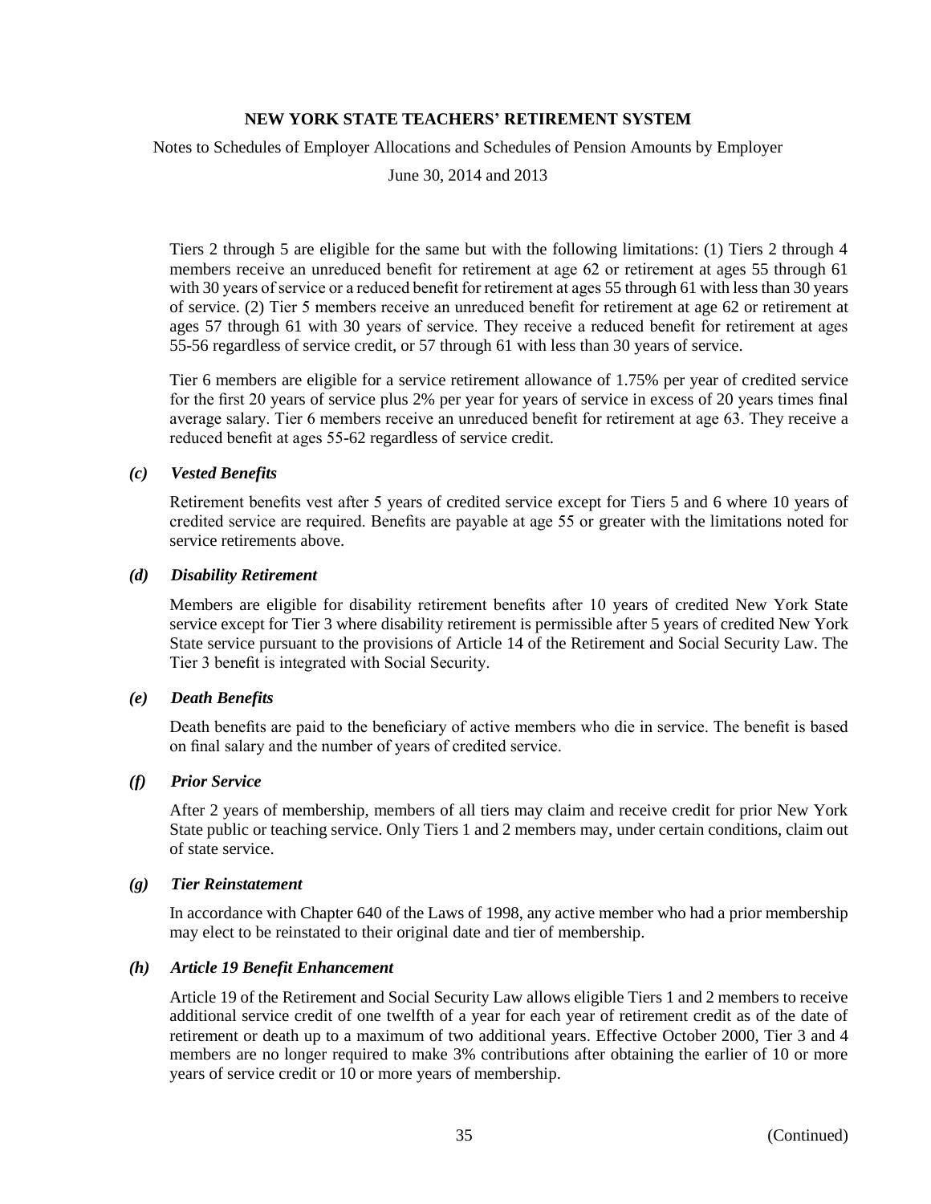Tiers 2 through 5 are eligible for the same but with the following limitations: (1) Tiers 2 through 4 members receive an unreduced benefit for retirement at age 62 or retirement at ages 55 through 61 with 30 years of service or a reduced benefit for retirement at ages 55 through 61 with less than 30 years of service. (2) Tier 5 members receive an unreduced benefit for retirement at age 62 or retirement at ages 57 through 61 with 30 years of service. They receive a reduced benefit for retirement at ages 55-56 regardless of service credit, or 57 through 61 with less than 30 years of service.

Tier 6 members are eligible for a service retirement allowance of 1.75% per year of credited service for the first 20 years of service plus 2% per year for years of service in excess of 20 years times final average salary. Tier 6 members receive an unreduced benefit for retirement at age 63. They receive a reduced benefit at ages 55-62 regardless of service credit.

### *(c) Vested Benefits*

Retirement benefits vest after 5 years of credited service except for Tiers 5 and 6 where 10 years of credited service are required. Benefits are payable at age 55 or greater with the limitations noted for service retirements above.

### *(d) Disability Retirement*

Members are eligible for disability retirement benefits after 10 years of credited New York State service except for Tier 3 where disability retirement is permissible after 5 years of credited New York State service pursuant to the provisions of Article 14 of the Retirement and Social Security Law. The Tier 3 benefit is integrated with Social Security.

### *(e) Death Benefits*

Death benefits are paid to the beneficiary of active members who die in service. The benefit is based on final salary and the number of years of credited service.

### *(f) Prior Service*

After 2 years of membership, members of all tiers may claim and receive credit for prior New York State public or teaching service. Only Tiers 1 and 2 members may, under certain conditions, claim out of state service.

### *(g) Tier Reinstatement*

In accordance with Chapter 640 of the Laws of 1998, any active member who had a prior membership may elect to be reinstated to their original date and tier of membership.

### *(h) Article 19 Benefit Enhancement*

Article 19 of the Retirement and Social Security Law allows eligible Tiers 1 and 2 members to receive additional service credit of one twelfth of a year for each year of retirement credit as of the date of retirement or death up to a maximum of two additional years. Effective October 2000, Tier 3 and 4 members are no longer required to make 3% contributions after obtaining the earlier of 10 or more years of service credit or 10 or more years of membership.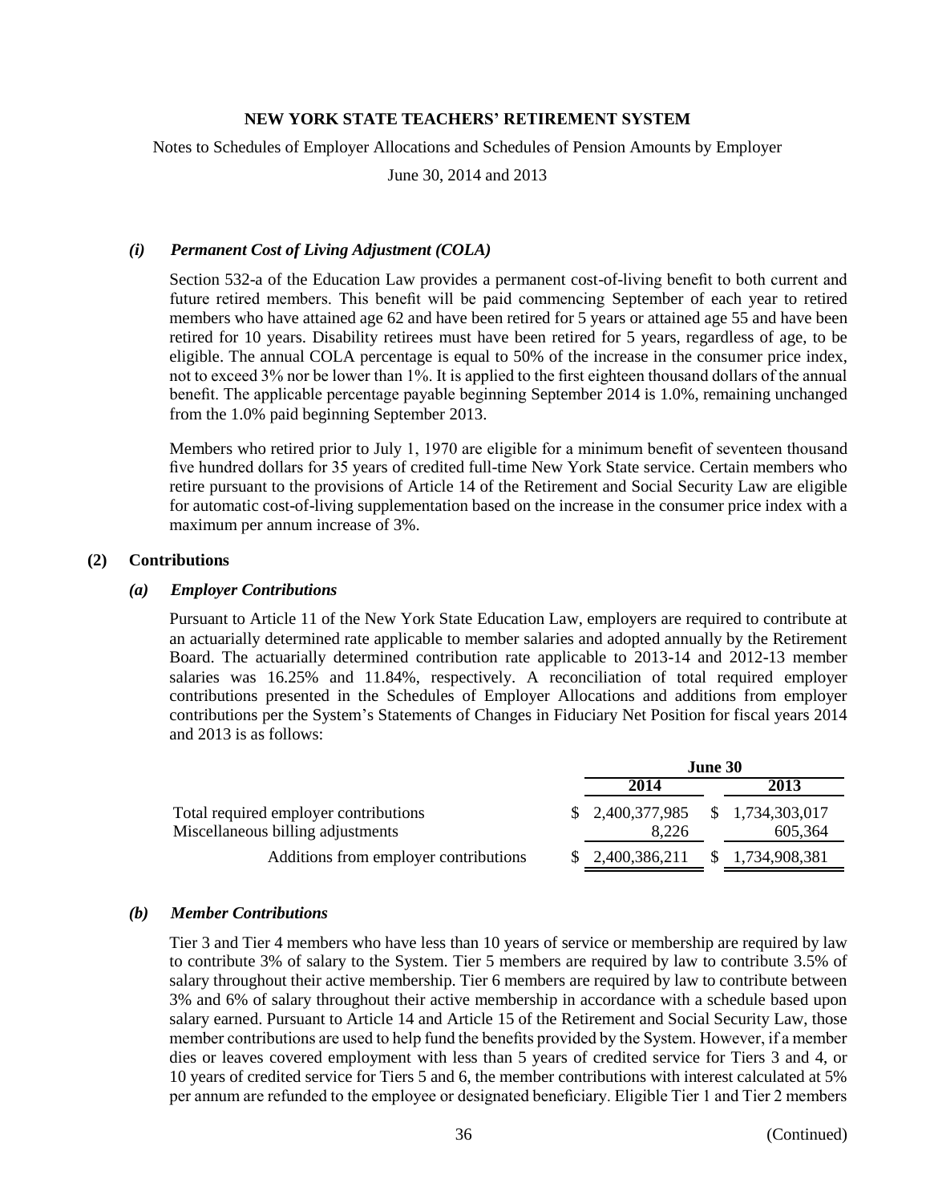*(i) Permanent Cost of Living Adjustment (COLA)*

Section 532-a of the Education Law provides a permanent cost-of-living benefit to both current and future retired members. This benefit will be paid commencing September of each year to retired members who have attained age 62 and have been retired for 5 years or attained age 55 and have been retired for 10 years. Disability retirees must have been retired for 5 years, regardless of age, to be eligible. The annual COLA percentage is equal to 50% of the increase in the consumer price index, not to exceed 3% nor be lower than 1%. It is applied to the first eighteen thousand dollars of the annual benefit. The applicable percentage payable beginning September 2014 is 1.0%, remaining unchanged from the 1.0% paid beginning September 2013.

Members who retired prior to July 1, 1970 are eligible for a minimum benefit of seventeen thousand five hundred dollars for 35 years of credited full-time New York State service. Certain members who retire pursuant to the provisions of Article 14 of the Retirement and Social Security Law are eligible for automatic cost-of-living supplementation based on the increase in the consumer price index with a maximum per annum increase of 3%.

## (2) Contributions

*(a) Employer Contributions*

Pursuant to Article 11 of the New York State Education Law, employers are required to contribute at an actuarially determined rate applicable to member salaries and adopted annually by the Retirement Board. The actuarially determined contribution rate applicable to 2013-14 and 2012-13 member salaries was 16.25% and 11.84%, respectively. A reconciliation of total required employer contributions presented in the Schedules of Employer Allocations and additions from employer contributions per the System's Statements of Changes in Fiduciary Net Position for fiscal years 2014 and 2013 is as follows:

| | June 30 | |
|---|---|---|
| | **2014** | **2013** |
| Total required employer contributions | $ 2,400,377,985 | $ 1,734,303,017 |
| Miscellaneous billing adjustments | 8,226 | 605,364 |
| Additions from employer contributions | $ 2,400,386,211 | $ 1,734,908,381 |

*(b) Member Contributions*

Tier 3 and Tier 4 members who have less than 10 years of service or membership are required by law to contribute 3% of salary to the System. Tier 5 members are required by law to contribute 3.5% of salary throughout their active membership. Tier 6 members are required by law to contribute between 3% and 6% of salary throughout their active membership in accordance with a schedule based upon salary earned. Pursuant to Article 14 and Article 15 of the Retirement and Social Security Law, those member contributions are used to help fund the benefits provided by the System. However, if a member dies or leaves covered employment with less than 5 years of credited service for Tiers 3 and 4, or 10 years of credited service for Tiers 5 and 6, the member contributions with interest calculated at 5% per annum are refunded to the employee or designated beneficiary. Eligible Tier 1 and Tier 2 members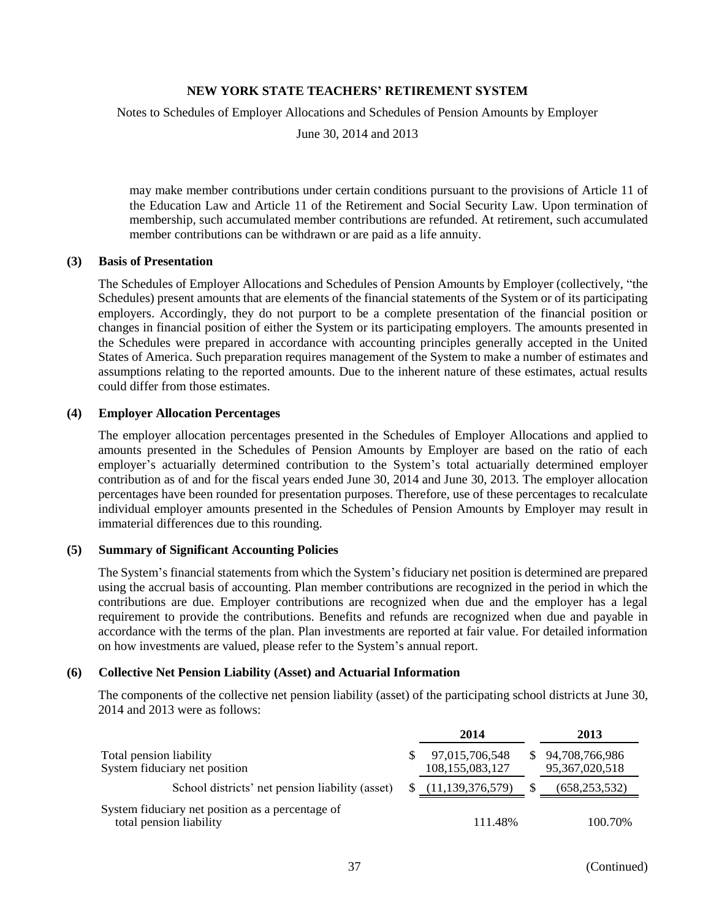may make member contributions under certain conditions pursuant to the provisions of Article 11 of the Education Law and Article 11 of the Retirement and Social Security Law. Upon termination of membership, such accumulated member contributions are refunded. At retirement, such accumulated member contributions can be withdrawn or are paid as a life annuity.

## (3) Basis of Presentation

The Schedules of Employer Allocations and Schedules of Pension Amounts by Employer (collectively, "the Schedules) present amounts that are elements of the financial statements of the System or of its participating employers. Accordingly, they do not purport to be a complete presentation of the financial position or changes in financial position of either the System or its participating employers. The amounts presented in the Schedules were prepared in accordance with accounting principles generally accepted in the United States of America. Such preparation requires management of the System to make a number of estimates and assumptions relating to the reported amounts. Due to the inherent nature of these estimates, actual results could differ from those estimates.

## (4) Employer Allocation Percentages

The employer allocation percentages presented in the Schedules of Employer Allocations and applied to amounts presented in the Schedules of Pension Amounts by Employer are based on the ratio of each employer's actuarially determined contribution to the System's total actuarially determined employer contribution as of and for the fiscal years ended June 30, 2014 and June 30, 2013. The employer allocation percentages have been rounded for presentation purposes. Therefore, use of these percentages to recalculate individual employer amounts presented in the Schedules of Pension Amounts by Employer may result in immaterial differences due to this rounding.

## (5) Summary of Significant Accounting Policies

The System's financial statements from which the System's fiduciary net position is determined are prepared using the accrual basis of accounting. Plan member contributions are recognized in the period in which the contributions are due. Employer contributions are recognized when due and the employer has a legal requirement to provide the contributions. Benefits and refunds are recognized when due and payable in accordance with the terms of the plan. Plan investments are reported at fair value. For detailed information on how investments are valued, please refer to the System's annual report.

## (6) Collective Net Pension Liability (Asset) and Actuarial Information

The components of the collective net pension liability (asset) of the participating school districts at June 30, 2014 and 2013 were as follows:

| | 2014 | 2013 |
|---|---|---|
| Total pension liability | $ 97,015,706,548 | $ 94,708,766,986 |
| System fiduciary net position | 108,155,083,127 | 95,367,020,518 |
| School districts' net pension liability (asset) | $ (11,139,376,579) | $ (658,253,532) |
| System fiduciary net position as a percentage of total pension liability | 111.48% | 100.70% |

(Continued)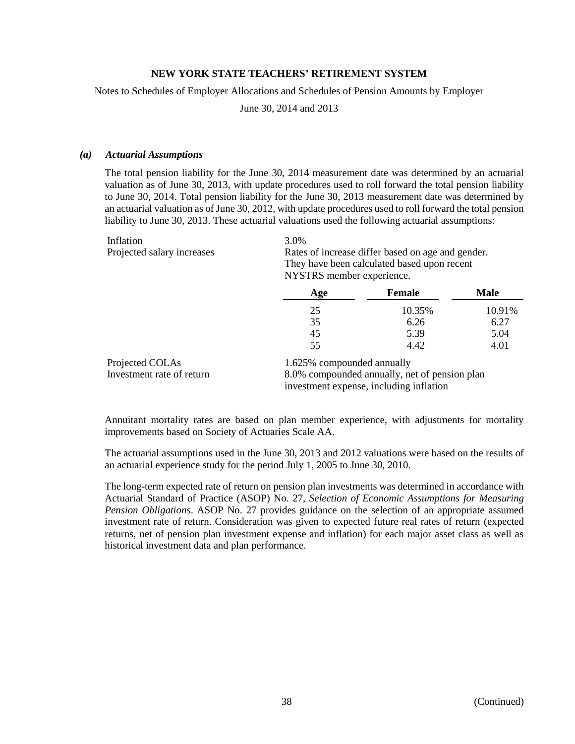# NEW YORK STATE TEACHERS' RETIREMENT SYSTEM

Notes to Schedules of Employer Allocations and Schedules of Pension Amounts by Employer

June 30, 2014 and 2013

### *(a) Actuarial Assumptions*

The total pension liability for the June 30, 2014 measurement date was determined by an actuarial valuation as of June 30, 2013, with update procedures used to roll forward the total pension liability to June 30, 2014. Total pension liability for the June 30, 2013 measurement date was determined by an actuarial valuation as of June 30, 2012, with update procedures used to roll forward the total pension liability to June 30, 2013. These actuarial valuations used the following actuarial assumptions:

Inflation: 3.0%

Projected salary increases: Rates of increase differ based on age and gender. They have been calculated based upon recent NYSTRS member experience.

| Age | Female | Male |
|---|---|---|
| 25 | 10.35% | 10.91% |
| 35 | 6.26 | 6.27 |
| 45 | 5.39 | 5.04 |
| 55 | 4.42 | 4.01 |

Projected COLAs: 1.625% compounded annually

Investment rate of return: 8.0% compounded annually, net of pension plan investment expense, including inflation

Annuitant mortality rates are based on plan member experience, with adjustments for mortality improvements based on Society of Actuaries Scale AA.

The actuarial assumptions used in the June 30, 2013 and 2012 valuations were based on the results of an actuarial experience study for the period July 1, 2005 to June 30, 2010.

The long-term expected rate of return on pension plan investments was determined in accordance with Actuarial Standard of Practice (ASOP) No. 27, *Selection of Economic Assumptions for Measuring Pension Obligations*. ASOP No. 27 provides guidance on the selection of an appropriate assumed investment rate of return. Consideration was given to expected future real rates of return (expected returns, net of pension plan investment expense and inflation) for each major asset class as well as historical investment data and plan performance.

(Continued)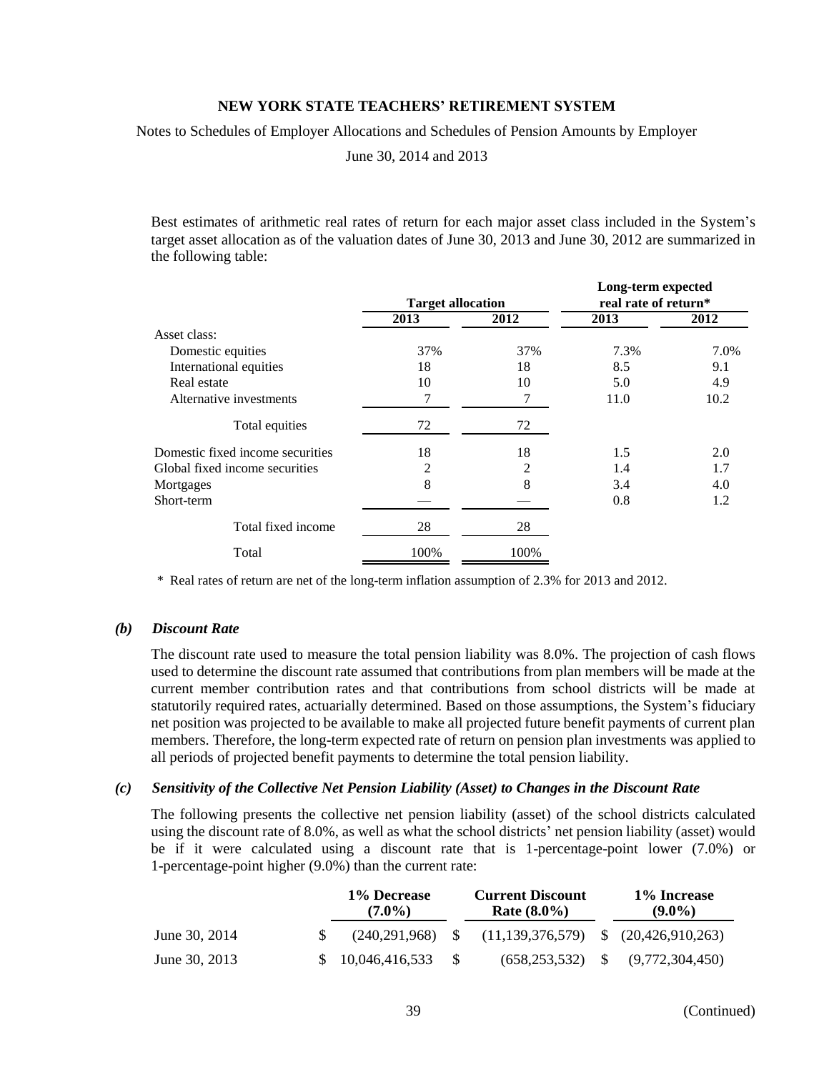Best estimates of arithmetic real rates of return for each major asset class included in the System's target asset allocation as of the valuation dates of June 30, 2013 and June 30, 2012 are summarized in the following table:

| | Target allocation | | Long-term expected real rate of return* | |
|---|---|---|---|---|
| | 2013 | 2012 | 2013 | 2012 |
| Asset class: | | | | |
| Domestic equities | 37% | 37% | 7.3% | 7.0% |
| International equities | 18 | 18 | 8.5 | 9.1 |
| Real estate | 10 | 10 | 5.0 | 4.9 |
| Alternative investments | 7 | 7 | 11.0 | 10.2 |
| Total equities | 72 | 72 | | |
| Domestic fixed income securities | 18 | 18 | 1.5 | 2.0 |
| Global fixed income securities | 2 | 2 | 1.4 | 1.7 |
| Mortgages | 8 | 8 | 3.4 | 4.0 |
| Short-term | — | — | 0.8 | 1.2 |
| Total fixed income | 28 | 28 | | |
| Total | 100% | 100% | | |

\* Real rates of return are net of the long-term inflation assumption of 2.3% for 2013 and 2012.

### *(b) Discount Rate*

The discount rate used to measure the total pension liability was 8.0%. The projection of cash flows used to determine the discount rate assumed that contributions from plan members will be made at the current member contribution rates and that contributions from school districts will be made at statutorily required rates, actuarially determined. Based on those assumptions, the System's fiduciary net position was projected to be available to make all projected future benefit payments of current plan members. Therefore, the long-term expected rate of return on pension plan investments was applied to all periods of projected benefit payments to determine the total pension liability.

### *(c) Sensitivity of the Collective Net Pension Liability (Asset) to Changes in the Discount Rate*

The following presents the collective net pension liability (asset) of the school districts calculated using the discount rate of 8.0%, as well as what the school districts' net pension liability (asset) would be if it were calculated using a discount rate that is 1-percentage-point lower (7.0%) or 1-percentage-point higher (9.0%) than the current rate:

| | 1% Decrease (7.0%) | Current Discount Rate (8.0%) | 1% Increase (9.0%) |
|---|---|---|---|
| June 30, 2014 | $ (240,291,968) | $ (11,139,376,579) | $ (20,426,910,263) |
| June 30, 2013 | $ 10,046,416,533 | $ (658,253,532) | $ (9,772,304,450) |

(Continued)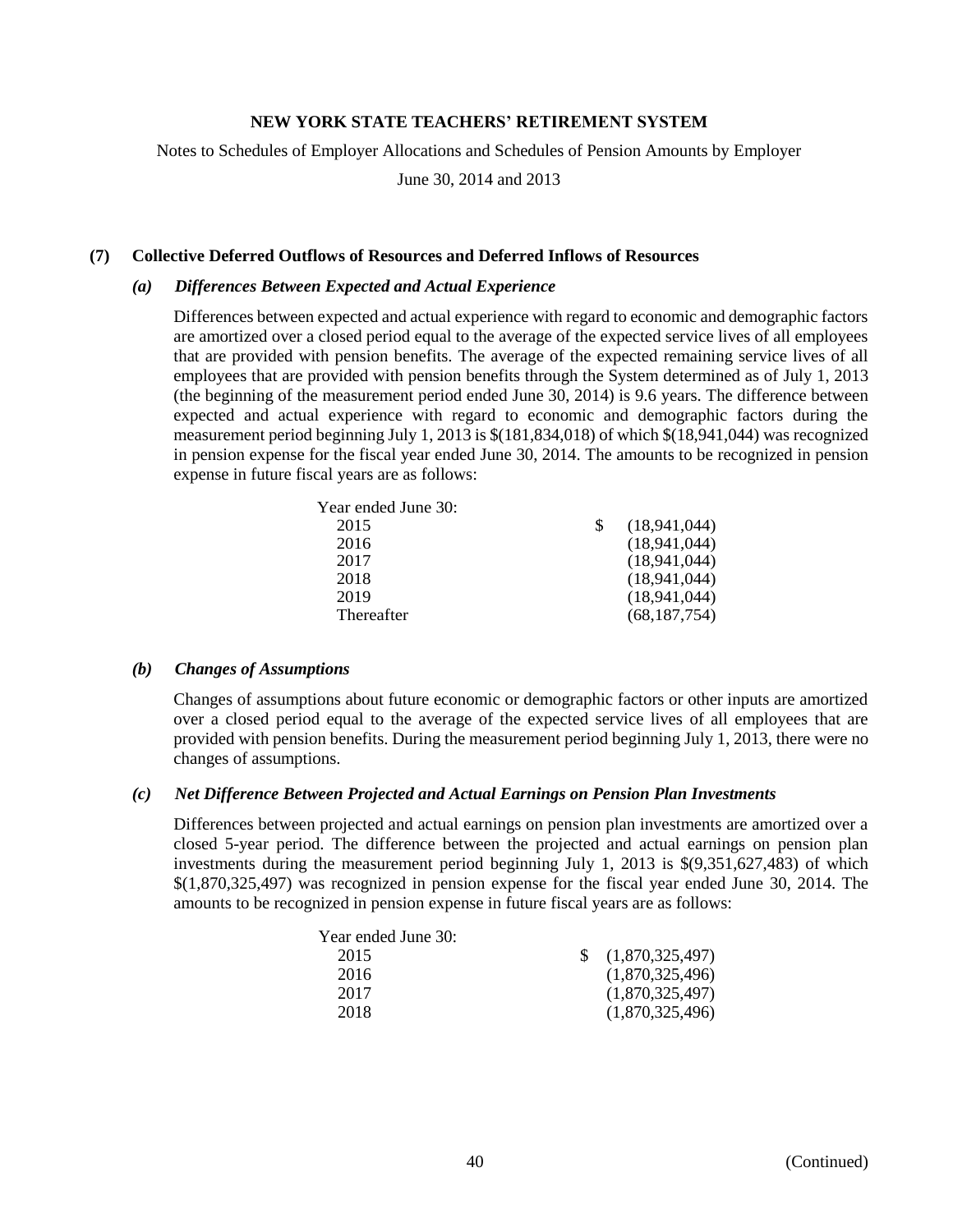# NEW YORK STATE TEACHERS' RETIREMENT SYSTEM

Notes to Schedules of Employer Allocations and Schedules of Pension Amounts by Employer

June 30, 2014 and 2013

## (7) Collective Deferred Outflows of Resources and Deferred Inflows of Resources

### *(a) Differences Between Expected and Actual Experience*

Differences between expected and actual experience with regard to economic and demographic factors are amortized over a closed period equal to the average of the expected service lives of all employees that are provided with pension benefits. The average of the expected remaining service lives of all employees that are provided with pension benefits through the System determined as of July 1, 2013 (the beginning of the measurement period ended June 30, 2014) is 9.6 years. The difference between expected and actual experience with regard to economic and demographic factors during the measurement period beginning July 1, 2013 is $(181,834,018) of which $(18,941,044) was recognized in pension expense for the fiscal year ended June 30, 2014. The amounts to be recognized in pension expense in future fiscal years are as follows:

| Year ended June 30: | |
|---|---|
| 2015 | $ (18,941,044) |
| 2016 | (18,941,044) |
| 2017 | (18,941,044) |
| 2018 | (18,941,044) |
| 2019 | (18,941,044) |
| Thereafter | (68,187,754) |

### *(b) Changes of Assumptions*

Changes of assumptions about future economic or demographic factors or other inputs are amortized over a closed period equal to the average of the expected service lives of all employees that are provided with pension benefits. During the measurement period beginning July 1, 2013, there were no changes of assumptions.

### *(c) Net Difference Between Projected and Actual Earnings on Pension Plan Investments*

Differences between projected and actual earnings on pension plan investments are amortized over a closed 5-year period. The difference between the projected and actual earnings on pension plan investments during the measurement period beginning July 1, 2013 is $(9,351,627,483) of which $(1,870,325,497) was recognized in pension expense for the fiscal year ended June 30, 2014. The amounts to be recognized in pension expense in future fiscal years are as follows:

| Year ended June 30: | |
|---|---|
| 2015 | $ (1,870,325,497) |
| 2016 | (1,870,325,496) |
| 2017 | (1,870,325,497) |
| 2018 | (1,870,325,496) |

(Continued)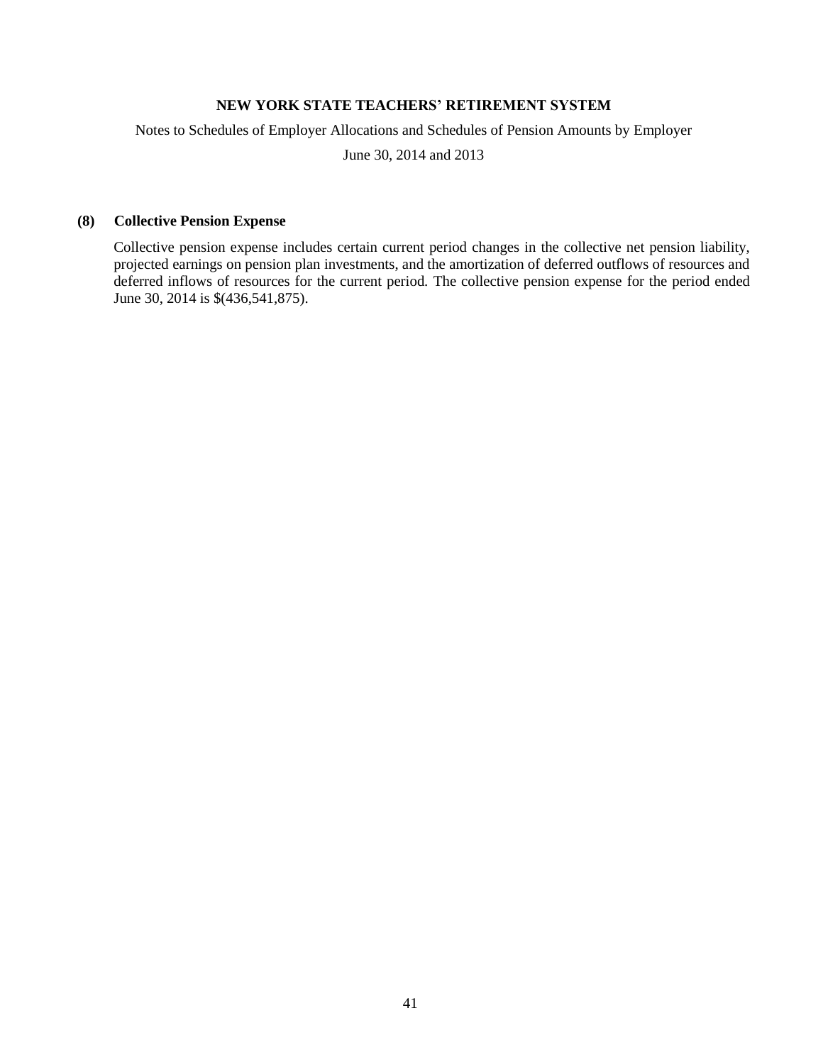### (8) Collective Pension Expense

Collective pension expense includes certain current period changes in the collective net pension liability, projected earnings on pension plan investments, and the amortization of deferred outflows of resources and deferred inflows of resources for the current period. The collective pension expense for the period ended June 30, 2014 is $(436,541,875).